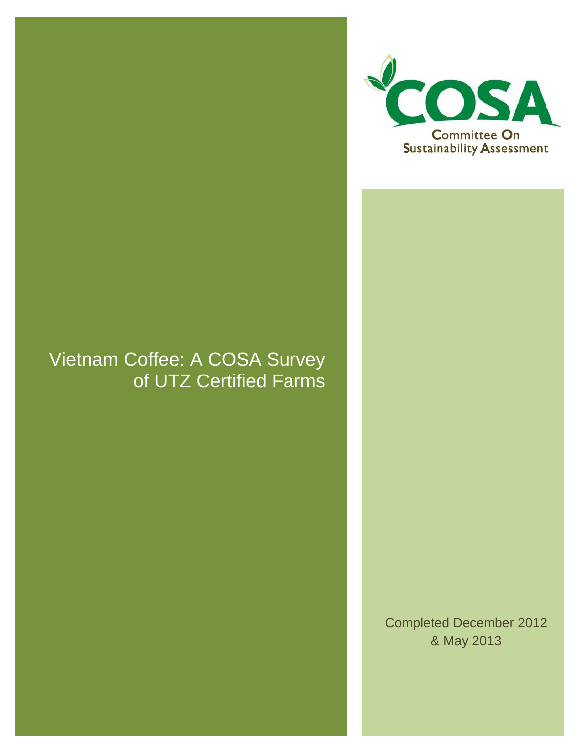COSA

Committee On Sustainability Assessment

# Vietnam Coffee: A COSA Survey of UTZ Certified Farms

Completed December 2012 & May 2013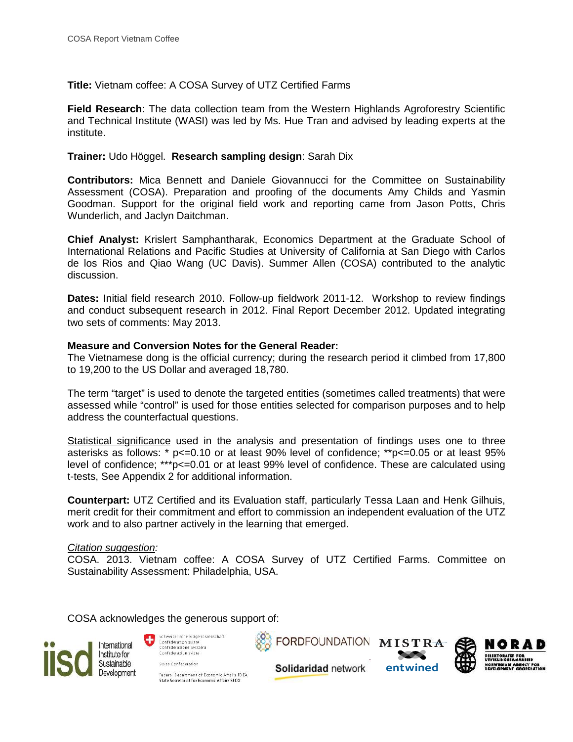**Title:** Vietnam coffee: A COSA Survey of UTZ Certified Farms

**Field Research**: The data collection team from the Western Highlands Agroforestry Scientific and Technical Institute (WASI) was led by Ms. Hue Tran and advised by leading experts at the institute.

**Trainer:** Udo Höggel. **Research sampling design**: Sarah Dix

**Contributors:** Mica Bennett and Daniele Giovannucci for the Committee on Sustainability Assessment (COSA). Preparation and proofing of the documents Amy Childs and Yasmin Goodman. Support for the original field work and reporting came from Jason Potts, Chris Wunderlich, and Jaclyn Daitchman.

**Chief Analyst:** Krislert Samphantharak, Economics Department at the Graduate School of International Relations and Pacific Studies at University of California at San Diego with Carlos de los Rios and Qiao Wang (UC Davis). Summer Allen (COSA) contributed to the analytic discussion.

**Dates:** Initial field research 2010. Follow-up fieldwork 2011-12. Workshop to review findings and conduct subsequent research in 2012. Final Report December 2012. Updated integrating two sets of comments: May 2013.

**Measure and Conversion Notes for the General Reader:**
The Vietnamese dong is the official currency; during the research period it climbed from 17,800 to 19,200 to the US Dollar and averaged 18,780.

The term "target" is used to denote the targeted entities (sometimes called treatments) that were assessed while "control" is used for those entities selected for comparison purposes and to help address the counterfactual questions.

Statistical significance used in the analysis and presentation of findings uses one to three asterisks as follows: * $p<=0.10$ or at least 90% level of confidence; ** $p<=0.05$ or at least 95% level of confidence; *** $p<=0.01$ or at least 99% level of confidence. These are calculated using t-tests, See Appendix 2 for additional information.

**Counterpart:** UTZ Certified and its Evaluation staff, particularly Tessa Laan and Henk Gilhuis, merit credit for their commitment and effort to commission an independent evaluation of the UTZ work and to also partner actively in the learning that emerged.

*Citation suggestion:*
COSA. 2013. Vietnam coffee: A COSA Survey of UTZ Certified Farms. Committee on Sustainability Assessment: Philadelphia, USA.

COSA acknowledges the generous support of:

iisd International Institute for Sustainable Development; Schweizerische Eidgenossenschaft, Confédération suisse, Confederazione Svizzera, Confederaziun svizra, Swiss Confederation, Federal Department of Economic Affairs FDEA, State Secretariat for Economic Affairs SECO; Ford Foundation; Solidaridad network; MISTRA entwined; NORAD Direktoratet for Utviklingssamarbeid, Norwegian Agency for Development Cooperation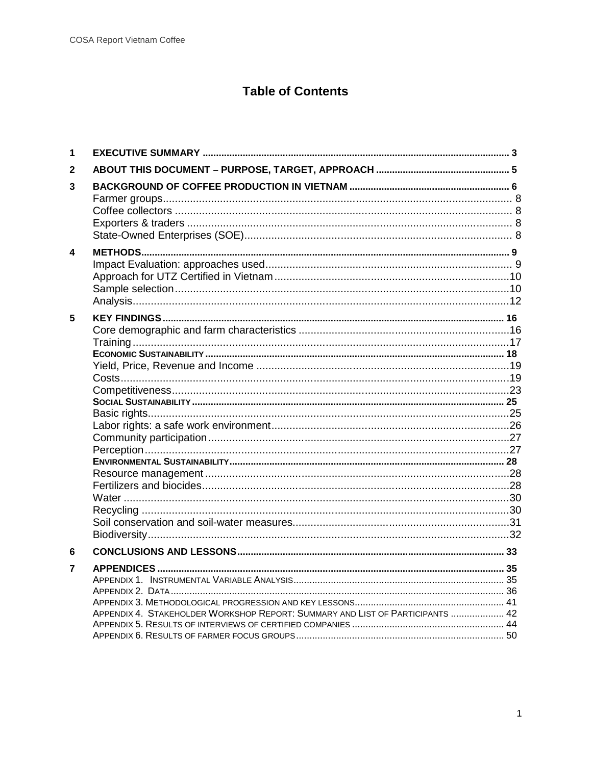# Table of Contents

| | | |
|---|---|---|
| **1** | **EXECUTIVE SUMMARY** | **3** |
| **2** | **ABOUT THIS DOCUMENT – PURPOSE, TARGET, APPROACH** | **5** |
| **3** | **BACKGROUND OF COFFEE PRODUCTION IN VIETNAM** | **6** |
| | Farmer groups | 8 |
| | Coffee collectors | 8 |
| | Exporters & traders | 8 |
| | State-Owned Enterprises (SOE) | 8 |
| **4** | **METHODS** | **9** |
| | Impact Evaluation: approaches used | 9 |
| | Approach for UTZ Certified in Vietnam | 10 |
| | Sample selection | 10 |
| | Analysis | 12 |
| **5** | **KEY FINDINGS** | **16** |
| | Core demographic and farm characteristics | 16 |
| | Training | 17 |
| | **ECONOMIC SUSTAINABILITY** | **18** |
| | Yield, Price, Revenue and Income | 19 |
| | Costs | 19 |
| | Competitiveness | 23 |
| | **SOCIAL SUSTAINABILITY** | **25** |
| | Basic rights | 25 |
| | Labor rights: a safe work environment | 26 |
| | Community participation | 27 |
| | Perception | 27 |
| | **ENVIRONMENTAL SUSTAINABILITY** | **28** |
| | Resource management | 28 |
| | Fertilizers and biocides | 28 |
| | Water | 30 |
| | Recycling | 30 |
| | Soil conservation and soil-water measures | 31 |
| | Biodiversity | 32 |
| **6** | **CONCLUSIONS AND LESSONS** | **33** |
| **7** | **APPENDICES** | **35** |
| | APPENDIX 1. INSTRUMENTAL VARIABLE ANALYSIS | 35 |
| | APPENDIX 2. DATA | 36 |
| | APPENDIX 3. METHODOLOGICAL PROGRESSION AND KEY LESSONS | 41 |
| | APPENDIX 4. STAKEHOLDER WORKSHOP REPORT: SUMMARY AND LIST OF PARTICIPANTS | 42 |
| | APPENDIX 5. RESULTS OF INTERVIEWS OF CERTIFIED COMPANIES | 44 |
| | APPENDIX 6. RESULTS OF FARMER FOCUS GROUPS | 50 |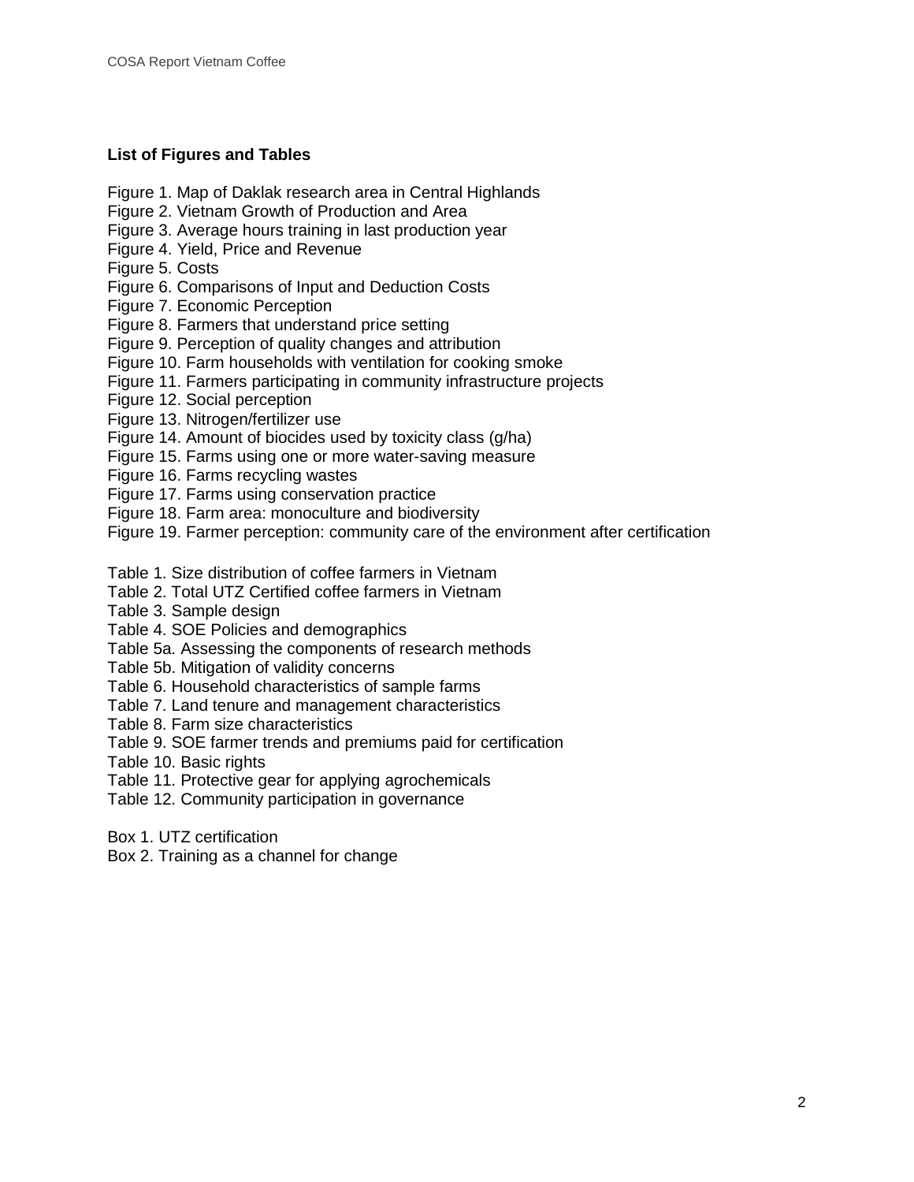**List of Figures and Tables**

Figure 1. Map of Daklak research area in Central Highlands
Figure 2. Vietnam Growth of Production and Area
Figure 3. Average hours training in last production year
Figure 4. Yield, Price and Revenue
Figure 5. Costs
Figure 6. Comparisons of Input and Deduction Costs
Figure 7. Economic Perception
Figure 8. Farmers that understand price setting
Figure 9. Perception of quality changes and attribution
Figure 10. Farm households with ventilation for cooking smoke
Figure 11. Farmers participating in community infrastructure projects
Figure 12. Social perception
Figure 13. Nitrogen/fertilizer use
Figure 14. Amount of biocides used by toxicity class (g/ha)
Figure 15. Farms using one or more water-saving measure
Figure 16. Farms recycling wastes
Figure 17. Farms using conservation practice
Figure 18. Farm area: monoculture and biodiversity
Figure 19. Farmer perception: community care of the environment after certification

Table 1. Size distribution of coffee farmers in Vietnam
Table 2. Total UTZ Certified coffee farmers in Vietnam
Table 3. Sample design
Table 4. SOE Policies and demographics
Table 5a. Assessing the components of research methods
Table 5b. Mitigation of validity concerns
Table 6. Household characteristics of sample farms
Table 7. Land tenure and management characteristics
Table 8. Farm size characteristics
Table 9. SOE farmer trends and premiums paid for certification
Table 10. Basic rights
Table 11. Protective gear for applying agrochemicals
Table 12. Community participation in governance

Box 1. UTZ certification
Box 2. Training as a channel for change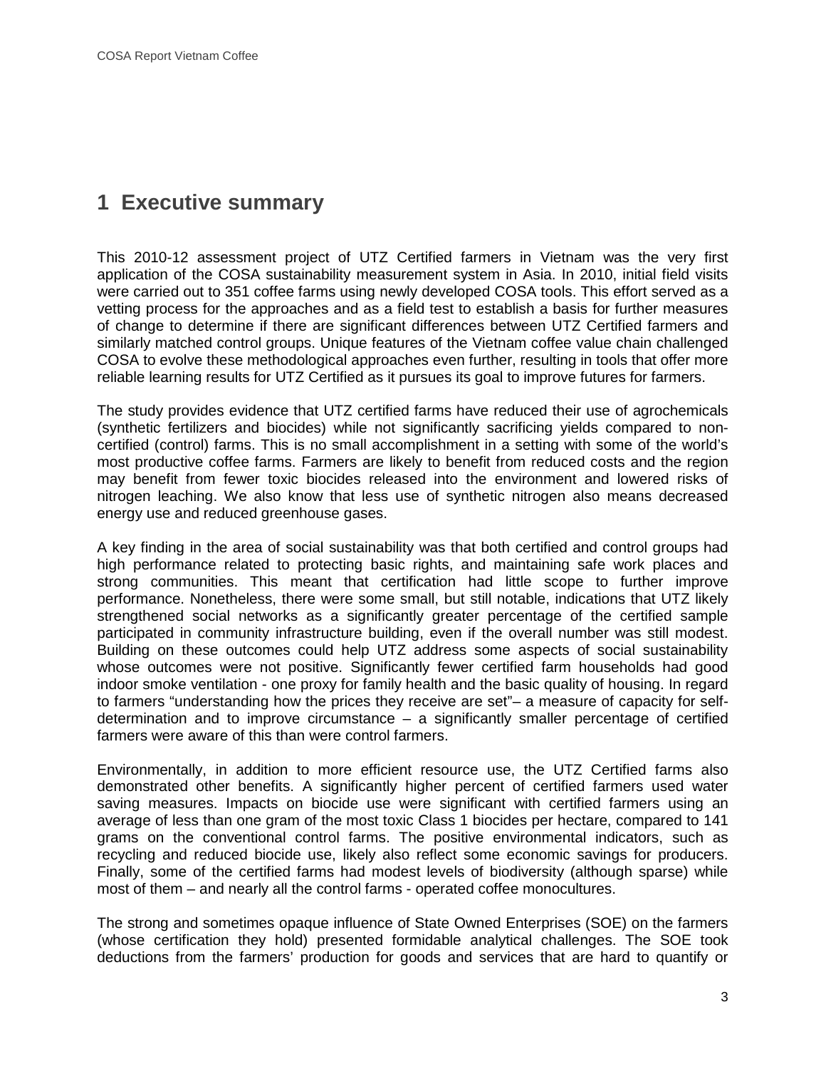# 1 Executive summary

This 2010-12 assessment project of UTZ Certified farmers in Vietnam was the very first application of the COSA sustainability measurement system in Asia. In 2010, initial field visits were carried out to 351 coffee farms using newly developed COSA tools. This effort served as a vetting process for the approaches and as a field test to establish a basis for further measures of change to determine if there are significant differences between UTZ Certified farmers and similarly matched control groups. Unique features of the Vietnam coffee value chain challenged COSA to evolve these methodological approaches even further, resulting in tools that offer more reliable learning results for UTZ Certified as it pursues its goal to improve futures for farmers.

The study provides evidence that UTZ certified farms have reduced their use of agrochemicals (synthetic fertilizers and biocides) while not significantly sacrificing yields compared to non-certified (control) farms. This is no small accomplishment in a setting with some of the world's most productive coffee farms. Farmers are likely to benefit from reduced costs and the region may benefit from fewer toxic biocides released into the environment and lowered risks of nitrogen leaching. We also know that less use of synthetic nitrogen also means decreased energy use and reduced greenhouse gases.

A key finding in the area of social sustainability was that both certified and control groups had high performance related to protecting basic rights, and maintaining safe work places and strong communities. This meant that certification had little scope to further improve performance. Nonetheless, there were some small, but still notable, indications that UTZ likely strengthened social networks as a significantly greater percentage of the certified sample participated in community infrastructure building, even if the overall number was still modest. Building on these outcomes could help UTZ address some aspects of social sustainability whose outcomes were not positive. Significantly fewer certified farm households had good indoor smoke ventilation - one proxy for family health and the basic quality of housing. In regard to farmers "understanding how the prices they receive are set"– a measure of capacity for self-determination and to improve circumstance – a significantly smaller percentage of certified farmers were aware of this than were control farmers.

Environmentally, in addition to more efficient resource use, the UTZ Certified farms also demonstrated other benefits. A significantly higher percent of certified farmers used water saving measures. Impacts on biocide use were significant with certified farmers using an average of less than one gram of the most toxic Class 1 biocides per hectare, compared to 141 grams on the conventional control farms. The positive environmental indicators, such as recycling and reduced biocide use, likely also reflect some economic savings for producers. Finally, some of the certified farms had modest levels of biodiversity (although sparse) while most of them – and nearly all the control farms - operated coffee monocultures.

The strong and sometimes opaque influence of State Owned Enterprises (SOE) on the farmers (whose certification they hold) presented formidable analytical challenges. The SOE took deductions from the farmers' production for goods and services that are hard to quantify or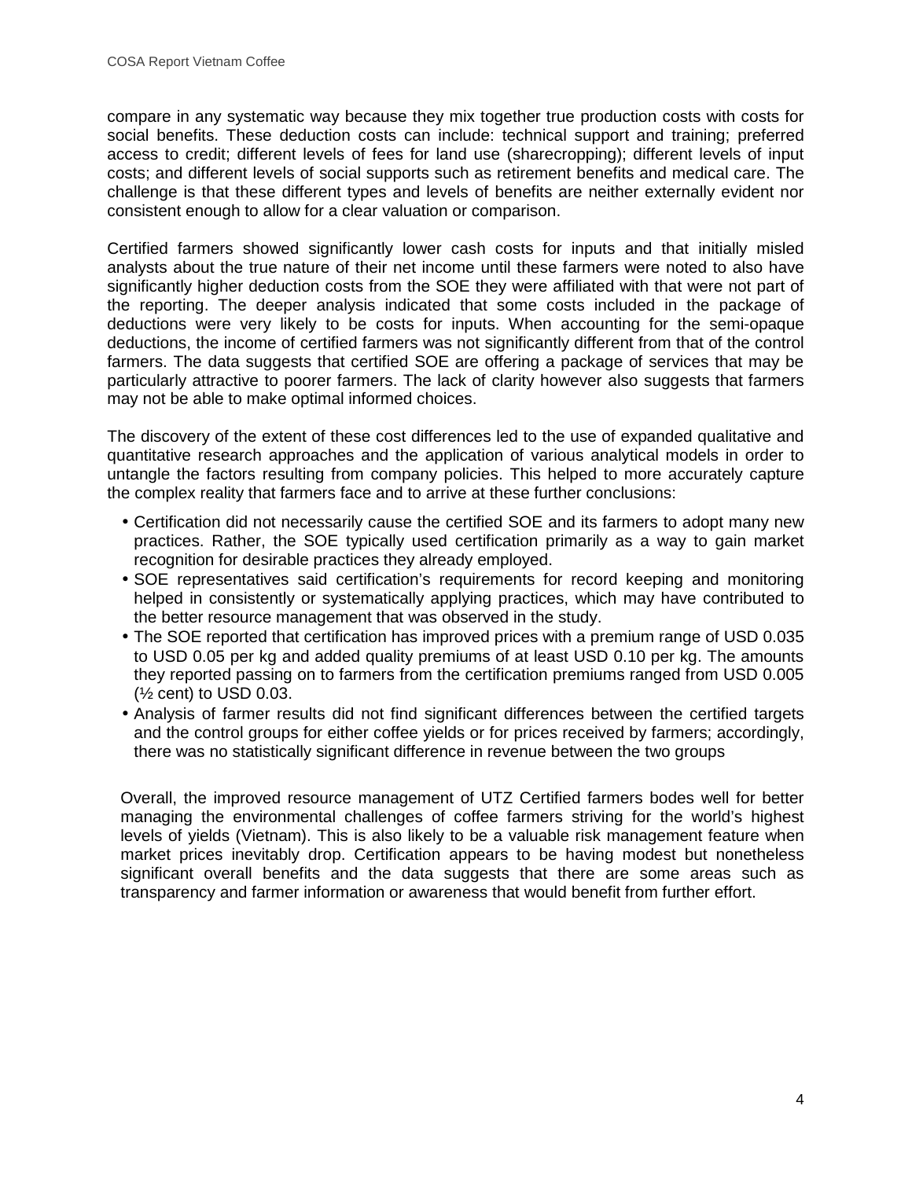compare in any systematic way because they mix together true production costs with costs for social benefits. These deduction costs can include: technical support and training; preferred access to credit; different levels of fees for land use (sharecropping); different levels of input costs; and different levels of social supports such as retirement benefits and medical care. The challenge is that these different types and levels of benefits are neither externally evident nor consistent enough to allow for a clear valuation or comparison.

Certified farmers showed significantly lower cash costs for inputs and that initially misled analysts about the true nature of their net income until these farmers were noted to also have significantly higher deduction costs from the SOE they were affiliated with that were not part of the reporting. The deeper analysis indicated that some costs included in the package of deductions were very likely to be costs for inputs. When accounting for the semi-opaque deductions, the income of certified farmers was not significantly different from that of the control farmers. The data suggests that certified SOE are offering a package of services that may be particularly attractive to poorer farmers. The lack of clarity however also suggests that farmers may not be able to make optimal informed choices.

The discovery of the extent of these cost differences led to the use of expanded qualitative and quantitative research approaches and the application of various analytical models in order to untangle the factors resulting from company policies. This helped to more accurately capture the complex reality that farmers face and to arrive at these further conclusions:

- Certification did not necessarily cause the certified SOE and its farmers to adopt many new practices. Rather, the SOE typically used certification primarily as a way to gain market recognition for desirable practices they already employed.
- SOE representatives said certification's requirements for record keeping and monitoring helped in consistently or systematically applying practices, which may have contributed to the better resource management that was observed in the study.
- The SOE reported that certification has improved prices with a premium range of USD 0.035 to USD 0.05 per kg and added quality premiums of at least USD 0.10 per kg. The amounts they reported passing on to farmers from the certification premiums ranged from USD 0.005 (½ cent) to USD 0.03.
- Analysis of farmer results did not find significant differences between the certified targets and the control groups for either coffee yields or for prices received by farmers; accordingly, there was no statistically significant difference in revenue between the two groups

Overall, the improved resource management of UTZ Certified farmers bodes well for better managing the environmental challenges of coffee farmers striving for the world's highest levels of yields (Vietnam). This is also likely to be a valuable risk management feature when market prices inevitably drop. Certification appears to be having modest but nonetheless significant overall benefits and the data suggests that there are some areas such as transparency and farmer information or awareness that would benefit from further effort.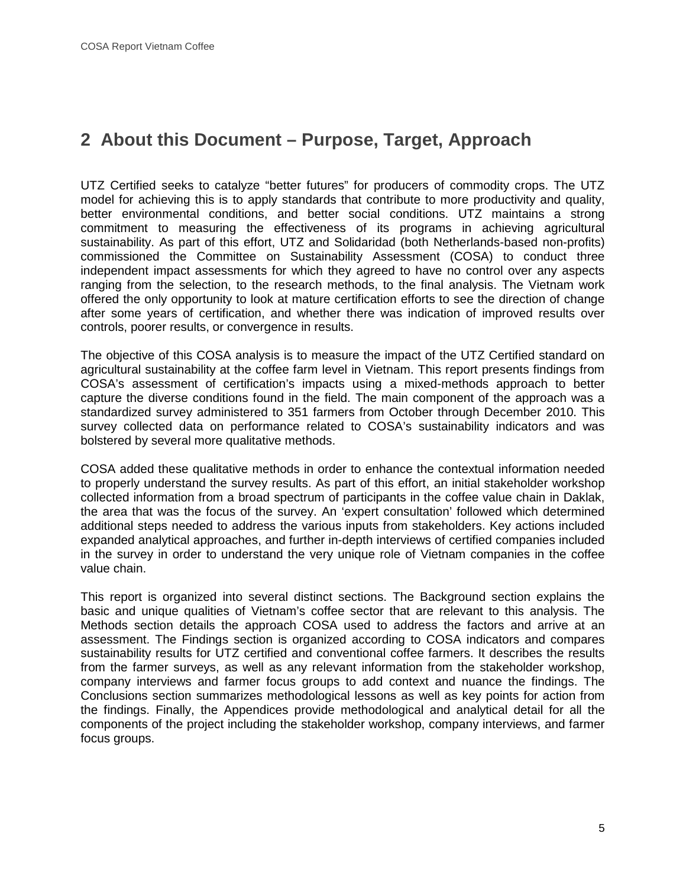## 2 About this Document – Purpose, Target, Approach

UTZ Certified seeks to catalyze “better futures” for producers of commodity crops. The UTZ model for achieving this is to apply standards that contribute to more productivity and quality, better environmental conditions, and better social conditions. UTZ maintains a strong commitment to measuring the effectiveness of its programs in achieving agricultural sustainability. As part of this effort, UTZ and Solidaridad (both Netherlands-based non-profits) commissioned the Committee on Sustainability Assessment (COSA) to conduct three independent impact assessments for which they agreed to have no control over any aspects ranging from the selection, to the research methods, to the final analysis. The Vietnam work offered the only opportunity to look at mature certification efforts to see the direction of change after some years of certification, and whether there was indication of improved results over controls, poorer results, or convergence in results.

The objective of this COSA analysis is to measure the impact of the UTZ Certified standard on agricultural sustainability at the coffee farm level in Vietnam. This report presents findings from COSA’s assessment of certification’s impacts using a mixed-methods approach to better capture the diverse conditions found in the field. The main component of the approach was a standardized survey administered to 351 farmers from October through December 2010. This survey collected data on performance related to COSA’s sustainability indicators and was bolstered by several more qualitative methods.

COSA added these qualitative methods in order to enhance the contextual information needed to properly understand the survey results. As part of this effort, an initial stakeholder workshop collected information from a broad spectrum of participants in the coffee value chain in Daklak, the area that was the focus of the survey. An ‘expert consultation’ followed which determined additional steps needed to address the various inputs from stakeholders. Key actions included expanded analytical approaches, and further in-depth interviews of certified companies included in the survey in order to understand the very unique role of Vietnam companies in the coffee value chain.

This report is organized into several distinct sections. The Background section explains the basic and unique qualities of Vietnam’s coffee sector that are relevant to this analysis. The Methods section details the approach COSA used to address the factors and arrive at an assessment. The Findings section is organized according to COSA indicators and compares sustainability results for UTZ certified and conventional coffee farmers. It describes the results from the farmer surveys, as well as any relevant information from the stakeholder workshop, company interviews and farmer focus groups to add context and nuance the findings. The Conclusions section summarizes methodological lessons as well as key points for action from the findings. Finally, the Appendices provide methodological and analytical detail for all the components of the project including the stakeholder workshop, company interviews, and farmer focus groups.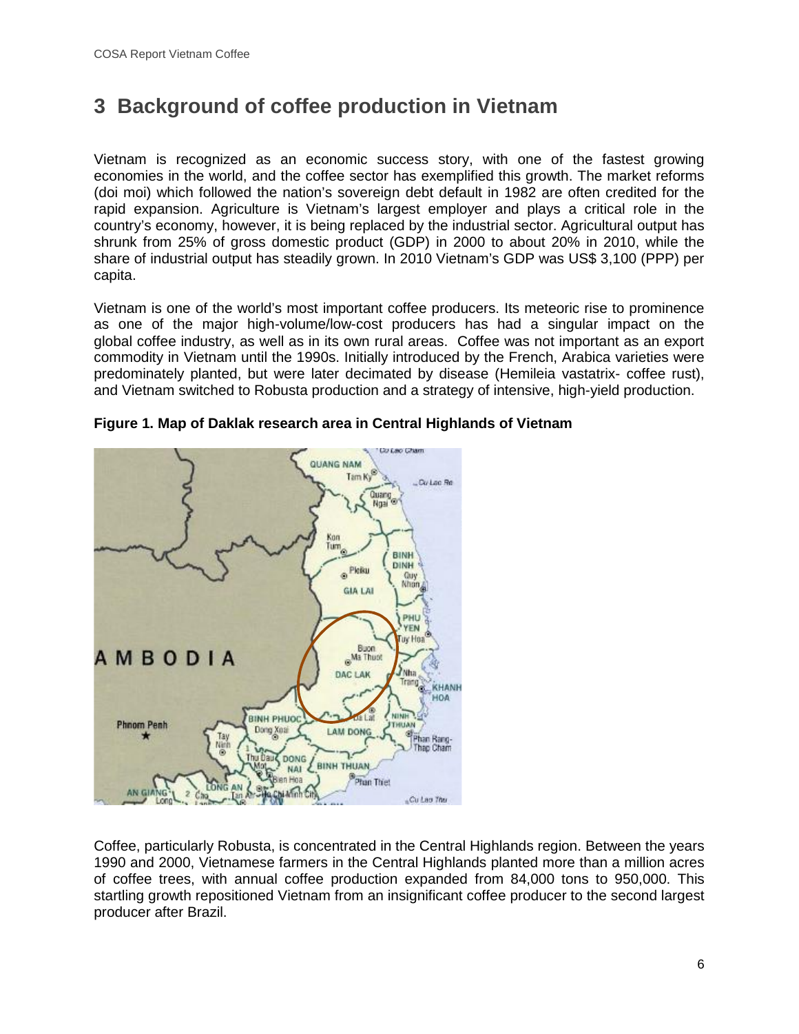# 3 Background of coffee production in Vietnam

Vietnam is recognized as an economic success story, with one of the fastest growing economies in the world, and the coffee sector has exemplified this growth. The market reforms (doi moi) which followed the nation's sovereign debt default in 1982 are often credited for the rapid expansion. Agriculture is Vietnam's largest employer and plays a critical role in the country's economy, however, it is being replaced by the industrial sector. Agricultural output has shrunk from 25% of gross domestic product (GDP) in 2000 to about 20% in 2010, while the share of industrial output has steadily grown. In 2010 Vietnam's GDP was US$ 3,100 (PPP) per capita.

Vietnam is one of the world's most important coffee producers. Its meteoric rise to prominence as one of the major high-volume/low-cost producers has had a singular impact on the global coffee industry, as well as in its own rural areas. Coffee was not important as an export commodity in Vietnam until the 1990s. Initially introduced by the French, Arabica varieties were predominately planted, but were later decimated by disease (Hemileia vastatrix- coffee rust), and Vietnam switched to Robusta production and a strategy of intensive, high-yield production.

**Figure 1. Map of Daklak research area in Central Highlands of Vietnam**

Coffee, particularly Robusta, is concentrated in the Central Highlands region. Between the years 1990 and 2000, Vietnamese farmers in the Central Highlands planted more than a million acres of coffee trees, with annual coffee production expanded from 84,000 tons to 950,000. This startling growth repositioned Vietnam from an insignificant coffee producer to the second largest producer after Brazil.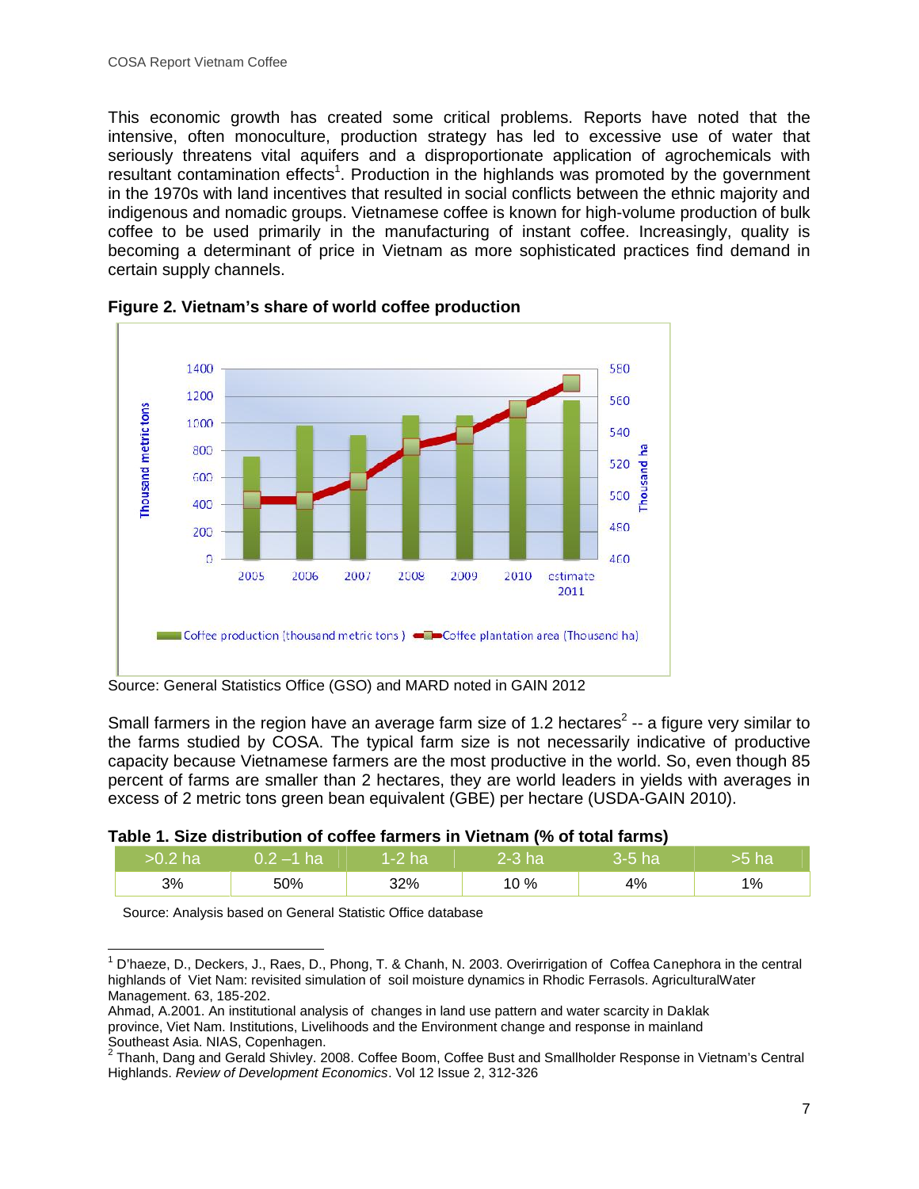This economic growth has created some critical problems. Reports have noted that the intensive, often monoculture, production strategy has led to excessive use of water that seriously threatens vital aquifers and a disproportionate application of agrochemicals with resultant contamination effects[1]. Production in the highlands was promoted by the government in the 1970s with land incentives that resulted in social conflicts between the ethnic majority and indigenous and nomadic groups. Vietnamese coffee is known for high-volume production of bulk coffee to be used primarily in the manufacturing of instant coffee. Increasingly, quality is becoming a determinant of price in Vietnam as more sophisticated practices find demand in certain supply channels.

**Figure 2. Vietnam's share of world coffee production**

Source: General Statistics Office (GSO) and MARD noted in GAIN 2012

Small farmers in the region have an average farm size of 1.2 hectares[2] -- a figure very similar to the farms studied by COSA. The typical farm size is not necessarily indicative of productive capacity because Vietnamese farmers are the most productive in the world. So, even though 85 percent of farms are smaller than 2 hectares, they are world leaders in yields with averages in excess of 2 metric tons green bean equivalent (GBE) per hectare (USDA-GAIN 2010).

**Table 1. Size distribution of coffee farmers in Vietnam (% of total farms)**

| >0.2 ha | 0.2 –1 ha | 1-2 ha | 2-3 ha | 3-5 ha | >5 ha |
|---|---|---|---|---|---|
| 3% | 50% | 32% | 10 % | 4% | 1% |

Source: Analysis based on General Statistic Office database

[1] D'haeze, D., Deckers, J., Raes, D., Phong, T. & Chanh, N. 2003. Overirrigation of Coffea Canephora in the central highlands of Viet Nam: revisited simulation of soil moisture dynamics in Rhodic Ferrasols. AgriculturalWater Management. 63, 185-202.
Ahmad, A.2001. An institutional analysis of changes in land use pattern and water scarcity in Daklak province, Viet Nam. Institutions, Livelihoods and the Environment change and response in mainland Southeast Asia. NIAS, Copenhagen.

[2] Thanh, Dang and Gerald Shivley. 2008. Coffee Boom, Coffee Bust and Smallholder Response in Vietnam's Central Highlands. *Review of Development Economics*. Vol 12 Issue 2, 312-326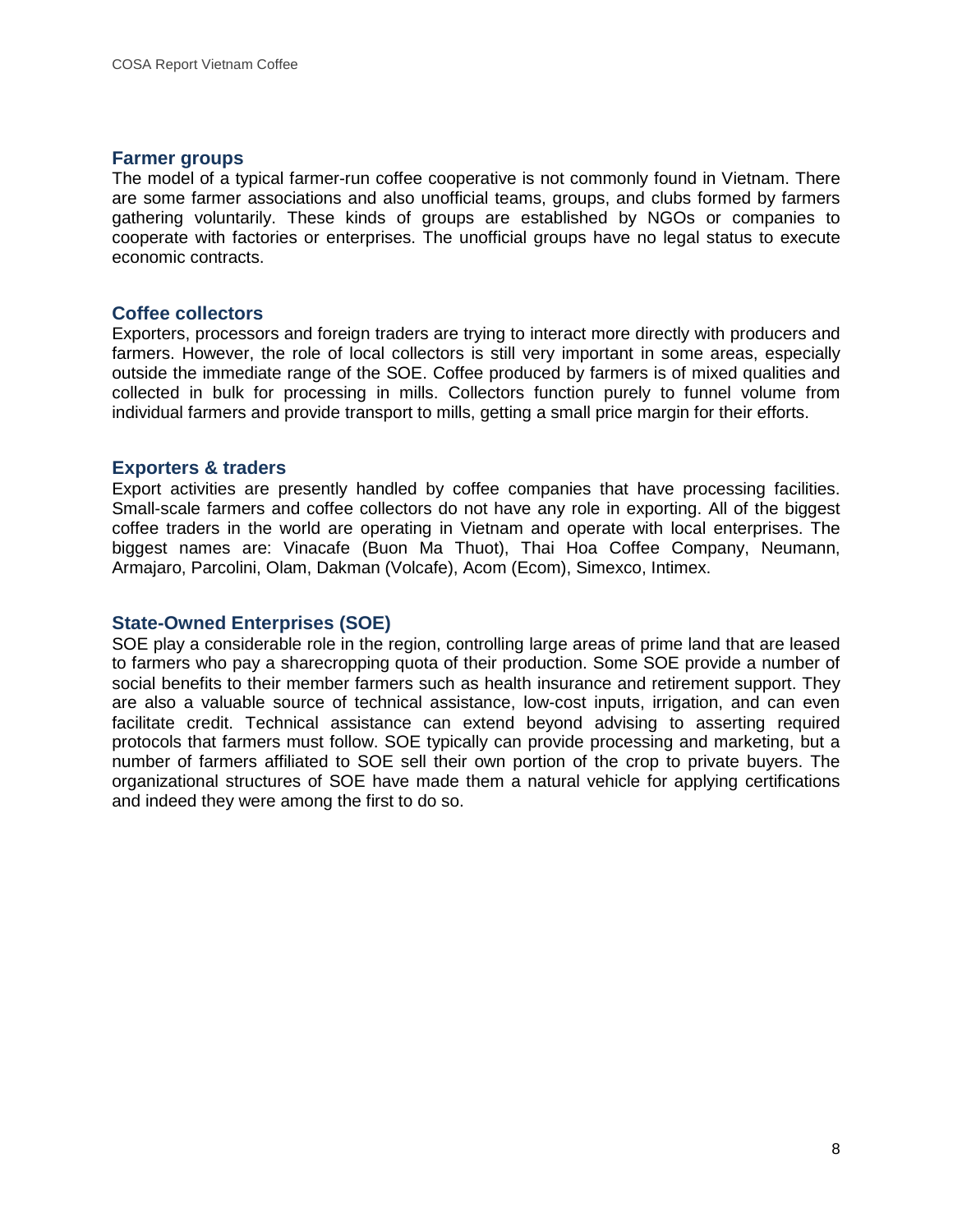## Farmer groups

The model of a typical farmer-run coffee cooperative is not commonly found in Vietnam. There are some farmer associations and also unofficial teams, groups, and clubs formed by farmers gathering voluntarily. These kinds of groups are established by NGOs or companies to cooperate with factories or enterprises. The unofficial groups have no legal status to execute economic contracts.

## Coffee collectors

Exporters, processors and foreign traders are trying to interact more directly with producers and farmers. However, the role of local collectors is still very important in some areas, especially outside the immediate range of the SOE. Coffee produced by farmers is of mixed qualities and collected in bulk for processing in mills. Collectors function purely to funnel volume from individual farmers and provide transport to mills, getting a small price margin for their efforts.

## Exporters & traders

Export activities are presently handled by coffee companies that have processing facilities. Small-scale farmers and coffee collectors do not have any role in exporting. All of the biggest coffee traders in the world are operating in Vietnam and operate with local enterprises. The biggest names are: Vinacafe (Buon Ma Thuot), Thai Hoa Coffee Company, Neumann, Armajaro, Parcolini, Olam, Dakman (Volcafe), Acom (Ecom), Simexco, Intimex.

## State-Owned Enterprises (SOE)

SOE play a considerable role in the region, controlling large areas of prime land that are leased to farmers who pay a sharecropping quota of their production. Some SOE provide a number of social benefits to their member farmers such as health insurance and retirement support. They are also a valuable source of technical assistance, low-cost inputs, irrigation, and can even facilitate credit. Technical assistance can extend beyond advising to asserting required protocols that farmers must follow. SOE typically can provide processing and marketing, but a number of farmers affiliated to SOE sell their own portion of the crop to private buyers. The organizational structures of SOE have made them a natural vehicle for applying certifications and indeed they were among the first to do so.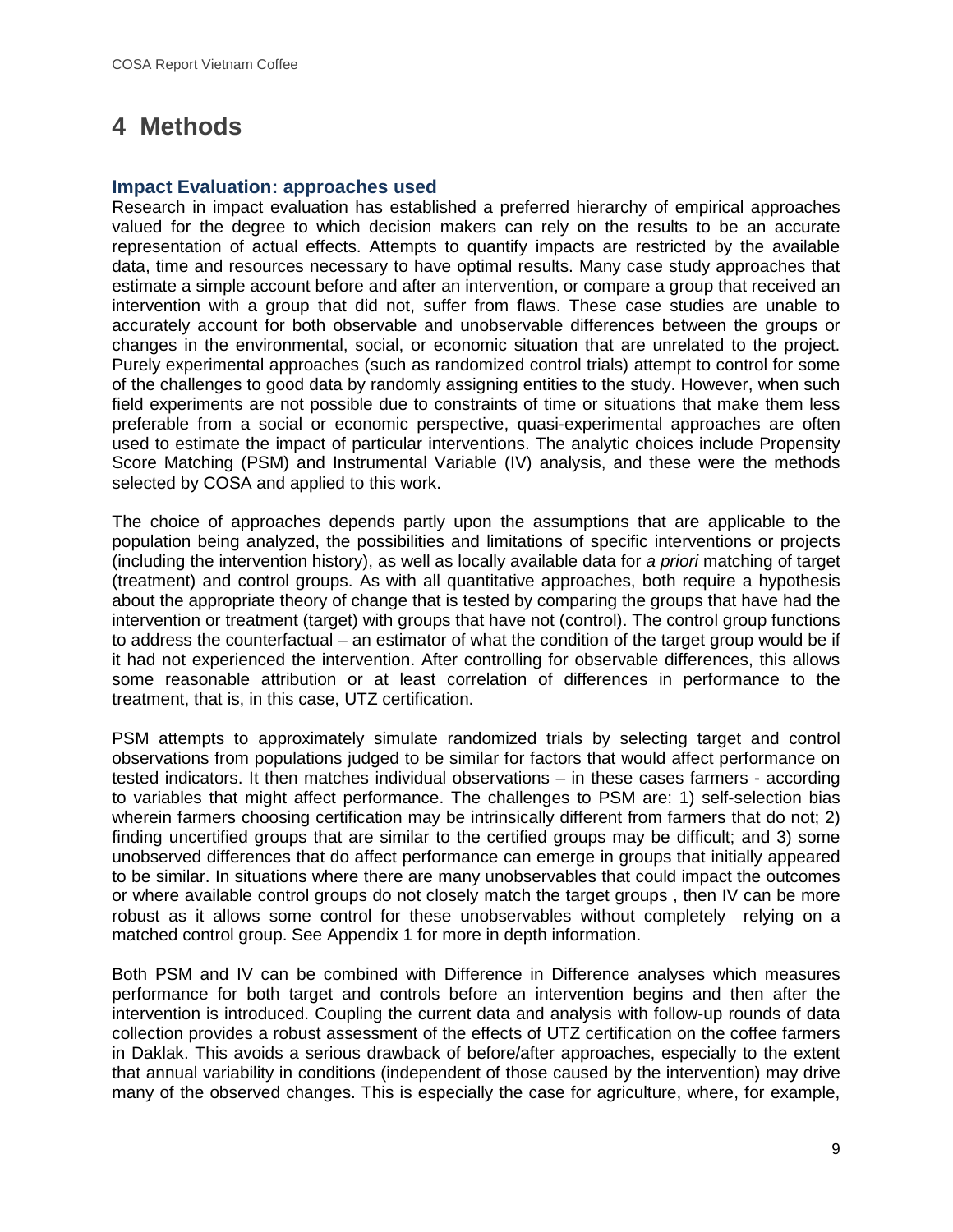# 4 Methods

## Impact Evaluation: approaches used

Research in impact evaluation has established a preferred hierarchy of empirical approaches valued for the degree to which decision makers can rely on the results to be an accurate representation of actual effects. Attempts to quantify impacts are restricted by the available data, time and resources necessary to have optimal results. Many case study approaches that estimate a simple account before and after an intervention, or compare a group that received an intervention with a group that did not, suffer from flaws. These case studies are unable to accurately account for both observable and unobservable differences between the groups or changes in the environmental, social, or economic situation that are unrelated to the project. Purely experimental approaches (such as randomized control trials) attempt to control for some of the challenges to good data by randomly assigning entities to the study. However, when such field experiments are not possible due to constraints of time or situations that make them less preferable from a social or economic perspective, quasi-experimental approaches are often used to estimate the impact of particular interventions. The analytic choices include Propensity Score Matching (PSM) and Instrumental Variable (IV) analysis, and these were the methods selected by COSA and applied to this work.

The choice of approaches depends partly upon the assumptions that are applicable to the population being analyzed, the possibilities and limitations of specific interventions or projects (including the intervention history), as well as locally available data for *a priori* matching of target (treatment) and control groups. As with all quantitative approaches, both require a hypothesis about the appropriate theory of change that is tested by comparing the groups that have had the intervention or treatment (target) with groups that have not (control). The control group functions to address the counterfactual – an estimator of what the condition of the target group would be if it had not experienced the intervention. After controlling for observable differences, this allows some reasonable attribution or at least correlation of differences in performance to the treatment, that is, in this case, UTZ certification.

PSM attempts to approximately simulate randomized trials by selecting target and control observations from populations judged to be similar for factors that would affect performance on tested indicators. It then matches individual observations – in these cases farmers - according to variables that might affect performance. The challenges to PSM are: 1) self-selection bias wherein farmers choosing certification may be intrinsically different from farmers that do not; 2) finding uncertified groups that are similar to the certified groups may be difficult; and 3) some unobserved differences that do affect performance can emerge in groups that initially appeared to be similar. In situations where there are many unobservables that could impact the outcomes or where available control groups do not closely match the target groups , then IV can be more robust as it allows some control for these unobservables without completely relying on a matched control group. See Appendix 1 for more in depth information.

Both PSM and IV can be combined with Difference in Difference analyses which measures performance for both target and controls before an intervention begins and then after the intervention is introduced. Coupling the current data and analysis with follow-up rounds of data collection provides a robust assessment of the effects of UTZ certification on the coffee farmers in Daklak. This avoids a serious drawback of before/after approaches, especially to the extent that annual variability in conditions (independent of those caused by the intervention) may drive many of the observed changes. This is especially the case for agriculture, where, for example,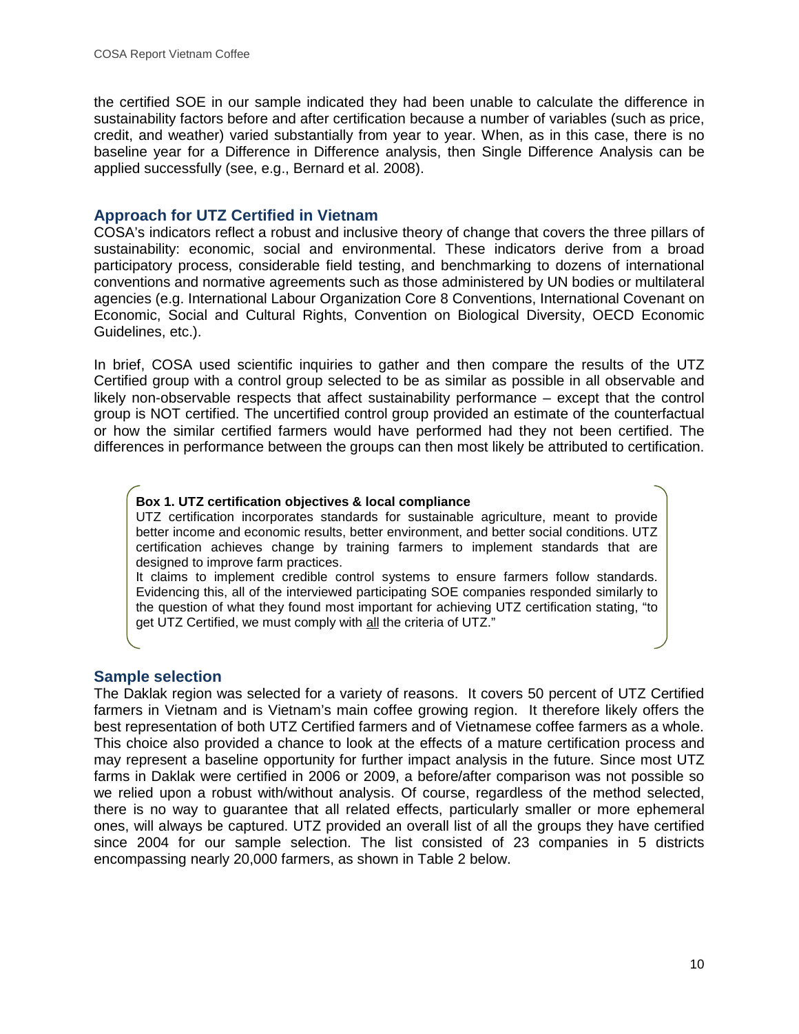the certified SOE in our sample indicated they had been unable to calculate the difference in sustainability factors before and after certification because a number of variables (such as price, credit, and weather) varied substantially from year to year. When, as in this case, there is no baseline year for a Difference in Difference analysis, then Single Difference Analysis can be applied successfully (see, e.g., Bernard et al. 2008).

## Approach for UTZ Certified in Vietnam

COSA's indicators reflect a robust and inclusive theory of change that covers the three pillars of sustainability: economic, social and environmental. These indicators derive from a broad participatory process, considerable field testing, and benchmarking to dozens of international conventions and normative agreements such as those administered by UN bodies or multilateral agencies (e.g. International Labour Organization Core 8 Conventions, International Covenant on Economic, Social and Cultural Rights, Convention on Biological Diversity, OECD Economic Guidelines, etc.).

In brief, COSA used scientific inquiries to gather and then compare the results of the UTZ Certified group with a control group selected to be as similar as possible in all observable and likely non-observable respects that affect sustainability performance – except that the control group is NOT certified. The uncertified control group provided an estimate of the counterfactual or how the similar certified farmers would have performed had they not been certified. The differences in performance between the groups can then most likely be attributed to certification.

> **Box 1. UTZ certification objectives & local compliance**
>
> UTZ certification incorporates standards for sustainable agriculture, meant to provide better income and economic results, better environment, and better social conditions. UTZ certification achieves change by training farmers to implement standards that are designed to improve farm practices.
>
> It claims to implement credible control systems to ensure farmers follow standards. Evidencing this, all of the interviewed participating SOE companies responded similarly to the question of what they found most important for achieving UTZ certification stating, "to get UTZ Certified, we must comply with <u>all</u> the criteria of UTZ."

## Sample selection

The Daklak region was selected for a variety of reasons. It covers 50 percent of UTZ Certified farmers in Vietnam and is Vietnam's main coffee growing region. It therefore likely offers the best representation of both UTZ Certified farmers and of Vietnamese coffee farmers as a whole. This choice also provided a chance to look at the effects of a mature certification process and may represent a baseline opportunity for further impact analysis in the future. Since most UTZ farms in Daklak were certified in 2006 or 2009, a before/after comparison was not possible so we relied upon a robust with/without analysis. Of course, regardless of the method selected, there is no way to guarantee that all related effects, particularly smaller or more ephemeral ones, will always be captured. UTZ provided an overall list of all the groups they have certified since 2004 for our sample selection. The list consisted of 23 companies in 5 districts encompassing nearly 20,000 farmers, as shown in Table 2 below.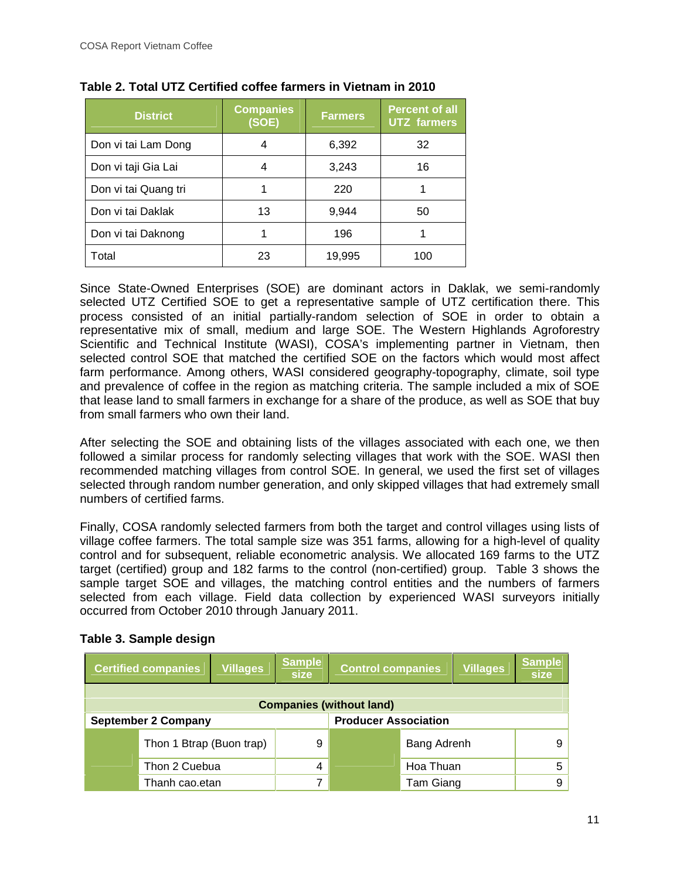**Table 2. Total UTZ Certified coffee farmers in Vietnam in 2010**

| District | Companies (SOE) | Farmers | Percent of all UTZ farmers |
|---|---|---|---|
| Don vi tai Lam Dong | 4 | 6,392 | 32 |
| Don vi taji Gia Lai | 4 | 3,243 | 16 |
| Don vi tai Quang tri | 1 | 220 | 1 |
| Don vi tai Daklak | 13 | 9,944 | 50 |
| Don vi tai Daknong | 1 | 196 | 1 |
| Total | 23 | 19,995 | 100 |

Since State-Owned Enterprises (SOE) are dominant actors in Daklak, we semi-randomly selected UTZ Certified SOE to get a representative sample of UTZ certification there. This process consisted of an initial partially-random selection of SOE in order to obtain a representative mix of small, medium and large SOE. The Western Highlands Agroforestry Scientific and Technical Institute (WASI), COSA's implementing partner in Vietnam, then selected control SOE that matched the certified SOE on the factors which would most affect farm performance. Among others, WASI considered geography-topography, climate, soil type and prevalence of coffee in the region as matching criteria. The sample included a mix of SOE that lease land to small farmers in exchange for a share of the produce, as well as SOE that buy from small farmers who own their land.

After selecting the SOE and obtaining lists of the villages associated with each one, we then followed a similar process for randomly selecting villages that work with the SOE. WASI then recommended matching villages from control SOE. In general, we used the first set of villages selected through random number generation, and only skipped villages that had extremely small numbers of certified farms.

Finally, COSA randomly selected farmers from both the target and control villages using lists of village coffee farmers. The total sample size was 351 farms, allowing for a high-level of quality control and for subsequent, reliable econometric analysis. We allocated 169 farms to the UTZ target (certified) group and 182 farms to the control (non-certified) group. Table 3 shows the sample target SOE and villages, the matching control entities and the numbers of farmers selected from each village. Field data collection by experienced WASI surveyors initially occurred from October 2010 through January 2011.

**Table 3. Sample design**

| Certified companies | Villages | Sample size | Control companies | Villages | Sample size |
|---|---|---|---|---|---|
| **Companies (without land)** | | | | | |
| **September 2 Company** | | | **Producer Association** | | |
| | Thon 1 Btrap (Buon trap) | 9 | | Bang Adrenh | 9 |
| | Thon 2 Cuebua | 4 | | Hoa Thuan | 5 |
| | Thanh cao.etan | 7 | | Tam Giang | 9 |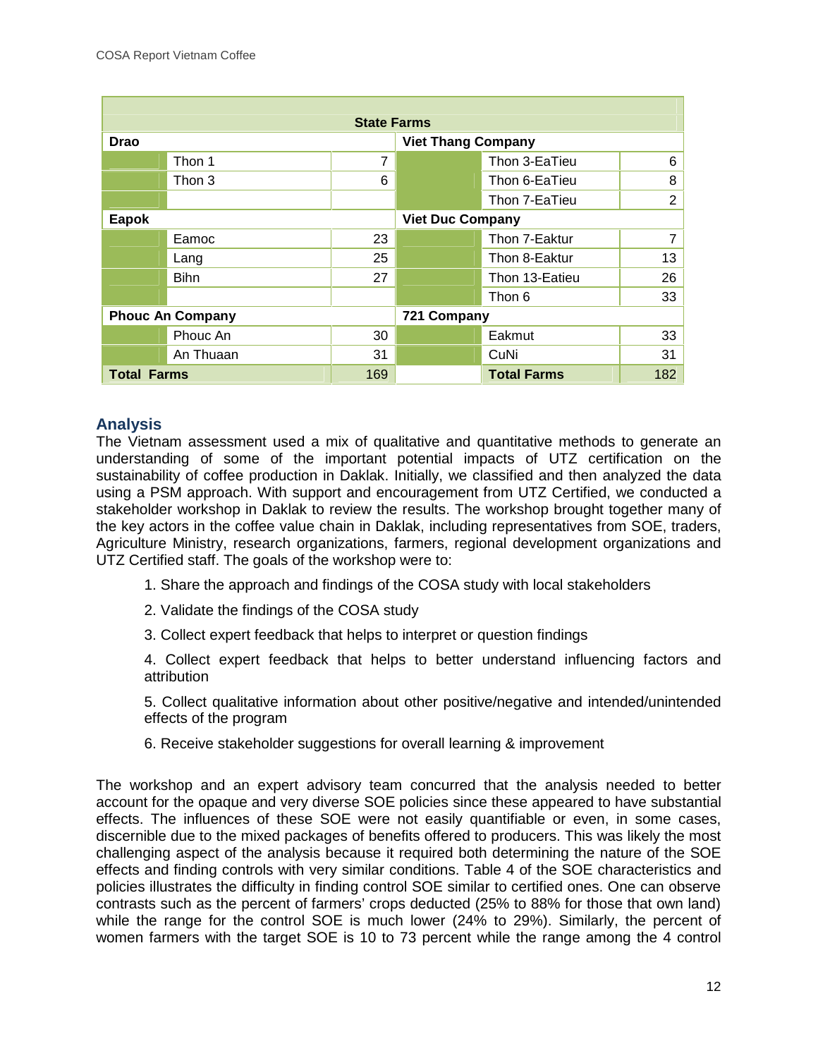| State Farms | | | | | |
|---|---|---|---|---|---|
| **Drao** | | | **Viet Thang Company** | | |
| | Thon 1 | 7 | | Thon 3-EaTieu | 6 |
| | Thon 3 | 6 | | Thon 6-EaTieu | 8 |
| | | | | Thon 7-EaTieu | 2 |
| **Eapok** | | | **Viet Duc Company** | | |
| | Eamoc | 23 | | Thon 7-Eaktur | 7 |
| | Lang | 25 | | Thon 8-Eaktur | 13 |
| | Bihn | 27 | | Thon 13-Eatieu | 26 |
| | | | | Thon 6 | 33 |
| **Phouc An Company** | | | **721 Company** | | |
| | Phouc An | 30 | | Eakmut | 33 |
| | An Thuaan | 31 | | CuNi | 31 |
| **Total Farms** | | 169 | | **Total Farms** | 182 |

## Analysis

The Vietnam assessment used a mix of qualitative and quantitative methods to generate an understanding of some of the important potential impacts of UTZ certification on the sustainability of coffee production in Daklak. Initially, we classified and then analyzed the data using a PSM approach. With support and encouragement from UTZ Certified, we conducted a stakeholder workshop in Daklak to review the results. The workshop brought together many of the key actors in the coffee value chain in Daklak, including representatives from SOE, traders, Agriculture Ministry, research organizations, farmers, regional development organizations and UTZ Certified staff. The goals of the workshop were to:

1. Share the approach and findings of the COSA study with local stakeholders
2. Validate the findings of the COSA study
3. Collect expert feedback that helps to interpret or question findings
4. Collect expert feedback that helps to better understand influencing factors and attribution
5. Collect qualitative information about other positive/negative and intended/unintended effects of the program
6. Receive stakeholder suggestions for overall learning & improvement

The workshop and an expert advisory team concurred that the analysis needed to better account for the opaque and very diverse SOE policies since these appeared to have substantial effects. The influences of these SOE were not easily quantifiable or even, in some cases, discernible due to the mixed packages of benefits offered to producers. This was likely the most challenging aspect of the analysis because it required both determining the nature of the SOE effects and finding controls with very similar conditions. Table 4 of the SOE characteristics and policies illustrates the difficulty in finding control SOE similar to certified ones. One can observe contrasts such as the percent of farmers' crops deducted (25% to 88% for those that own land) while the range for the control SOE is much lower (24% to 29%). Similarly, the percent of women farmers with the target SOE is 10 to 73 percent while the range among the 4 control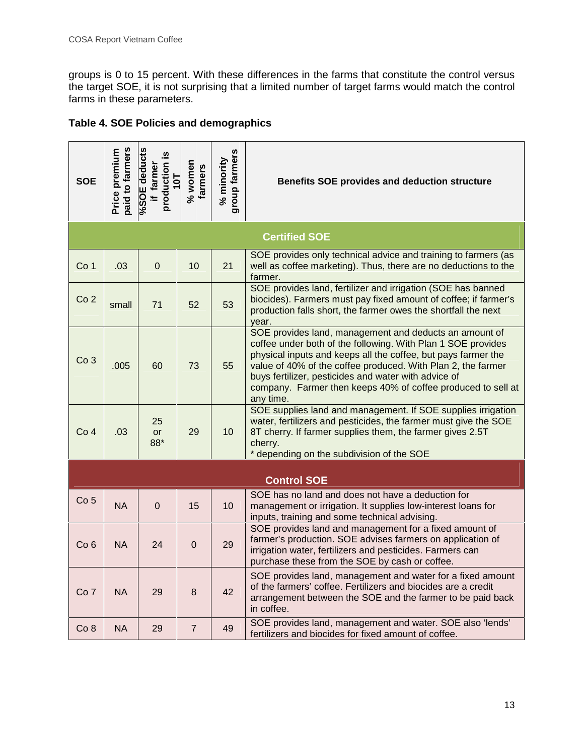groups is 0 to 15 percent. With these differences in the farms that constitute the control versus the target SOE, it is not surprising that a limited number of target farms would match the control farms in these parameters.

**Table 4. SOE Policies and demographics**

| SOE | Price premium paid to farmers | %SOE deducts if farmer production is 10T | % women farmers | % minority group farmers | Benefits SOE provides and deduction structure |
|---|---|---|---|---|---|
| **Certified SOE** | | | | | |
| Co 1 | .03 | 0 | 10 | 21 | SOE provides only technical advice and training to farmers (as well as coffee marketing). Thus, there are no deductions to the farmer. |
| Co 2 | small | 71 | 52 | 53 | SOE provides land, fertilizer and irrigation (SOE has banned biocides). Farmers must pay fixed amount of coffee; if farmer's production falls short, the farmer owes the shortfall the next year. |
| Co 3 | .005 | 60 | 73 | 55 | SOE provides land, management and deducts an amount of coffee under both of the following. With Plan 1 SOE provides physical inputs and keeps all the coffee, but pays farmer the value of 40% of the coffee produced. With Plan 2, the farmer buys fertilizer, pesticides and water with advice of company. Farmer then keeps 40% of coffee produced to sell at any time. |
| Co 4 | .03 | 25 or 88* | 29 | 10 | SOE supplies land and management. If SOE supplies irrigation water, fertilizers and pesticides, the farmer must give the SOE 8T cherry. If farmer supplies them, the farmer gives 2.5T cherry.<br>* depending on the subdivision of the SOE |
| **Control SOE** | | | | | |
| Co 5 | NA | 0 | 15 | 10 | SOE has no land and does not have a deduction for management or irrigation. It supplies low-interest loans for inputs, training and some technical advising. |
| Co 6 | NA | 24 | 0 | 29 | SOE provides land and management for a fixed amount of farmer's production. SOE advises farmers on application of irrigation water, fertilizers and pesticides. Farmers can purchase these from the SOE by cash or coffee. |
| Co 7 | NA | 29 | 8 | 42 | SOE provides land, management and water for a fixed amount of the farmers' coffee. Fertilizers and biocides are a credit arrangement between the SOE and the farmer to be paid back in coffee. |
| Co 8 | NA | 29 | 7 | 49 | SOE provides land, management and water. SOE also 'lends' fertilizers and biocides for fixed amount of coffee. |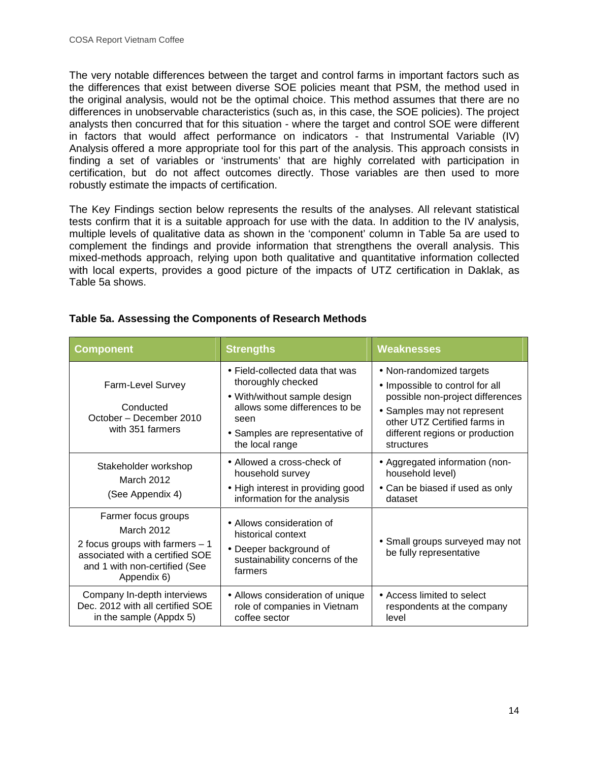The very notable differences between the target and control farms in important factors such as the differences that exist between diverse SOE policies meant that PSM, the method used in the original analysis, would not be the optimal choice. This method assumes that there are no differences in unobservable characteristics (such as, in this case, the SOE policies). The project analysts then concurred that for this situation - where the target and control SOE were different in factors that would affect performance on indicators - that Instrumental Variable (IV) Analysis offered a more appropriate tool for this part of the analysis. This approach consists in finding a set of variables or 'instruments' that are highly correlated with participation in certification, but do not affect outcomes directly. Those variables are then used to more robustly estimate the impacts of certification.

The Key Findings section below represents the results of the analyses. All relevant statistical tests confirm that it is a suitable approach for use with the data. In addition to the IV analysis, multiple levels of qualitative data as shown in the 'component' column in Table 5a are used to complement the findings and provide information that strengthens the overall analysis. This mixed-methods approach, relying upon both qualitative and quantitative information collected with local experts, provides a good picture of the impacts of UTZ certification in Daklak, as Table 5a shows.

**Table 5a. Assessing the Components of Research Methods**

| Component | Strengths | Weaknesses |
|---|---|---|
| Farm-Level Survey<br>Conducted October – December 2010 with 351 farmers | • Field-collected data that was thoroughly checked<br>• With/without sample design allows some differences to be seen<br>• Samples are representative of the local range | • Non-randomized targets<br>• Impossible to control for all possible non-project differences<br>• Samples may not represent other UTZ Certified farms in different regions or production structures |
| Stakeholder workshop<br>March 2012<br>(See Appendix 4) | • Allowed a cross-check of household survey<br>• High interest in providing good information for the analysis | • Aggregated information (non-household level)<br>• Can be biased if used as only dataset |
| Farmer focus groups<br>March 2012<br>2 focus groups with farmers – 1 associated with a certified SOE and 1 with non-certified (See Appendix 6) | • Allows consideration of historical context<br>• Deeper background of sustainability concerns of the farmers | • Small groups surveyed may not be fully representative |
| Company In-depth interviews Dec. 2012 with all certified SOE in the sample (Appdx 5) | • Allows consideration of unique role of companies in Vietnam coffee sector | • Access limited to select respondents at the company level |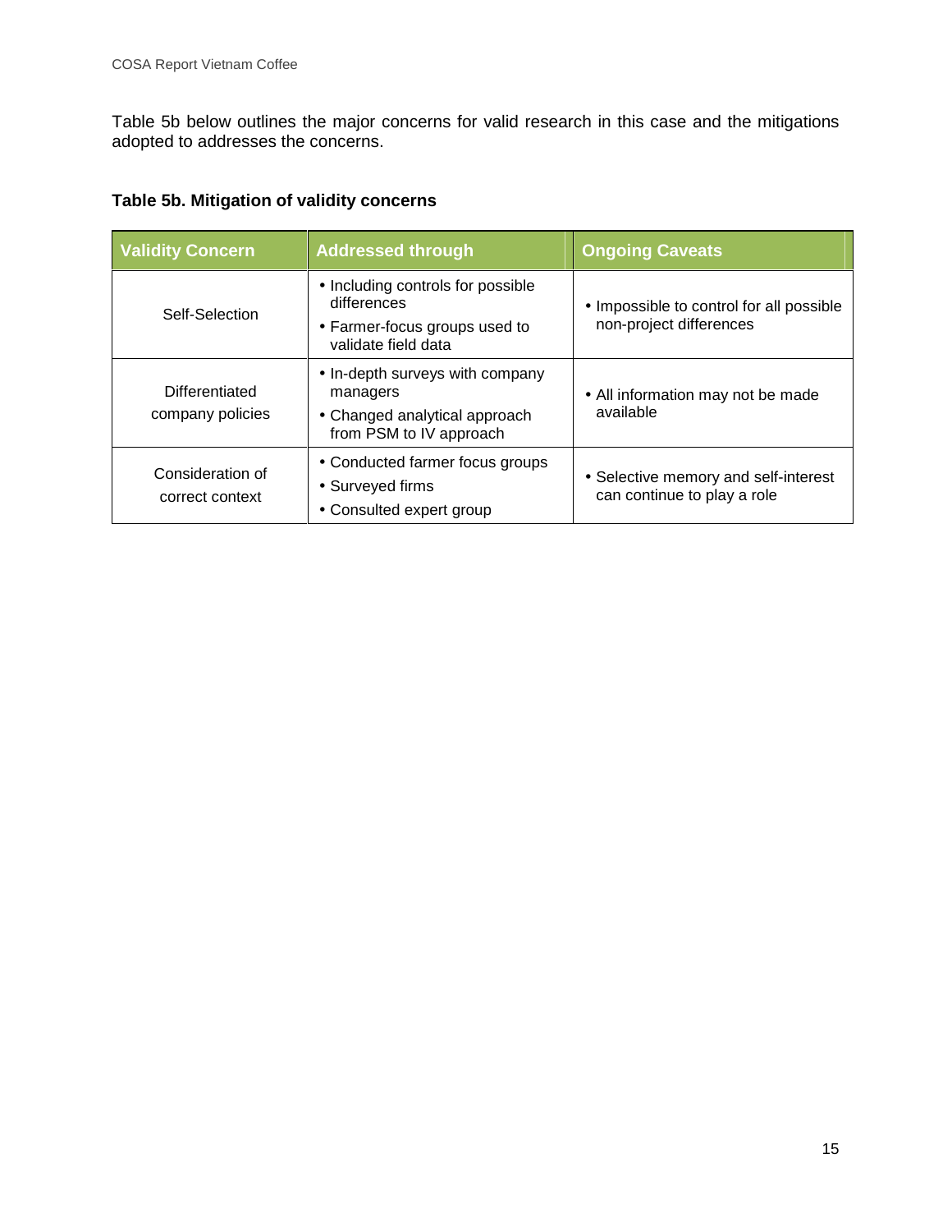Table 5b below outlines the major concerns for valid research in this case and the mitigations adopted to addresses the concerns.

**Table 5b. Mitigation of validity concerns**

| Validity Concern | Addressed through | Ongoing Caveats |
| --- | --- | --- |
| Self-Selection | • Including controls for possible differences<br>• Farmer-focus groups used to validate field data | • Impossible to control for all possible non-project differences |
| Differentiated company policies | • In-depth surveys with company managers<br>• Changed analytical approach from PSM to IV approach | • All information may not be made available |
| Consideration of correct context | • Conducted farmer focus groups<br>• Surveyed firms<br>• Consulted expert group | • Selective memory and self-interest can continue to play a role |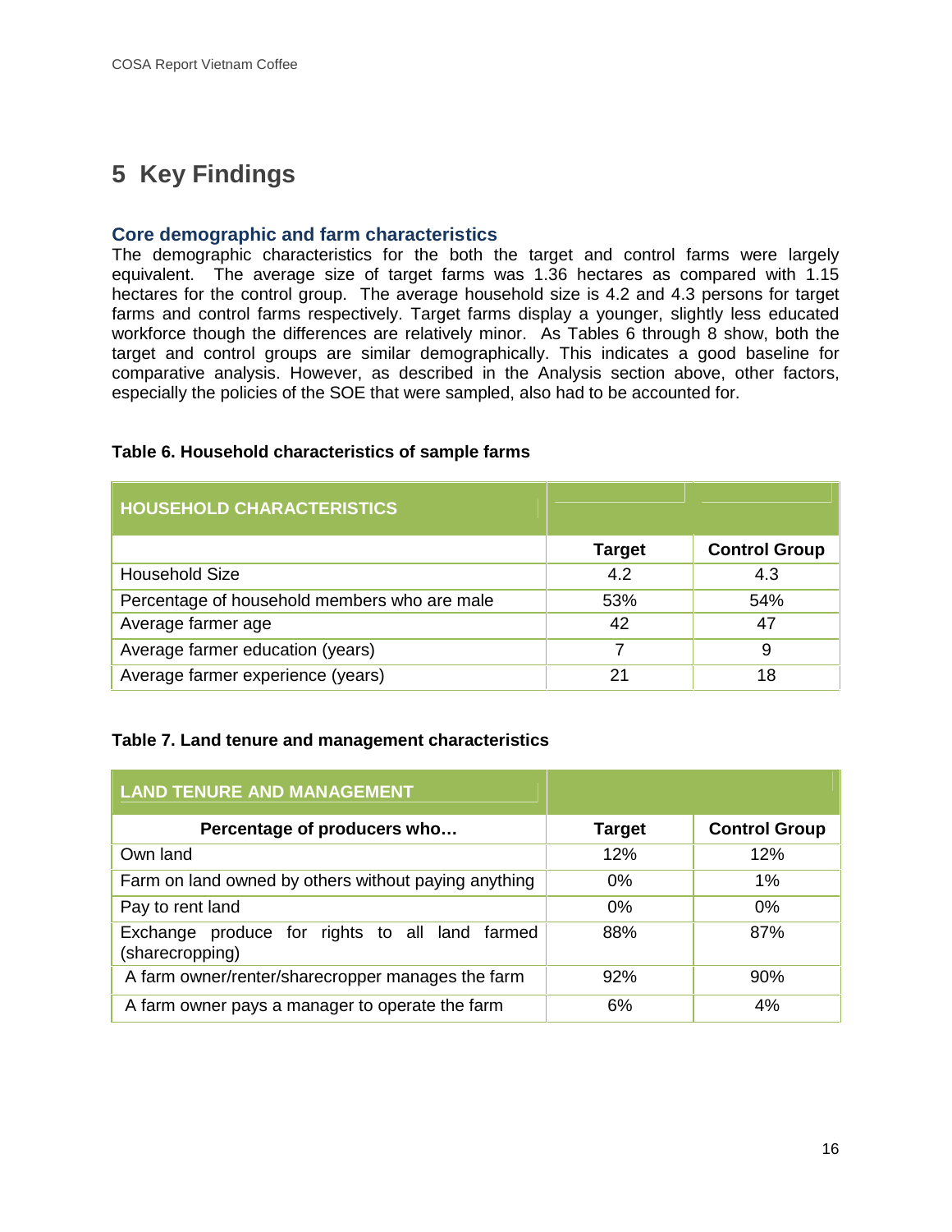# 5 Key Findings

### Core demographic and farm characteristics

The demographic characteristics for the both the target and control farms were largely equivalent. The average size of target farms was 1.36 hectares as compared with 1.15 hectares for the control group. The average household size is 4.2 and 4.3 persons for target farms and control farms respectively. Target farms display a younger, slightly less educated workforce though the differences are relatively minor. As Tables 6 through 8 show, both the target and control groups are similar demographically. This indicates a good baseline for comparative analysis. However, as described in the Analysis section above, other factors, especially the policies of the SOE that were sampled, also had to be accounted for.

**Table 6. Household characteristics of sample farms**

| HOUSEHOLD CHARACTERISTICS | | |
|---|---|---|
| | **Target** | **Control Group** |
| Household Size | 4.2 | 4.3 |
| Percentage of household members who are male | 53% | 54% |
| Average farmer age | 42 | 47 |
| Average farmer education (years) | 7 | 9 |
| Average farmer experience (years) | 21 | 18 |

**Table 7. Land tenure and management characteristics**

| LAND TENURE AND MANAGEMENT | | |
|---|---|---|
| **Percentage of producers who…** | **Target** | **Control Group** |
| Own land | 12% | 12% |
| Farm on land owned by others without paying anything | 0% | 1% |
| Pay to rent land | 0% | 0% |
| Exchange produce for rights to all land farmed (sharecropping) | 88% | 87% |
| A farm owner/renter/sharecropper manages the farm | 92% | 90% |
| A farm owner pays a manager to operate the farm | 6% | 4% |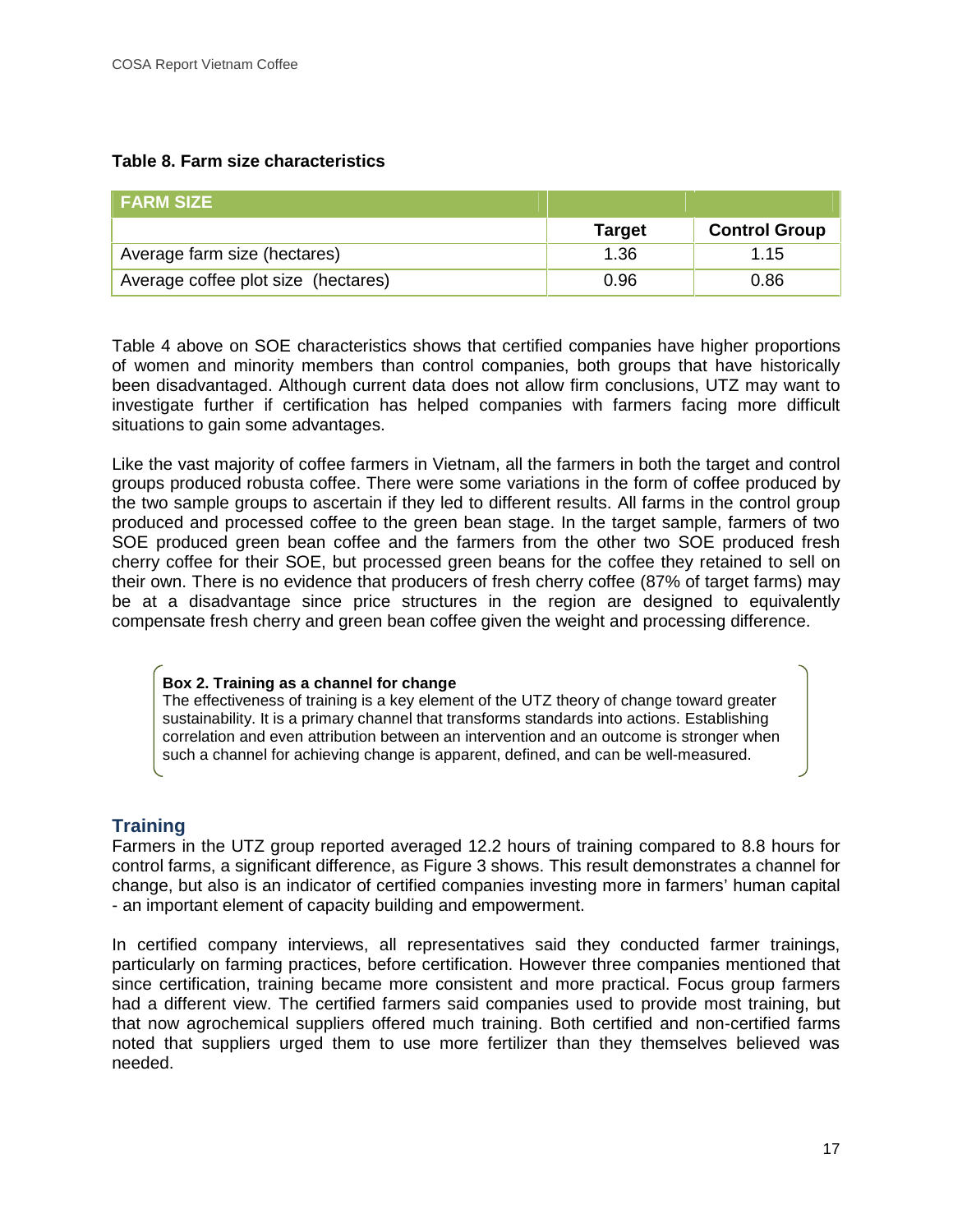**Table 8. Farm size characteristics**

| FARM SIZE | | |
|---|---|---|
| | **Target** | **Control Group** |
| Average farm size (hectares) | 1.36 | 1.15 |
| Average coffee plot size (hectares) | 0.96 | 0.86 |

Table 4 above on SOE characteristics shows that certified companies have higher proportions of women and minority members than control companies, both groups that have historically been disadvantaged. Although current data does not allow firm conclusions, UTZ may want to investigate further if certification has helped companies with farmers facing more difficult situations to gain some advantages.

Like the vast majority of coffee farmers in Vietnam, all the farmers in both the target and control groups produced robusta coffee. There were some variations in the form of coffee produced by the two sample groups to ascertain if they led to different results. All farms in the control group produced and processed coffee to the green bean stage. In the target sample, farmers of two SOE produced green bean coffee and the farmers from the other two SOE produced fresh cherry coffee for their SOE, but processed green beans for the coffee they retained to sell on their own. There is no evidence that producers of fresh cherry coffee (87% of target farms) may be at a disadvantage since price structures in the region are designed to equivalently compensate fresh cherry and green bean coffee given the weight and processing difference.

> **Box 2. Training as a channel for change**
> The effectiveness of training is a key element of the UTZ theory of change toward greater sustainability. It is a primary channel that transforms standards into actions. Establishing correlation and even attribution between an intervention and an outcome is stronger when such a channel for achieving change is apparent, defined, and can be well-measured.

## Training

Farmers in the UTZ group reported averaged 12.2 hours of training compared to 8.8 hours for control farms, a significant difference, as Figure 3 shows. This result demonstrates a channel for change, but also is an indicator of certified companies investing more in farmers' human capital - an important element of capacity building and empowerment.

In certified company interviews, all representatives said they conducted farmer trainings, particularly on farming practices, before certification. However three companies mentioned that since certification, training became more consistent and more practical. Focus group farmers had a different view. The certified farmers said companies used to provide most training, but that now agrochemical suppliers offered much training. Both certified and non-certified farms noted that suppliers urged them to use more fertilizer than they themselves believed was needed.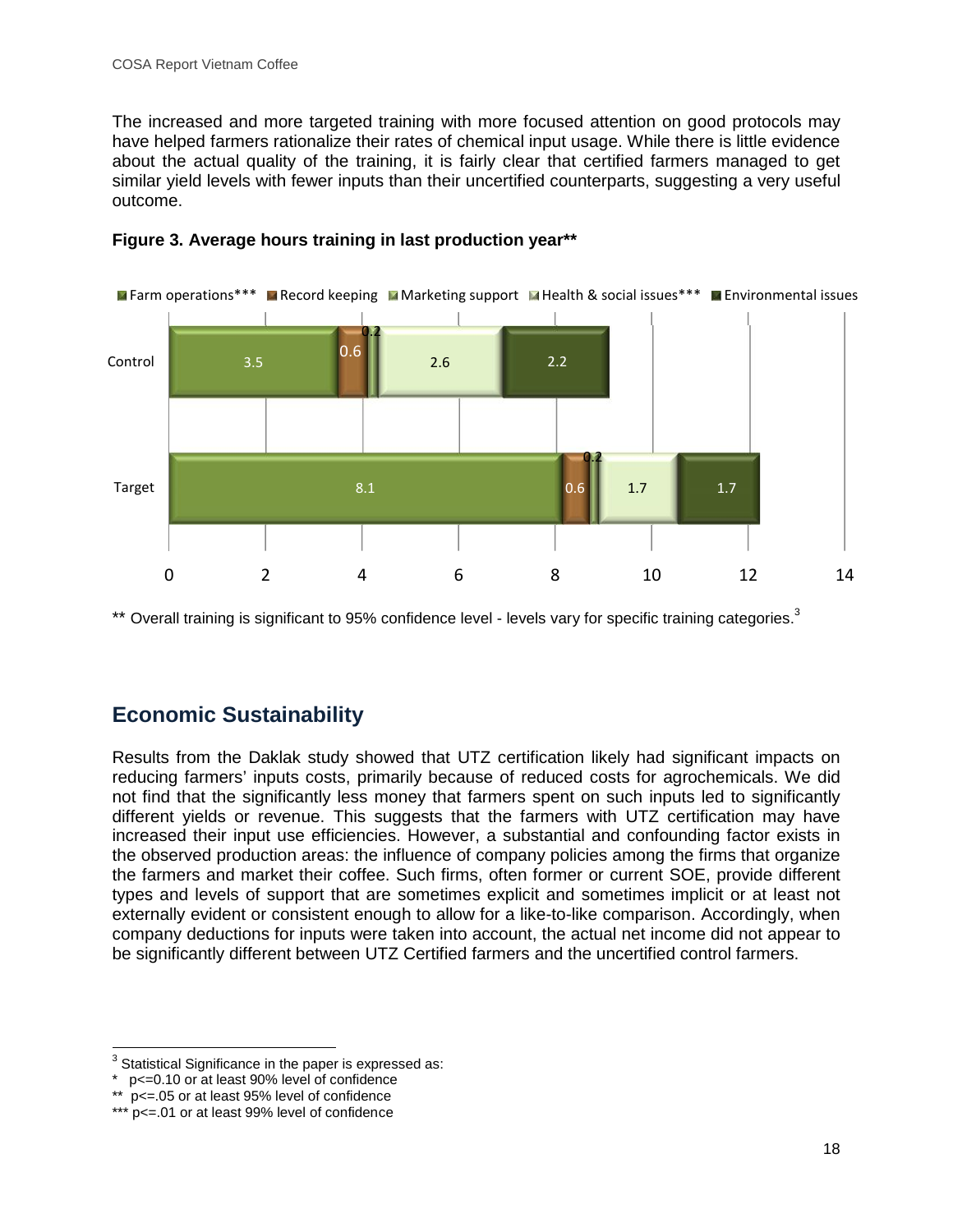The increased and more targeted training with more focused attention on good protocols may have helped farmers rationalize their rates of chemical input usage. While there is little evidence about the actual quality of the training, it is fairly clear that certified farmers managed to get similar yield levels with fewer inputs than their uncertified counterparts, suggesting a very useful outcome.

**Figure 3. Average hours training in last production year****

| | Farm operations*** | Record keeping | Marketing support | Health & social issues*** | Environmental issues |
|---|---|---|---|---|---|
| Control | 3.5 | 0.6 | 0.2 | 2.6 | 2.2 |
| Target | 8.1 | 0.6 | 0.2 | 1.7 | 1.7 |

** Overall training is significant to 95% confidence level - levels vary for specific training categories.[3]

## Economic Sustainability

Results from the Daklak study showed that UTZ certification likely had significant impacts on reducing farmers' inputs costs, primarily because of reduced costs for agrochemicals. We did not find that the significantly less money that farmers spent on such inputs led to significantly different yields or revenue. This suggests that the farmers with UTZ certification may have increased their input use efficiencies. However, a substantial and confounding factor exists in the observed production areas: the influence of company policies among the firms that organize the farmers and market their coffee. Such firms, often former or current SOE, provide different types and levels of support that are sometimes explicit and sometimes implicit or at least not externally evident or consistent enough to allow for a like-to-like comparison. Accordingly, when company deductions for inputs were taken into account, the actual net income did not appear to be significantly different between UTZ Certified farmers and the uncertified control farmers.

---

[3] Statistical Significance in the paper is expressed as:
* $p<=0.10$ or at least 90% level of confidence
** $p<=.05$ or at least 95% level of confidence
*** $p<=.01$ or at least 99% level of confidence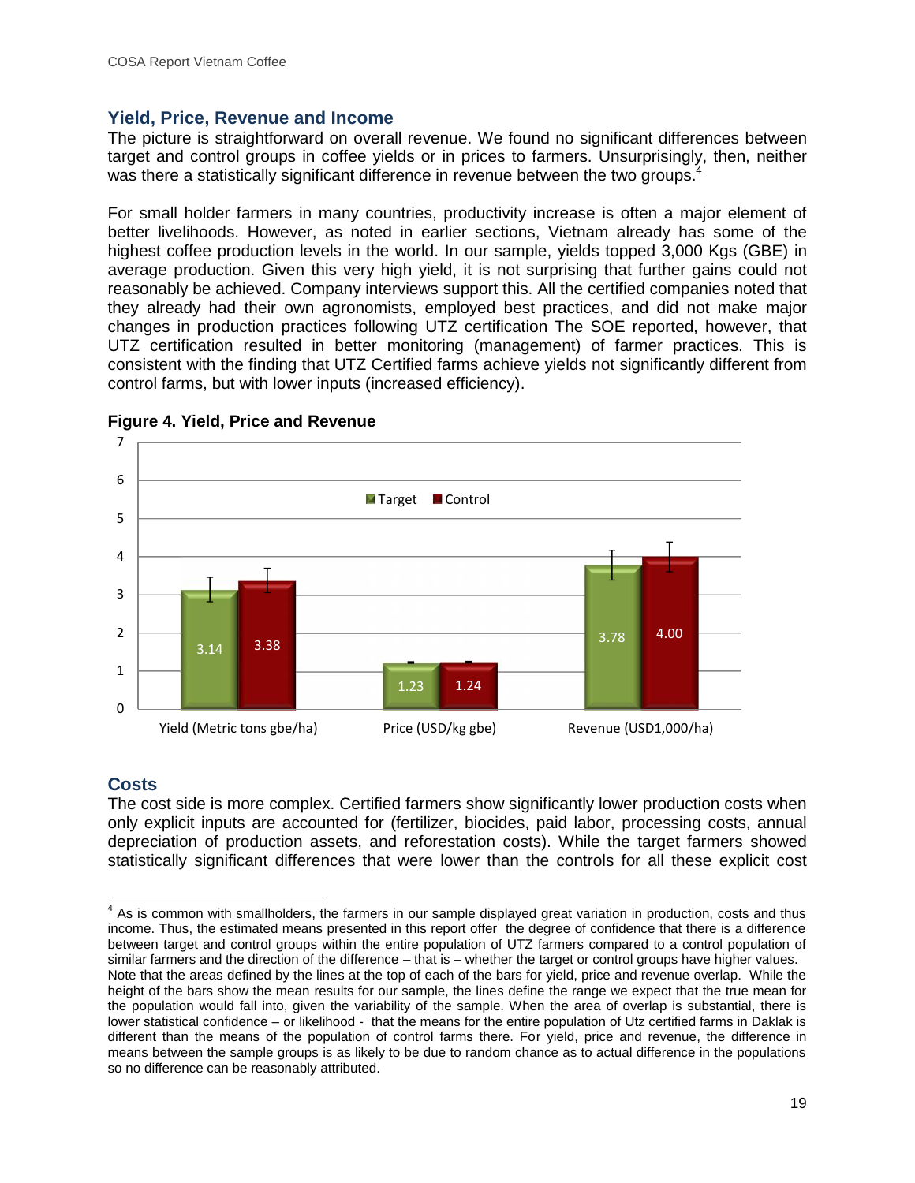## Yield, Price, Revenue and Income

The picture is straightforward on overall revenue. We found no significant differences between target and control groups in coffee yields or in prices to farmers. Unsurprisingly, then, neither was there a statistically significant difference in revenue between the two groups.[4]

For small holder farmers in many countries, productivity increase is often a major element of better livelihoods. However, as noted in earlier sections, Vietnam already has some of the highest coffee production levels in the world. In our sample, yields topped 3,000 Kgs (GBE) in average production. Given this very high yield, it is not surprising that further gains could not reasonably be achieved. Company interviews support this. All the certified companies noted that they already had their own agronomists, employed best practices, and did not make major changes in production practices following UTZ certification The SOE reported, however, that UTZ certification resulted in better monitoring (management) of farmer practices. This is consistent with the finding that UTZ Certified farms achieve yields not significantly different from control farms, but with lower inputs (increased efficiency).

**Figure 4. Yield, Price and Revenue**

| | Target | Control |
|---|---|---|
| Yield (Metric tons gbe/ha) | 3.14 | 3.38 |
| Price (USD/kg gbe) | 1.23 | 1.24 |
| Revenue (USD1,000/ha) | 3.78 | 4.00 |

## Costs

The cost side is more complex. Certified farmers show significantly lower production costs when only explicit inputs are accounted for (fertilizer, biocides, paid labor, processing costs, annual depreciation of production assets, and reforestation costs). While the target farmers showed statistically significant differences that were lower than the controls for all these explicit cost

---

[4] As is common with smallholders, the farmers in our sample displayed great variation in production, costs and thus income. Thus, the estimated means presented in this report offer the degree of confidence that there is a difference between target and control groups within the entire population of UTZ farmers compared to a control population of similar farmers and the direction of the difference – that is – whether the target or control groups have higher values. Note that the areas defined by the lines at the top of each of the bars for yield, price and revenue overlap. While the height of the bars show the mean results for our sample, the lines define the range we expect that the true mean for the population would fall into, given the variability of the sample. When the area of overlap is substantial, there is lower statistical confidence – or likelihood - that the means for the entire population of Utz certified farms in Daklak is different than the means of the population of control farms there. For yield, price and revenue, the difference in means between the sample groups is as likely to be due to random chance as to actual difference in the populations so no difference can be reasonably attributed.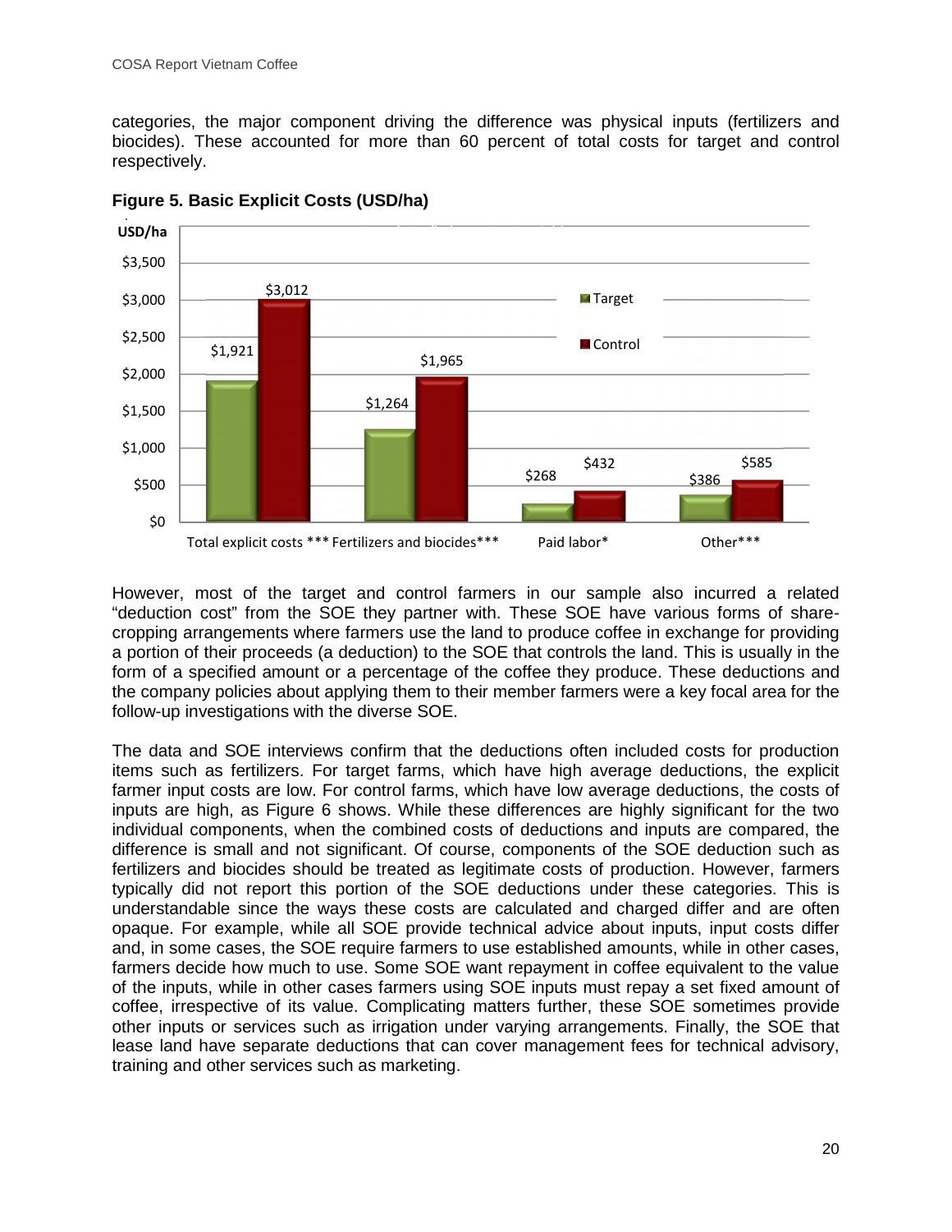categories, the major component driving the difference was physical inputs (fertilizers and biocides). These accounted for more than 60 percent of total costs for target and control respectively.

**Figure 5. Basic Explicit Costs (USD/ha)**

| USD/ha | Target | Control |
|---|---|---|
| Total explicit costs *** | $1,921 | $3,012 |
| Fertilizers and biocides*** | $1,264 | $1,965 |
| Paid labor* | $268 | $432 |
| Other*** | $386 | $585 |

However, most of the target and control farmers in our sample also incurred a related "deduction cost" from the SOE they partner with. These SOE have various forms of share-cropping arrangements where farmers use the land to produce coffee in exchange for providing a portion of their proceeds (a deduction) to the SOE that controls the land. This is usually in the form of a specified amount or a percentage of the coffee they produce. These deductions and the company policies about applying them to their member farmers were a key focal area for the follow-up investigations with the diverse SOE.

The data and SOE interviews confirm that the deductions often included costs for production items such as fertilizers. For target farms, which have high average deductions, the explicit farmer input costs are low. For control farms, which have low average deductions, the costs of inputs are high, as Figure 6 shows. While these differences are highly significant for the two individual components, when the combined costs of deductions and inputs are compared, the difference is small and not significant. Of course, components of the SOE deduction such as fertilizers and biocides should be treated as legitimate costs of production. However, farmers typically did not report this portion of the SOE deductions under these categories. This is understandable since the ways these costs are calculated and charged differ and are often opaque. For example, while all SOE provide technical advice about inputs, input costs differ and, in some cases, the SOE require farmers to use established amounts, while in other cases, farmers decide how much to use. Some SOE want repayment in coffee equivalent to the value of the inputs, while in other cases farmers using SOE inputs must repay a set fixed amount of coffee, irrespective of its value. Complicating matters further, these SOE sometimes provide other inputs or services such as irrigation under varying arrangements. Finally, the SOE that lease land have separate deductions that can cover management fees for technical advisory, training and other services such as marketing.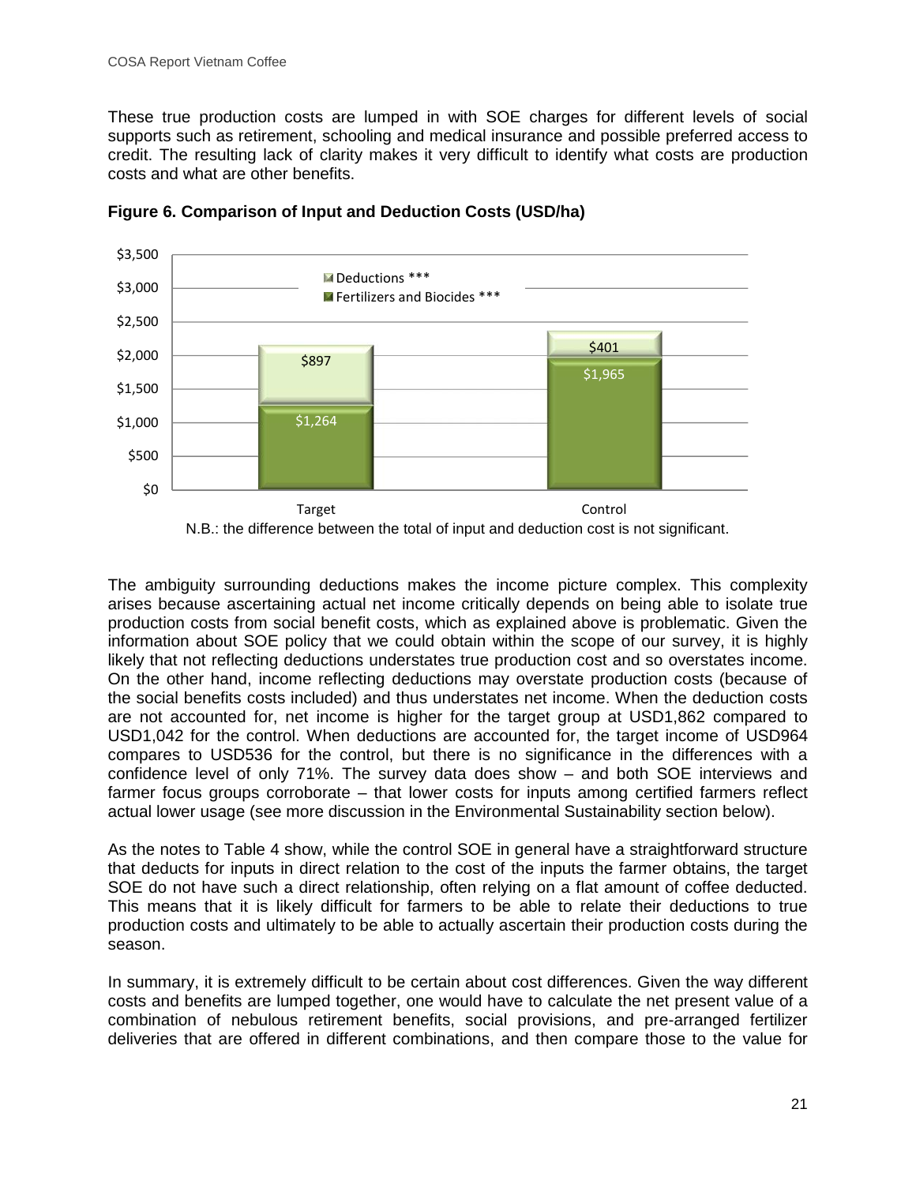These true production costs are lumped in with SOE charges for different levels of social supports such as retirement, schooling and medical insurance and possible preferred access to credit. The resulting lack of clarity makes it very difficult to identify what costs are production costs and what are other benefits.

**Figure 6. Comparison of Input and Deduction Costs (USD/ha)**

| | Target | Control |
|---|---|---|
| Deductions *** | $897 | $401 |
| Fertilizers and Biocides *** | $1,264 | $1,965 |

N.B.: the difference between the total of input and deduction cost is not significant.

The ambiguity surrounding deductions makes the income picture complex. This complexity arises because ascertaining actual net income critically depends on being able to isolate true production costs from social benefit costs, which as explained above is problematic. Given the information about SOE policy that we could obtain within the scope of our survey, it is highly likely that not reflecting deductions understates true production cost and so overstates income. On the other hand, income reflecting deductions may overstate production costs (because of the social benefits costs included) and thus understates net income. When the deduction costs are not accounted for, net income is higher for the target group at USD1,862 compared to USD1,042 for the control. When deductions are accounted for, the target income of USD964 compares to USD536 for the control, but there is no significance in the differences with a confidence level of only 71%. The survey data does show – and both SOE interviews and farmer focus groups corroborate – that lower costs for inputs among certified farmers reflect actual lower usage (see more discussion in the Environmental Sustainability section below).

As the notes to Table 4 show, while the control SOE in general have a straightforward structure that deducts for inputs in direct relation to the cost of the inputs the farmer obtains, the target SOE do not have such a direct relationship, often relying on a flat amount of coffee deducted. This means that it is likely difficult for farmers to be able to relate their deductions to true production costs and ultimately to be able to actually ascertain their production costs during the season.

In summary, it is extremely difficult to be certain about cost differences. Given the way different costs and benefits are lumped together, one would have to calculate the net present value of a combination of nebulous retirement benefits, social provisions, and pre-arranged fertilizer deliveries that are offered in different combinations, and then compare those to the value for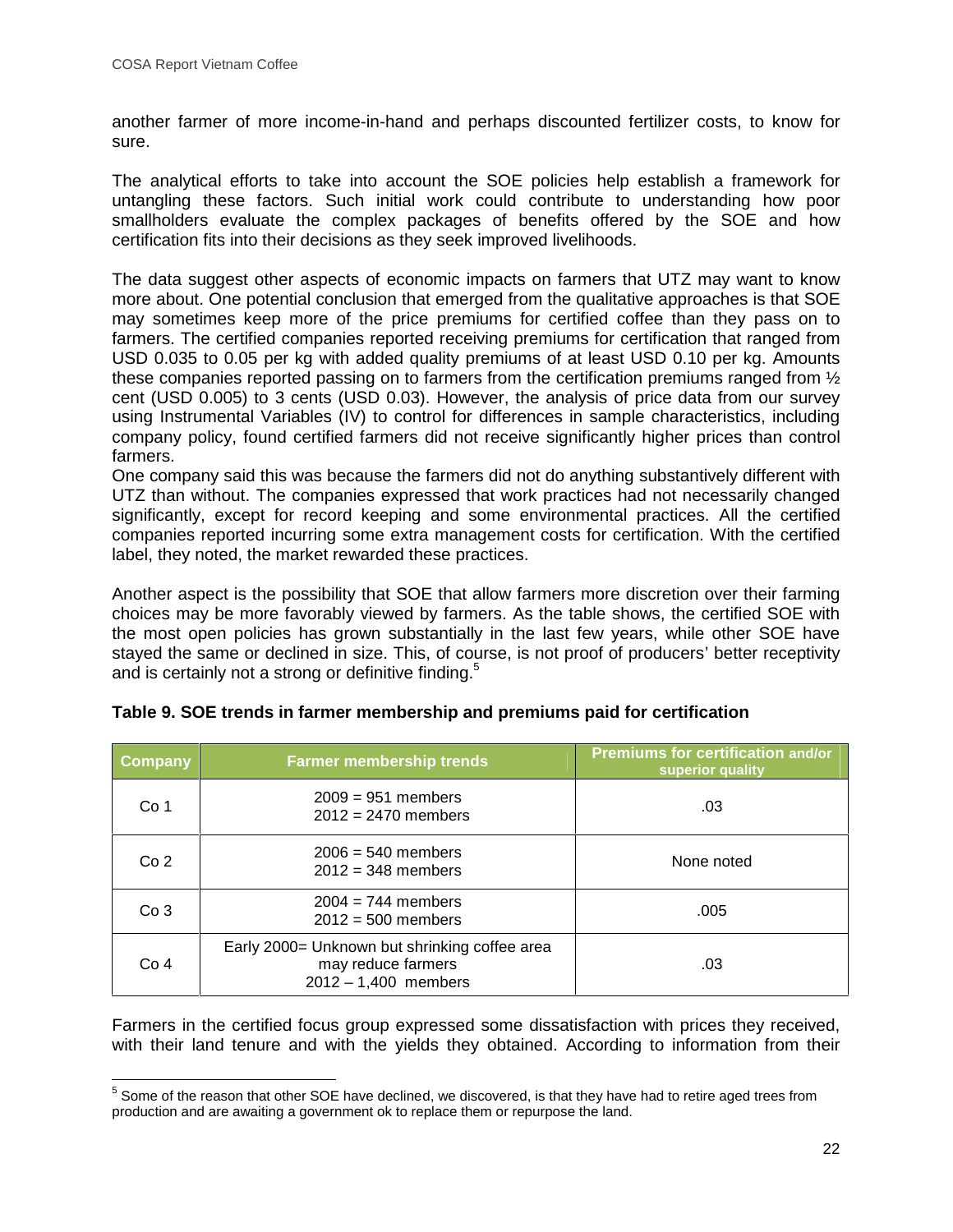another farmer of more income-in-hand and perhaps discounted fertilizer costs, to know for sure.

The analytical efforts to take into account the SOE policies help establish a framework for untangling these factors. Such initial work could contribute to understanding how poor smallholders evaluate the complex packages of benefits offered by the SOE and how certification fits into their decisions as they seek improved livelihoods.

The data suggest other aspects of economic impacts on farmers that UTZ may want to know more about. One potential conclusion that emerged from the qualitative approaches is that SOE may sometimes keep more of the price premiums for certified coffee than they pass on to farmers. The certified companies reported receiving premiums for certification that ranged from USD 0.035 to 0.05 per kg with added quality premiums of at least USD 0.10 per kg. Amounts these companies reported passing on to farmers from the certification premiums ranged from ½ cent (USD 0.005) to 3 cents (USD 0.03). However, the analysis of price data from our survey using Instrumental Variables (IV) to control for differences in sample characteristics, including company policy, found certified farmers did not receive significantly higher prices than control farmers.

One company said this was because the farmers did not do anything substantively different with UTZ than without. The companies expressed that work practices had not necessarily changed significantly, except for record keeping and some environmental practices. All the certified companies reported incurring some extra management costs for certification. With the certified label, they noted, the market rewarded these practices.

Another aspect is the possibility that SOE that allow farmers more discretion over their farming choices may be more favorably viewed by farmers. As the table shows, the certified SOE with the most open policies has grown substantially in the last few years, while other SOE have stayed the same or declined in size. This, of course, is not proof of producers' better receptivity and is certainly not a strong or definitive finding.[5]

**Table 9. SOE trends in farmer membership and premiums paid for certification**

| Company | Farmer membership trends | Premiums for certification and/or superior quality |
|---|---|---|
| Co 1 | 2009 = 951 members<br>2012 = 2470 members | .03 |
| Co 2 | 2006 = 540 members<br>2012 = 348 members | None noted |
| Co 3 | 2004 = 744 members<br>2012 = 500 members | .005 |
| Co 4 | Early 2000= Unknown but shrinking coffee area may reduce farmers<br>2012 – 1,400 members | .03 |

Farmers in the certified focus group expressed some dissatisfaction with prices they received, with their land tenure and with the yields they obtained. According to information from their

[5] Some of the reason that other SOE have declined, we discovered, is that they have had to retire aged trees from production and are awaiting a government ok to replace them or repurpose the land.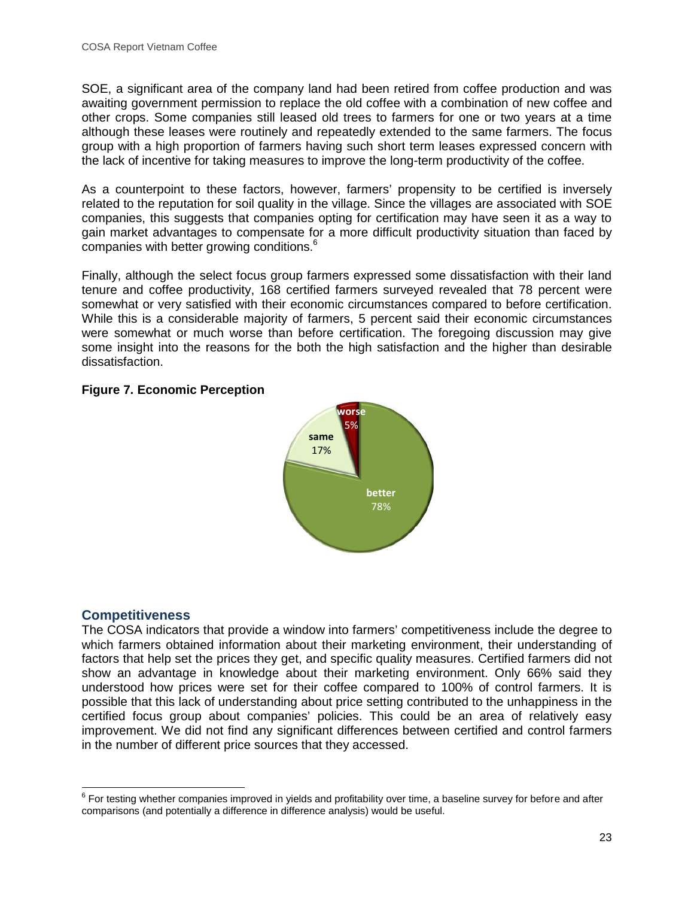SOE, a significant area of the company land had been retired from coffee production and was awaiting government permission to replace the old coffee with a combination of new coffee and other crops. Some companies still leased old trees to farmers for one or two years at a time although these leases were routinely and repeatedly extended to the same farmers. The focus group with a high proportion of farmers having such short term leases expressed concern with the lack of incentive for taking measures to improve the long-term productivity of the coffee.

As a counterpoint to these factors, however, farmers' propensity to be certified is inversely related to the reputation for soil quality in the village. Since the villages are associated with SOE companies, this suggests that companies opting for certification may have seen it as a way to gain market advantages to compensate for a more difficult productivity situation than faced by companies with better growing conditions.[6]

Finally, although the select focus group farmers expressed some dissatisfaction with their land tenure and coffee productivity, 168 certified farmers surveyed revealed that 78 percent were somewhat or very satisfied with their economic circumstances compared to before certification. While this is a considerable majority of farmers, 5 percent said their economic circumstances were somewhat or much worse than before certification. The foregoing discussion may give some insight into the reasons for the both the high satisfaction and the higher than desirable dissatisfaction.

**Figure 7. Economic Perception**

| Category | Share |
|---|---|
| better | 78% |
| same | 17% |
| worse | 5% |

## Competitiveness

The COSA indicators that provide a window into farmers' competitiveness include the degree to which farmers obtained information about their marketing environment, their understanding of factors that help set the prices they get, and specific quality measures. Certified farmers did not show an advantage in knowledge about their marketing environment. Only 66% said they understood how prices were set for their coffee compared to 100% of control farmers. It is possible that this lack of understanding about price setting contributed to the unhappiness in the certified focus group about companies' policies. This could be an area of relatively easy improvement. We did not find any significant differences between certified and control farmers in the number of different price sources that they accessed.

[6] For testing whether companies improved in yields and profitability over time, a baseline survey for before and after comparisons (and potentially a difference in difference analysis) would be useful.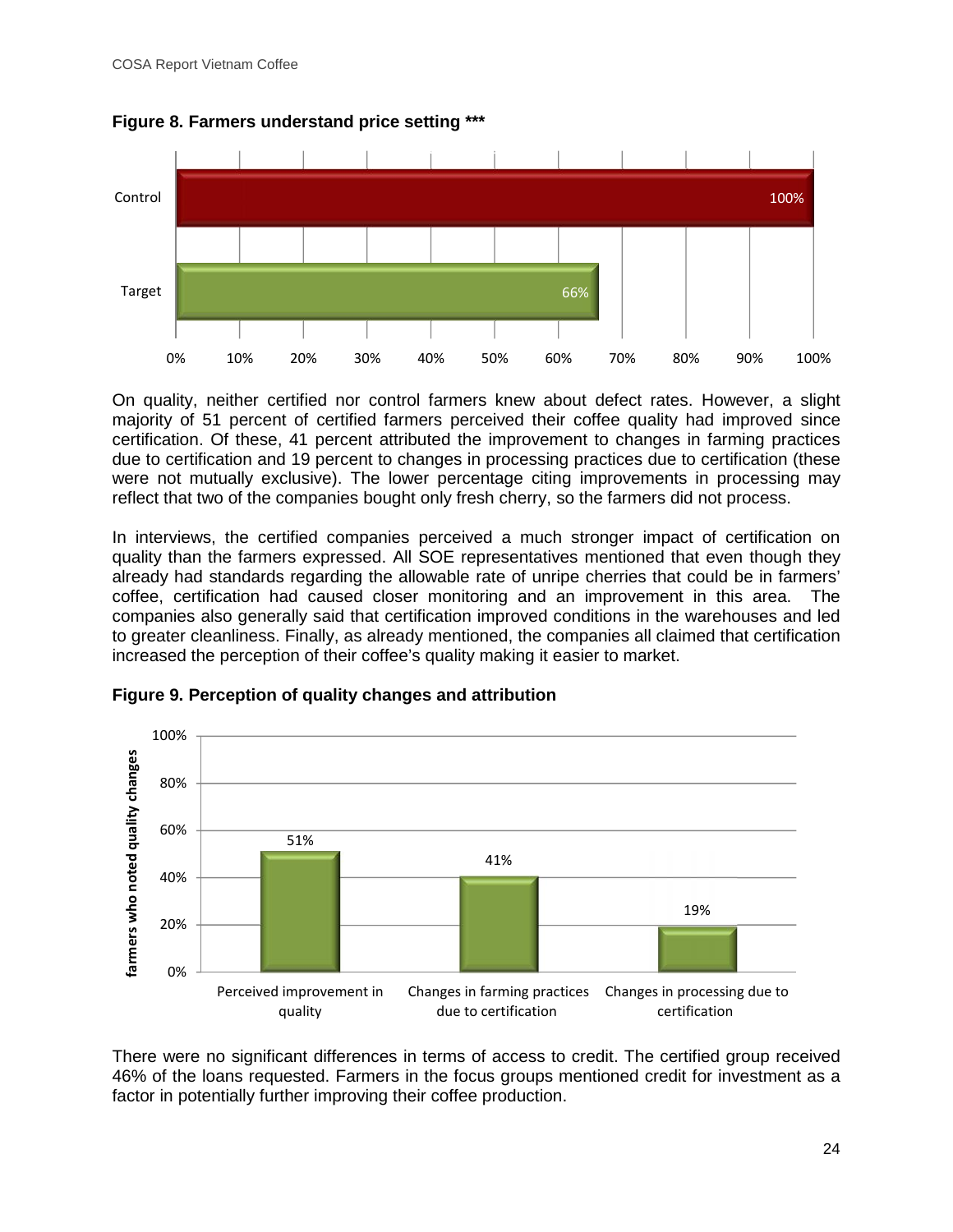**Figure 8. Farmers understand price setting *****

On quality, neither certified nor control farmers knew about defect rates. However, a slight majority of 51 percent of certified farmers perceived their coffee quality had improved since certification. Of these, 41 percent attributed the improvement to changes in farming practices due to certification and 19 percent to changes in processing practices due to certification (these were not mutually exclusive). The lower percentage citing improvements in processing may reflect that two of the companies bought only fresh cherry, so the farmers did not process.

In interviews, the certified companies perceived a much stronger impact of certification on quality than the farmers expressed. All SOE representatives mentioned that even though they already had standards regarding the allowable rate of unripe cherries that could be in farmers' coffee, certification had caused closer monitoring and an improvement in this area. The companies also generally said that certification improved conditions in the warehouses and led to greater cleanliness. Finally, as already mentioned, the companies all claimed that certification increased the perception of their coffee's quality making it easier to market.

**Figure 9. Perception of quality changes and attribution**

There were no significant differences in terms of access to credit. The certified group received 46% of the loans requested. Farmers in the focus groups mentioned credit for investment as a factor in potentially further improving their coffee production.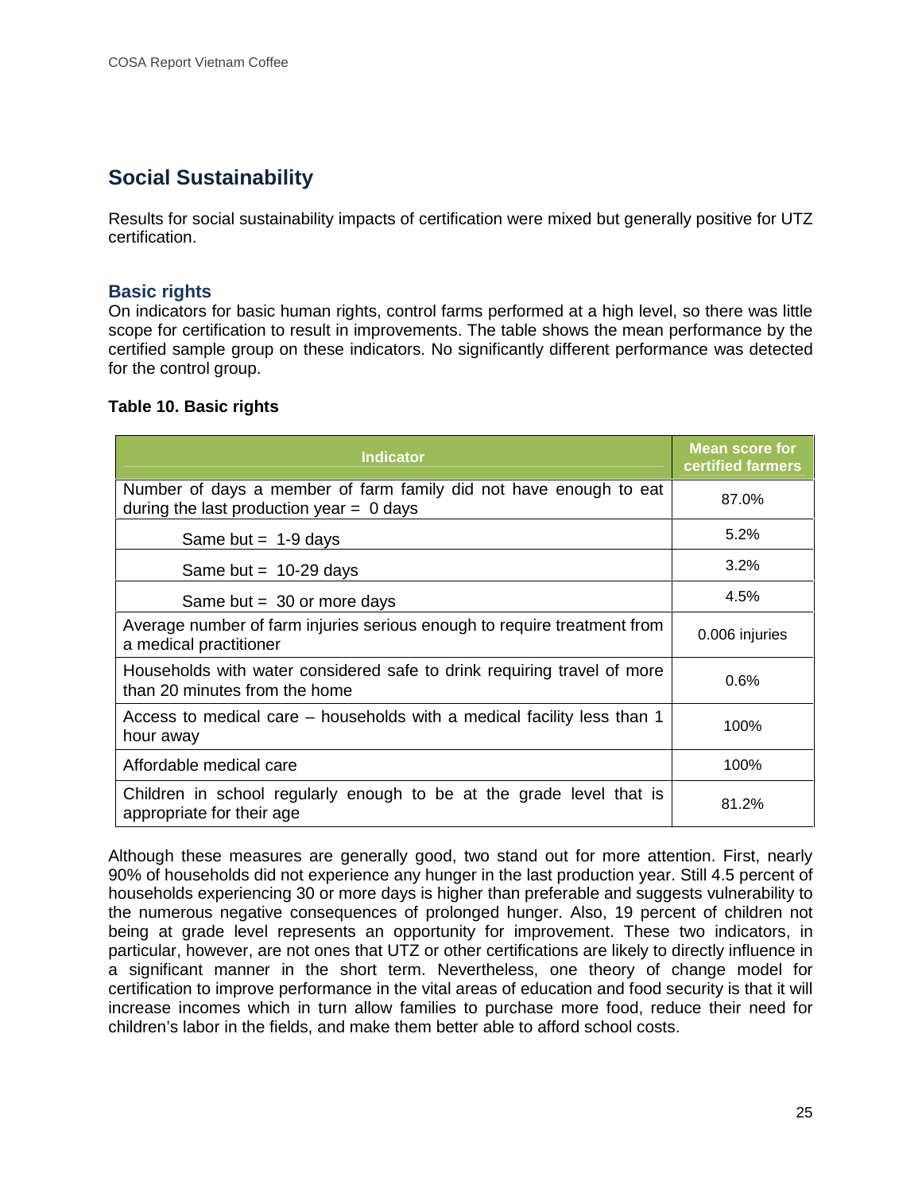## Social Sustainability

Results for social sustainability impacts of certification were mixed but generally positive for UTZ certification.

### Basic rights

On indicators for basic human rights, control farms performed at a high level, so there was little scope for certification to result in improvements. The table shows the mean performance by the certified sample group on these indicators. No significantly different performance was detected for the control group.

**Table 10. Basic rights**

| Indicator | Mean score for certified farmers |
|---|---|
| Number of days a member of farm family did not have enough to eat during the last production year = 0 days | 87.0% |
| Same but = 1-9 days | 5.2% |
| Same but = 10-29 days | 3.2% |
| Same but = 30 or more days | 4.5% |
| Average number of farm injuries serious enough to require treatment from a medical practitioner | 0.006 injuries |
| Households with water considered safe to drink requiring travel of more than 20 minutes from the home | 0.6% |
| Access to medical care – households with a medical facility less than 1 hour away | 100% |
| Affordable medical care | 100% |
| Children in school regularly enough to be at the grade level that is appropriate for their age | 81.2% |

Although these measures are generally good, two stand out for more attention. First, nearly 90% of households did not experience any hunger in the last production year. Still 4.5 percent of households experiencing 30 or more days is higher than preferable and suggests vulnerability to the numerous negative consequences of prolonged hunger. Also, 19 percent of children not being at grade level represents an opportunity for improvement. These two indicators, in particular, however, are not ones that UTZ or other certifications are likely to directly influence in a significant manner in the short term. Nevertheless, one theory of change model for certification to improve performance in the vital areas of education and food security is that it will increase incomes which in turn allow families to purchase more food, reduce their need for children's labor in the fields, and make them better able to afford school costs.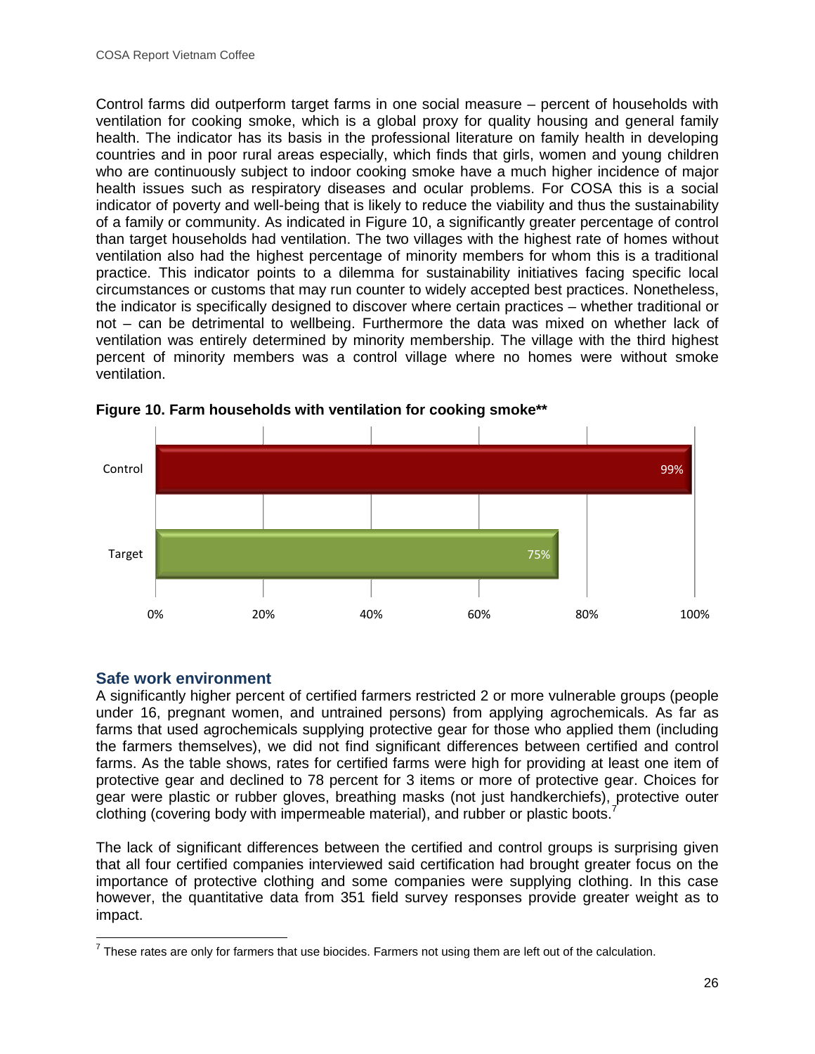Control farms did outperform target farms in one social measure – percent of households with ventilation for cooking smoke, which is a global proxy for quality housing and general family health. The indicator has its basis in the professional literature on family health in developing countries and in poor rural areas especially, which finds that girls, women and young children who are continuously subject to indoor cooking smoke have a much higher incidence of major health issues such as respiratory diseases and ocular problems. For COSA this is a social indicator of poverty and well-being that is likely to reduce the viability and thus the sustainability of a family or community. As indicated in Figure 10, a significantly greater percentage of control than target households had ventilation. The two villages with the highest rate of homes without ventilation also had the highest percentage of minority members for whom this is a traditional practice. This indicator points to a dilemma for sustainability initiatives facing specific local circumstances or customs that may run counter to widely accepted best practices. Nonetheless, the indicator is specifically designed to discover where certain practices – whether traditional or not – can be detrimental to wellbeing. Furthermore the data was mixed on whether lack of ventilation was entirely determined by minority membership. The village with the third highest percent of minority members was a control village where no homes were without smoke ventilation.

**Figure 10. Farm households with ventilation for cooking smoke\*\***

| Group | Percent |
|---|---|
| Control | 99% |
| Target | 75% |

## Safe work environment

A significantly higher percent of certified farmers restricted 2 or more vulnerable groups (people under 16, pregnant women, and untrained persons) from applying agrochemicals. As far as farms that used agrochemicals supplying protective gear for those who applied them (including the farmers themselves), we did not find significant differences between certified and control farms. As the table shows, rates for certified farms were high for providing at least one item of protective gear and declined to 78 percent for 3 items or more of protective gear. Choices for gear were plastic or rubber gloves, breathing masks (not just handkerchiefs), protective outer clothing (covering body with impermeable material), and rubber or plastic boots.[7]

The lack of significant differences between the certified and control groups is surprising given that all four certified companies interviewed said certification had brought greater focus on the importance of protective clothing and some companies were supplying clothing. In this case however, the quantitative data from 351 field survey responses provide greater weight as to impact.

[7] These rates are only for farmers that use biocides. Farmers not using them are left out of the calculation.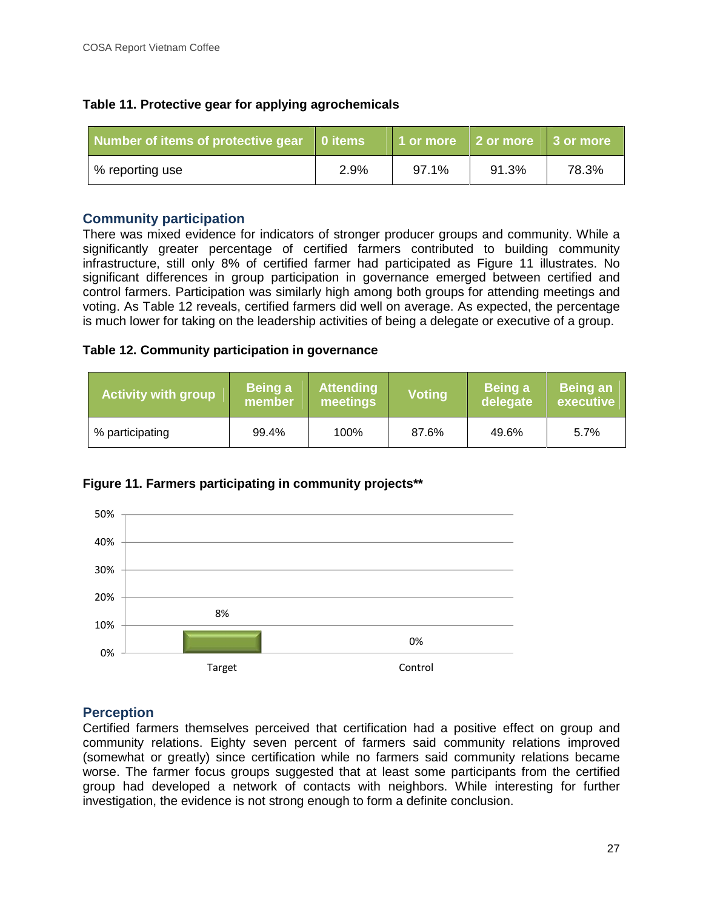**Table 11. Protective gear for applying agrochemicals**

| Number of items of protective gear | 0 items | 1 or more | 2 or more | 3 or more |
|---|---|---|---|---|
| % reporting use | 2.9% | 97.1% | 91.3% | 78.3% |

## Community participation

There was mixed evidence for indicators of stronger producer groups and community. While a significantly greater percentage of certified farmers contributed to building community infrastructure, still only 8% of certified farmer had participated as Figure 11 illustrates. No significant differences in group participation in governance emerged between certified and control farmers. Participation was similarly high among both groups for attending meetings and voting. As Table 12 reveals, certified farmers did well on average. As expected, the percentage is much lower for taking on the leadership activities of being a delegate or executive of a group.

**Table 12. Community participation in governance**

| Activity with group | Being a member | Attending meetings | Voting | Being a delegate | Being an executive |
|---|---|---|---|---|---|
| % participating | 99.4% | 100% | 87.6% | 49.6% | 5.7% |

**Figure 11. Farmers participating in community projects****

| | Target | Control |
|---|---|---|
| % participating | 8% | 0% |

## Perception

Certified farmers themselves perceived that certification had a positive effect on group and community relations. Eighty seven percent of farmers said community relations improved (somewhat or greatly) since certification while no farmers said community relations became worse. The farmer focus groups suggested that at least some participants from the certified group had developed a network of contacts with neighbors. While interesting for further investigation, the evidence is not strong enough to form a definite conclusion.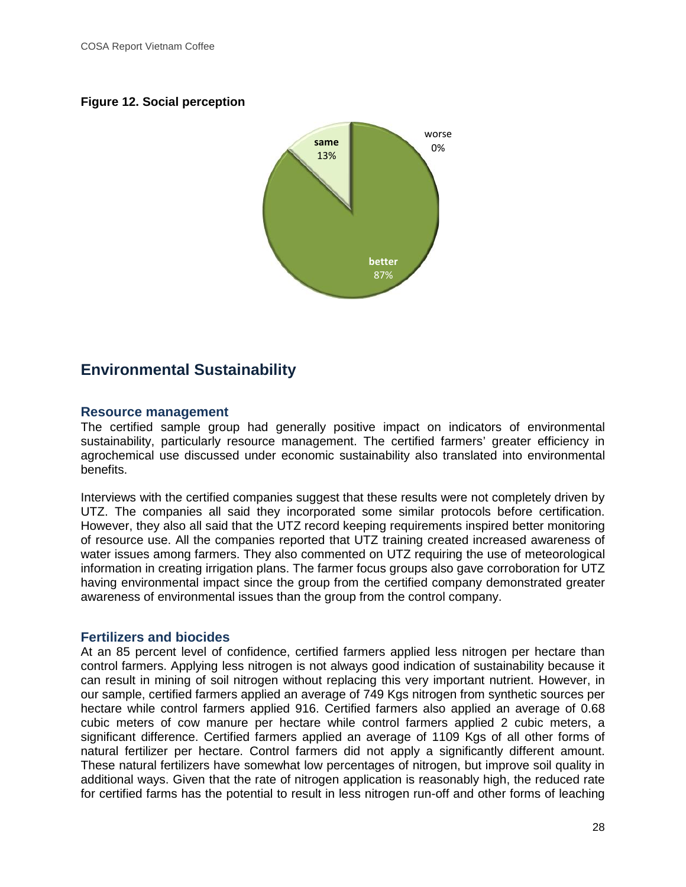**Figure 12. Social perception**

## Environmental Sustainability

### Resource management

The certified sample group had generally positive impact on indicators of environmental sustainability, particularly resource management. The certified farmers' greater efficiency in agrochemical use discussed under economic sustainability also translated into environmental benefits.

Interviews with the certified companies suggest that these results were not completely driven by UTZ. The companies all said they incorporated some similar protocols before certification. However, they also all said that the UTZ record keeping requirements inspired better monitoring of resource use. All the companies reported that UTZ training created increased awareness of water issues among farmers. They also commented on UTZ requiring the use of meteorological information in creating irrigation plans. The farmer focus groups also gave corroboration for UTZ having environmental impact since the group from the certified company demonstrated greater awareness of environmental issues than the group from the control company.

### Fertilizers and biocides

At an 85 percent level of confidence, certified farmers applied less nitrogen per hectare than control farmers. Applying less nitrogen is not always good indication of sustainability because it can result in mining of soil nitrogen without replacing this very important nutrient. However, in our sample, certified farmers applied an average of 749 Kgs nitrogen from synthetic sources per hectare while control farmers applied 916. Certified farmers also applied an average of 0.68 cubic meters of cow manure per hectare while control farmers applied 2 cubic meters, a significant difference. Certified farmers applied an average of 1109 Kgs of all other forms of natural fertilizer per hectare. Control farmers did not apply a significantly different amount. These natural fertilizers have somewhat low percentages of nitrogen, but improve soil quality in additional ways. Given that the rate of nitrogen application is reasonably high, the reduced rate for certified farms has the potential to result in less nitrogen run-off and other forms of leaching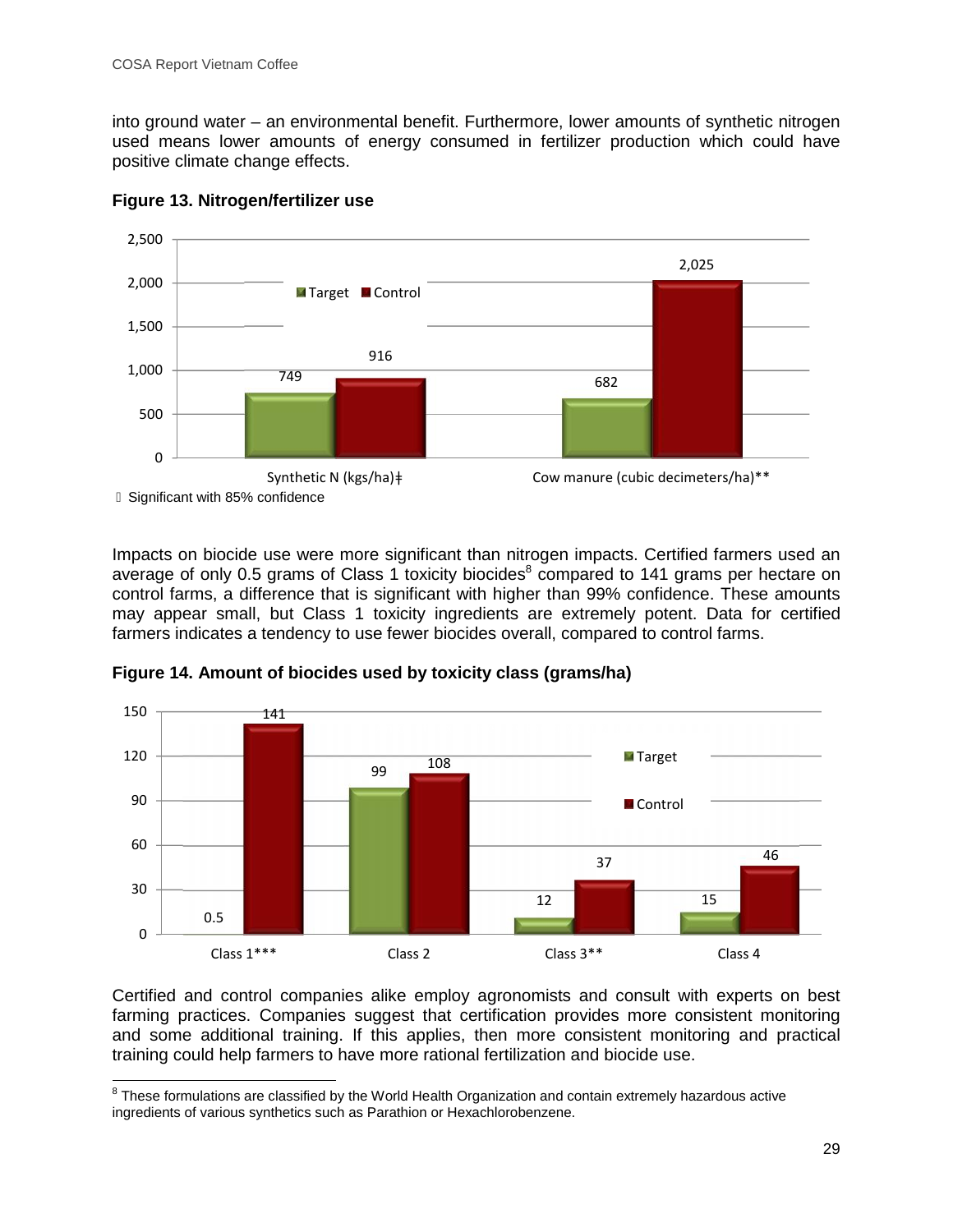into ground water – an environmental benefit. Furthermore, lower amounts of synthetic nitrogen used means lower amounts of energy consumed in fertilizer production which could have positive climate change effects.

**Figure 13. Nitrogen/fertilizer use**

| | Target | Control |
|---|---|---|
| Synthetic N (kgs/ha)‡ | 749 | 916 |
| Cow manure (cubic decimeters/ha)** | 682 | 2,025 |

‡ Significant with 85% confidence

Impacts on biocide use were more significant than nitrogen impacts. Certified farmers used an average of only 0.5 grams of Class 1 toxicity biocides[8] compared to 141 grams per hectare on control farms, a difference that is significant with higher than 99% confidence. These amounts may appear small, but Class 1 toxicity ingredients are extremely potent. Data for certified farmers indicates a tendency to use fewer biocides overall, compared to control farms.

**Figure 14. Amount of biocides used by toxicity class (grams/ha)**

| | Target | Control |
|---|---|---|
| Class 1*** | 0.5 | 141 |
| Class 2 | 99 | 108 |
| Class 3** | 12 | 37 |
| Class 4 | 15 | 46 |

Certified and control companies alike employ agronomists and consult with experts on best farming practices. Companies suggest that certification provides more consistent monitoring and some additional training. If this applies, then more consistent monitoring and practical training could help farmers to have more rational fertilization and biocide use.

[8] These formulations are classified by the World Health Organization and contain extremely hazardous active ingredients of various synthetics such as Parathion or Hexachlorobenzene.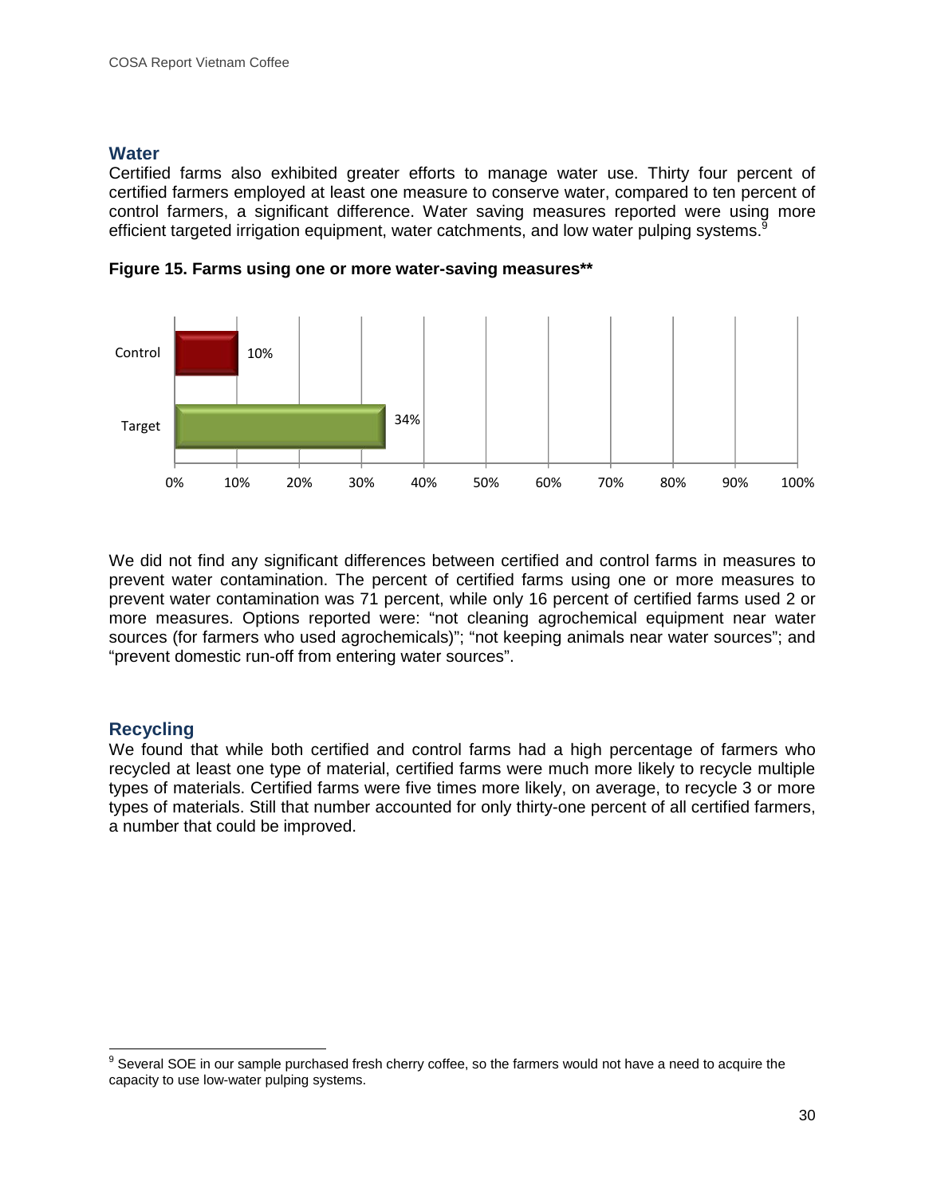## Water

Certified farms also exhibited greater efforts to manage water use. Thirty four percent of certified farmers employed at least one measure to conserve water, compared to ten percent of control farmers, a significant difference. Water saving measures reported were using more efficient targeted irrigation equipment, water catchments, and low water pulping systems.[9]

**Figure 15. Farms using one or more water-saving measures****

| | |
|---|---|
| Control | 10% |
| Target | 34% |

We did not find any significant differences between certified and control farms in measures to prevent water contamination. The percent of certified farms using one or more measures to prevent water contamination was 71 percent, while only 16 percent of certified farms used 2 or more measures. Options reported were: "not cleaning agrochemical equipment near water sources (for farmers who used agrochemicals)"; "not keeping animals near water sources"; and "prevent domestic run-off from entering water sources".

## Recycling

We found that while both certified and control farms had a high percentage of farmers who recycled at least one type of material, certified farms were much more likely to recycle multiple types of materials. Certified farms were five times more likely, on average, to recycle 3 or more types of materials. Still that number accounted for only thirty-one percent of all certified farmers, a number that could be improved.

---

[9] Several SOE in our sample purchased fresh cherry coffee, so the farmers would not have a need to acquire the capacity to use low-water pulping systems.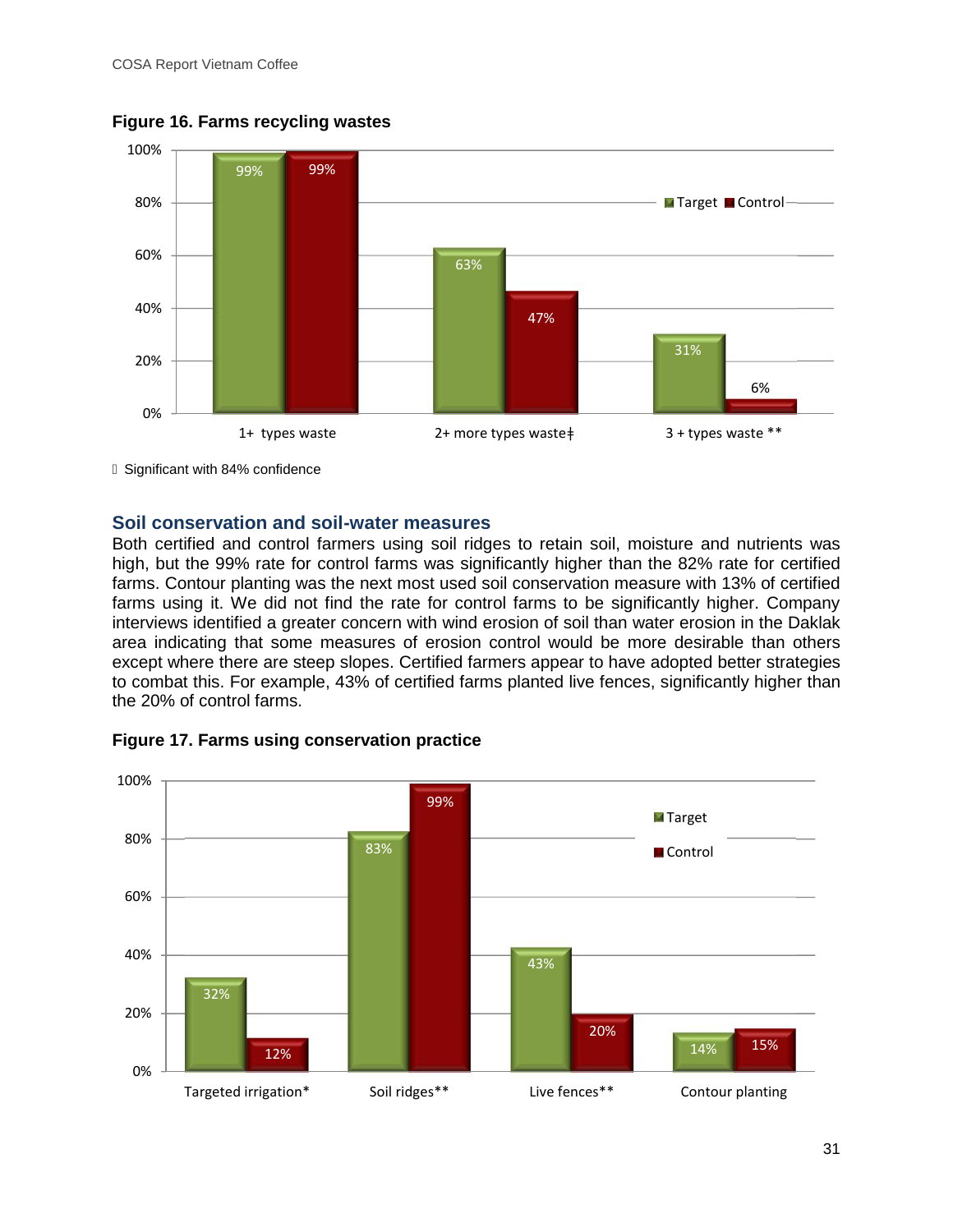**Figure 16. Farms recycling wastes**

| | Target | Control |
|---|---|---|
| 1+ types waste | 99% | 99% |
| 2+ more types waste‡ | 63% | 47% |
| 3 + types waste ** | 31% | 6% |

 Significant with 84% confidence

## Soil conservation and soil-water measures

Both certified and control farmers using soil ridges to retain soil, moisture and nutrients was high, but the 99% rate for control farms was significantly higher than the 82% rate for certified farms. Contour planting was the next most used soil conservation measure with 13% of certified farms using it. We did not find the rate for control farms to be significantly higher. Company interviews identified a greater concern with wind erosion of soil than water erosion in the Daklak area indicating that some measures of erosion control would be more desirable than others except where there are steep slopes. Certified farmers appear to have adopted better strategies to combat this. For example, 43% of certified farms planted live fences, significantly higher than the 20% of control farms.

**Figure 17. Farms using conservation practice**

| | Target | Control |
|---|---|---|
| Targeted irrigation* | 32% | 12% |
| Soil ridges** | 83% | 99% |
| Live fences** | 43% | 20% |
| Contour planting | 14% | 15% |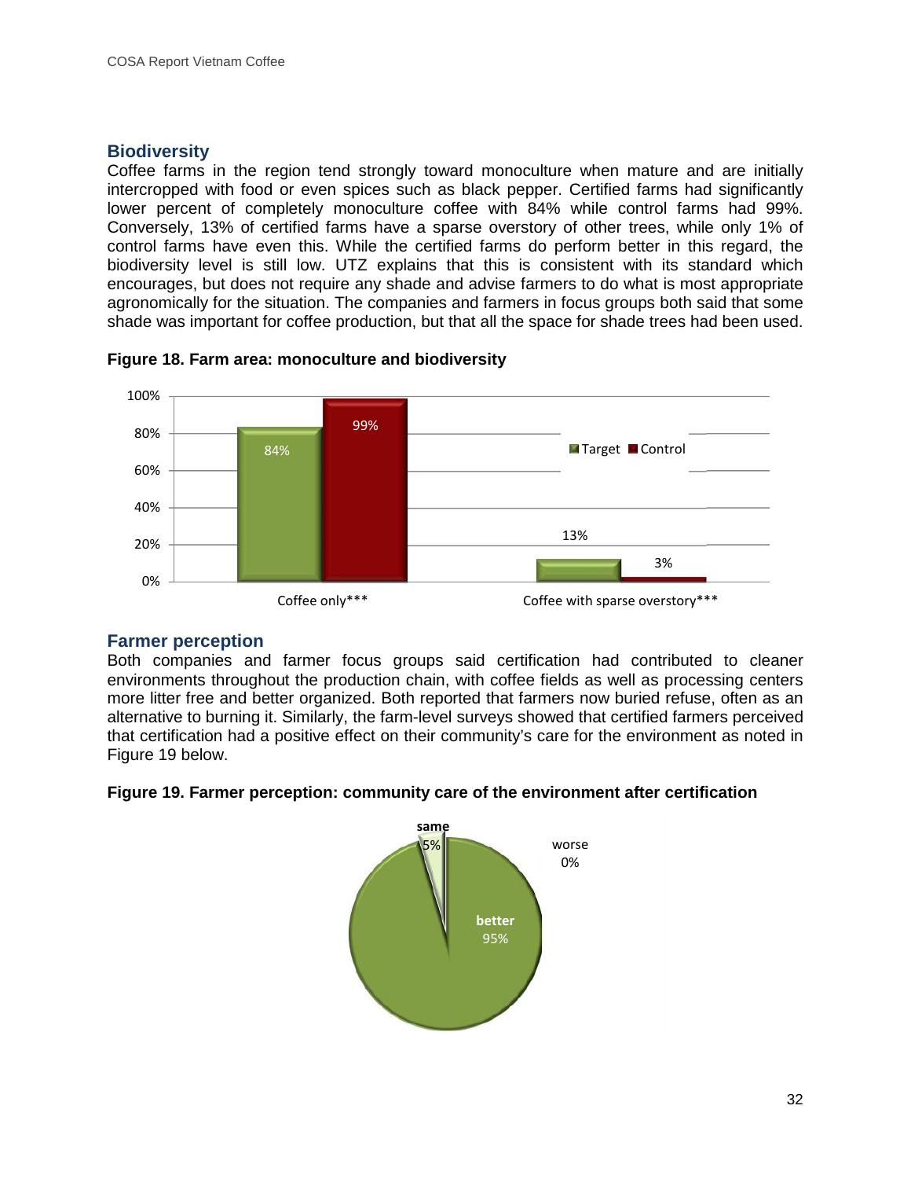## Biodiversity

Coffee farms in the region tend strongly toward monoculture when mature and are initially intercropped with food or even spices such as black pepper. Certified farms had significantly lower percent of completely monoculture coffee with 84% while control farms had 99%. Conversely, 13% of certified farms have a sparse overstory of other trees, while only 1% of control farms have even this. While the certified farms do perform better in this regard, the biodiversity level is still low. UTZ explains that this is consistent with its standard which encourages, but does not require any shade and advise farmers to do what is most appropriate agronomically for the situation. The companies and farmers in focus groups both said that some shade was important for coffee production, but that all the space for shade trees had been used.

**Figure 18. Farm area: monoculture and biodiversity**

| | Target | Control |
|---|---|---|
| Coffee only*** | 84% | 99% |
| Coffee with sparse overstory*** | 13% | 3% |

## Farmer perception

Both companies and farmer focus groups said certification had contributed to cleaner environments throughout the production chain, with coffee fields as well as processing centers more litter free and better organized. Both reported that farmers now buried refuse, often as an alternative to burning it. Similarly, the farm-level surveys showed that certified farmers perceived that certification had a positive effect on their community's care for the environment as noted in Figure 19 below.

**Figure 19. Farmer perception: community care of the environment after certification**

| Response | Share |
|---|---|
| better | 95% |
| same | 5% |
| worse | 0% |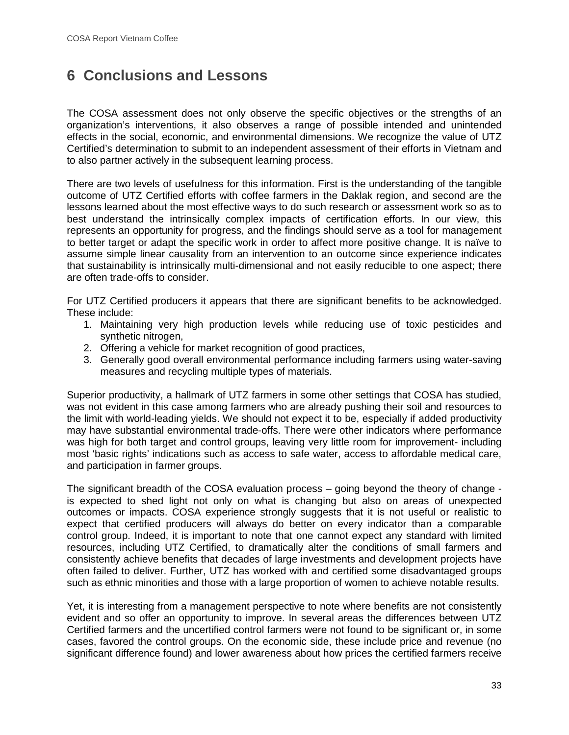# 6 Conclusions and Lessons

The COSA assessment does not only observe the specific objectives or the strengths of an organization's interventions, it also observes a range of possible intended and unintended effects in the social, economic, and environmental dimensions. We recognize the value of UTZ Certified's determination to submit to an independent assessment of their efforts in Vietnam and to also partner actively in the subsequent learning process.

There are two levels of usefulness for this information. First is the understanding of the tangible outcome of UTZ Certified efforts with coffee farmers in the Daklak region, and second are the lessons learned about the most effective ways to do such research or assessment work so as to best understand the intrinsically complex impacts of certification efforts. In our view, this represents an opportunity for progress, and the findings should serve as a tool for management to better target or adapt the specific work in order to affect more positive change. It is naïve to assume simple linear causality from an intervention to an outcome since experience indicates that sustainability is intrinsically multi-dimensional and not easily reducible to one aspect; there are often trade-offs to consider.

For UTZ Certified producers it appears that there are significant benefits to be acknowledged. These include:

1. Maintaining very high production levels while reducing use of toxic pesticides and synthetic nitrogen,
2. Offering a vehicle for market recognition of good practices,
3. Generally good overall environmental performance including farmers using water-saving measures and recycling multiple types of materials.

Superior productivity, a hallmark of UTZ farmers in some other settings that COSA has studied, was not evident in this case among farmers who are already pushing their soil and resources to the limit with world-leading yields. We should not expect it to be, especially if added productivity may have substantial environmental trade-offs. There were other indicators where performance was high for both target and control groups, leaving very little room for improvement- including most 'basic rights' indications such as access to safe water, access to affordable medical care, and participation in farmer groups.

The significant breadth of the COSA evaluation process – going beyond the theory of change - is expected to shed light not only on what is changing but also on areas of unexpected outcomes or impacts. COSA experience strongly suggests that it is not useful or realistic to expect that certified producers will always do better on every indicator than a comparable control group. Indeed, it is important to note that one cannot expect any standard with limited resources, including UTZ Certified, to dramatically alter the conditions of small farmers and consistently achieve benefits that decades of large investments and development projects have often failed to deliver. Further, UTZ has worked with and certified some disadvantaged groups such as ethnic minorities and those with a large proportion of women to achieve notable results.

Yet, it is interesting from a management perspective to note where benefits are not consistently evident and so offer an opportunity to improve. In several areas the differences between UTZ Certified farmers and the uncertified control farmers were not found to be significant or, in some cases, favored the control groups. On the economic side, these include price and revenue (no significant difference found) and lower awareness about how prices the certified farmers receive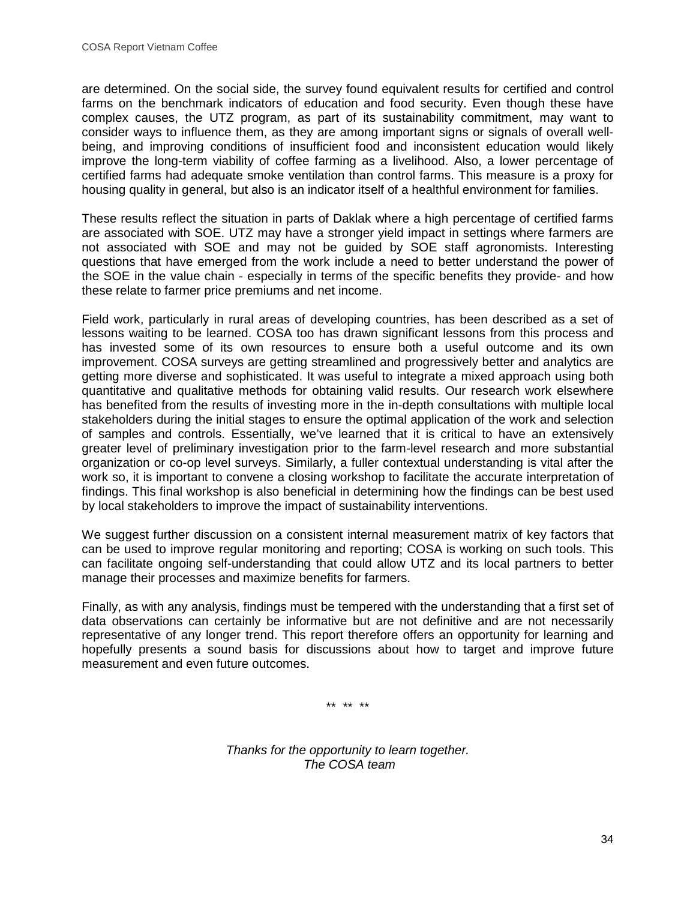are determined. On the social side, the survey found equivalent results for certified and control farms on the benchmark indicators of education and food security. Even though these have complex causes, the UTZ program, as part of its sustainability commitment, may want to consider ways to influence them, as they are among important signs or signals of overall well-being, and improving conditions of insufficient food and inconsistent education would likely improve the long-term viability of coffee farming as a livelihood. Also, a lower percentage of certified farms had adequate smoke ventilation than control farms. This measure is a proxy for housing quality in general, but also is an indicator itself of a healthful environment for families.

These results reflect the situation in parts of Daklak where a high percentage of certified farms are associated with SOE. UTZ may have a stronger yield impact in settings where farmers are not associated with SOE and may not be guided by SOE staff agronomists. Interesting questions that have emerged from the work include a need to better understand the power of the SOE in the value chain - especially in terms of the specific benefits they provide- and how these relate to farmer price premiums and net income.

Field work, particularly in rural areas of developing countries, has been described as a set of lessons waiting to be learned. COSA too has drawn significant lessons from this process and has invested some of its own resources to ensure both a useful outcome and its own improvement. COSA surveys are getting streamlined and progressively better and analytics are getting more diverse and sophisticated. It was useful to integrate a mixed approach using both quantitative and qualitative methods for obtaining valid results. Our research work elsewhere has benefited from the results of investing more in the in-depth consultations with multiple local stakeholders during the initial stages to ensure the optimal application of the work and selection of samples and controls. Essentially, we've learned that it is critical to have an extensively greater level of preliminary investigation prior to the farm-level research and more substantial organization or co-op level surveys. Similarly, a fuller contextual understanding is vital after the work so, it is important to convene a closing workshop to facilitate the accurate interpretation of findings. This final workshop is also beneficial in determining how the findings can be best used by local stakeholders to improve the impact of sustainability interventions.

We suggest further discussion on a consistent internal measurement matrix of key factors that can be used to improve regular monitoring and reporting; COSA is working on such tools. This can facilitate ongoing self-understanding that could allow UTZ and its local partners to better manage their processes and maximize benefits for farmers.

Finally, as with any analysis, findings must be tempered with the understanding that a first set of data observations can certainly be informative but are not definitive and are not necessarily representative of any longer trend. This report therefore offers an opportunity for learning and hopefully presents a sound basis for discussions about how to target and improve future measurement and even future outcomes.

** ** **

*Thanks for the opportunity to learn together.*
*The COSA team*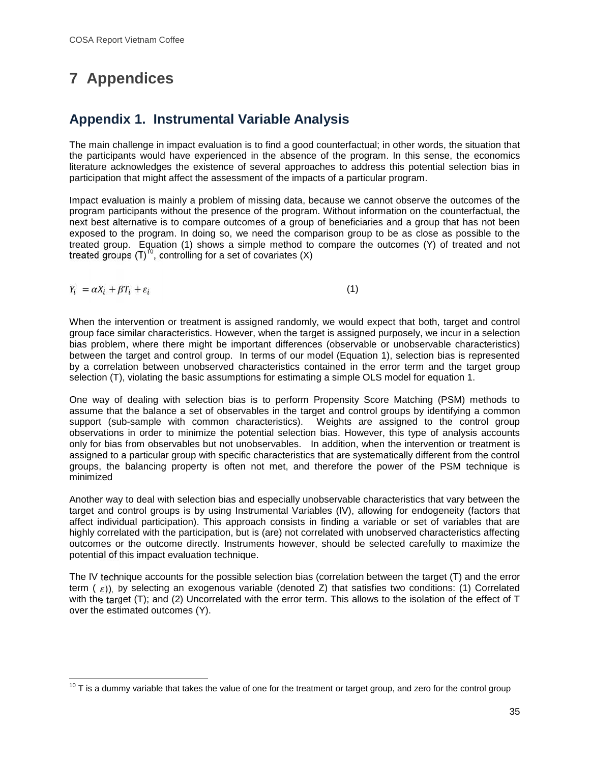# 7 Appendices

## Appendix 1. Instrumental Variable Analysis

The main challenge in impact evaluation is to find a good counterfactual; in other words, the situation that the participants would have experienced in the absence of the program. In this sense, the economics literature acknowledges the existence of several approaches to address this potential selection bias in participation that might affect the assessment of the impacts of a particular program.

Impact evaluation is mainly a problem of missing data, because we cannot observe the outcomes of the program participants without the presence of the program. Without information on the counterfactual, the next best alternative is to compare outcomes of a group of beneficiaries and a group that has not been exposed to the program. In doing so, we need the comparison group to be as close as possible to the treated group. Equation (1) shows a simple method to compare the outcomes (Y) of treated and not treated groups (T)[10], controlling for a set of covariates (X)

$$Y_i = \alpha X_i + \beta T_i + \varepsilon_i \qquad (1)$$

When the intervention or treatment is assigned randomly, we would expect that both, target and control group face similar characteristics. However, when the target is assigned purposely, we incur in a selection bias problem, where there might be important differences (observable or unobservable characteristics) between the target and control group. In terms of our model (Equation 1), selection bias is represented by a correlation between unobserved characteristics contained in the error term and the target group selection (T), violating the basic assumptions for estimating a simple OLS model for equation 1.

One way of dealing with selection bias is to perform Propensity Score Matching (PSM) methods to assume that the balance a set of observables in the target and control groups by identifying a common support (sub-sample with common characteristics). Weights are assigned to the control group observations in order to minimize the potential selection bias. However, this type of analysis accounts only for bias from observables but not unobservables. In addition, when the intervention or treatment is assigned to a particular group with specific characteristics that are systematically different from the control groups, the balancing property is often not met, and therefore the power of the PSM technique is minimized

Another way to deal with selection bias and especially unobservable characteristics that vary between the target and control groups is by using Instrumental Variables (IV), allowing for endogeneity (factors that affect individual participation). This approach consists in finding a variable or set of variables that are highly correlated with the participation, but is (are) not correlated with unobserved characteristics affecting outcomes or the outcome directly. Instruments however, should be selected carefully to maximize the potential of this impact evaluation technique.

The IV technique accounts for the possible selection bias (correlation between the target (T) and the error term ( $\varepsilon$)), by selecting an exogenous variable (denoted Z) that satisfies two conditions: (1) Correlated with the target (T); and (2) Uncorrelated with the error term. This allows to the isolation of the effect of T over the estimated outcomes (Y).

[10] T is a dummy variable that takes the value of one for the treatment or target group, and zero for the control group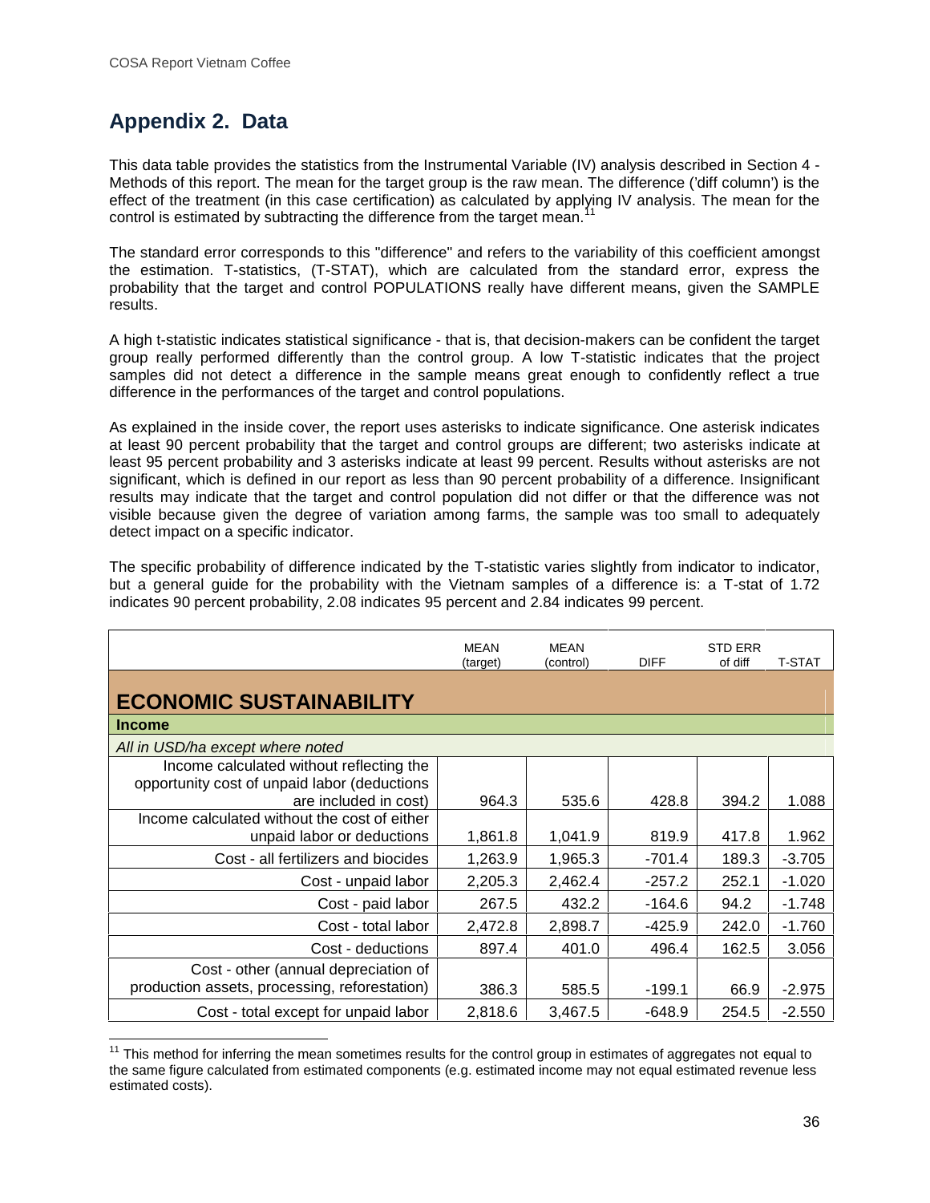## Appendix 2. Data

This data table provides the statistics from the Instrumental Variable (IV) analysis described in Section 4 - Methods of this report. The mean for the target group is the raw mean. The difference ('diff column') is the effect of the treatment (in this case certification) as calculated by applying IV analysis. The mean for the control is estimated by subtracting the difference from the target mean.[11]

The standard error corresponds to this "difference" and refers to the variability of this coefficient amongst the estimation. T-statistics, (T-STAT), which are calculated from the standard error, express the probability that the target and control POPULATIONS really have different means, given the SAMPLE results.

A high t-statistic indicates statistical significance - that is, that decision-makers can be confident the target group really performed differently than the control group. A low T-statistic indicates that the project samples did not detect a difference in the sample means great enough to confidently reflect a true difference in the performances of the target and control populations.

As explained in the inside cover, the report uses asterisks to indicate significance. One asterisk indicates at least 90 percent probability that the target and control groups are different; two asterisks indicate at least 95 percent probability and 3 asterisks indicate at least 99 percent. Results without asterisks are not significant, which is defined in our report as less than 90 percent probability of a difference. Insignificant results may indicate that the target and control population did not differ or that the difference was not visible because given the degree of variation among farms, the sample was too small to adequately detect impact on a specific indicator.

The specific probability of difference indicated by the T-statistic varies slightly from indicator to indicator, but a general guide for the probability with the Vietnam samples of a difference is: a T-stat of 1.72 indicates 90 percent probability, 2.08 indicates 95 percent and 2.84 indicates 99 percent.

| | MEAN (target) | MEAN (control) | DIFF | STD ERR of diff | T-STAT |
|---|---|---|---|---|---|
| **ECONOMIC SUSTAINABILITY** | | | | | |
| **Income** | | | | | |
| *All in USD/ha except where noted* | | | | | |
| Income calculated without reflecting the opportunity cost of unpaid labor (deductions are included in cost) | 964.3 | 535.6 | 428.8 | 394.2 | 1.088 |
| Income calculated without the cost of either unpaid labor or deductions | 1,861.8 | 1,041.9 | 819.9 | 417.8 | 1.962 |
| Cost - all fertilizers and biocides | 1,263.9 | 1,965.3 | -701.4 | 189.3 | -3.705 |
| Cost - unpaid labor | 2,205.3 | 2,462.4 | -257.2 | 252.1 | -1.020 |
| Cost - paid labor | 267.5 | 432.2 | -164.6 | 94.2 | -1.748 |
| Cost - total labor | 2,472.8 | 2,898.7 | -425.9 | 242.0 | -1.760 |
| Cost - deductions | 897.4 | 401.0 | 496.4 | 162.5 | 3.056 |
| Cost - other (annual depreciation of production assets, processing, reforestation) | 386.3 | 585.5 | -199.1 | 66.9 | -2.975 |
| Cost - total except for unpaid labor | 2,818.6 | 3,467.5 | -648.9 | 254.5 | -2.550 |

[11] This method for inferring the mean sometimes results for the control group in estimates of aggregates not equal to the same figure calculated from estimated components (e.g. estimated income may not equal estimated revenue less estimated costs).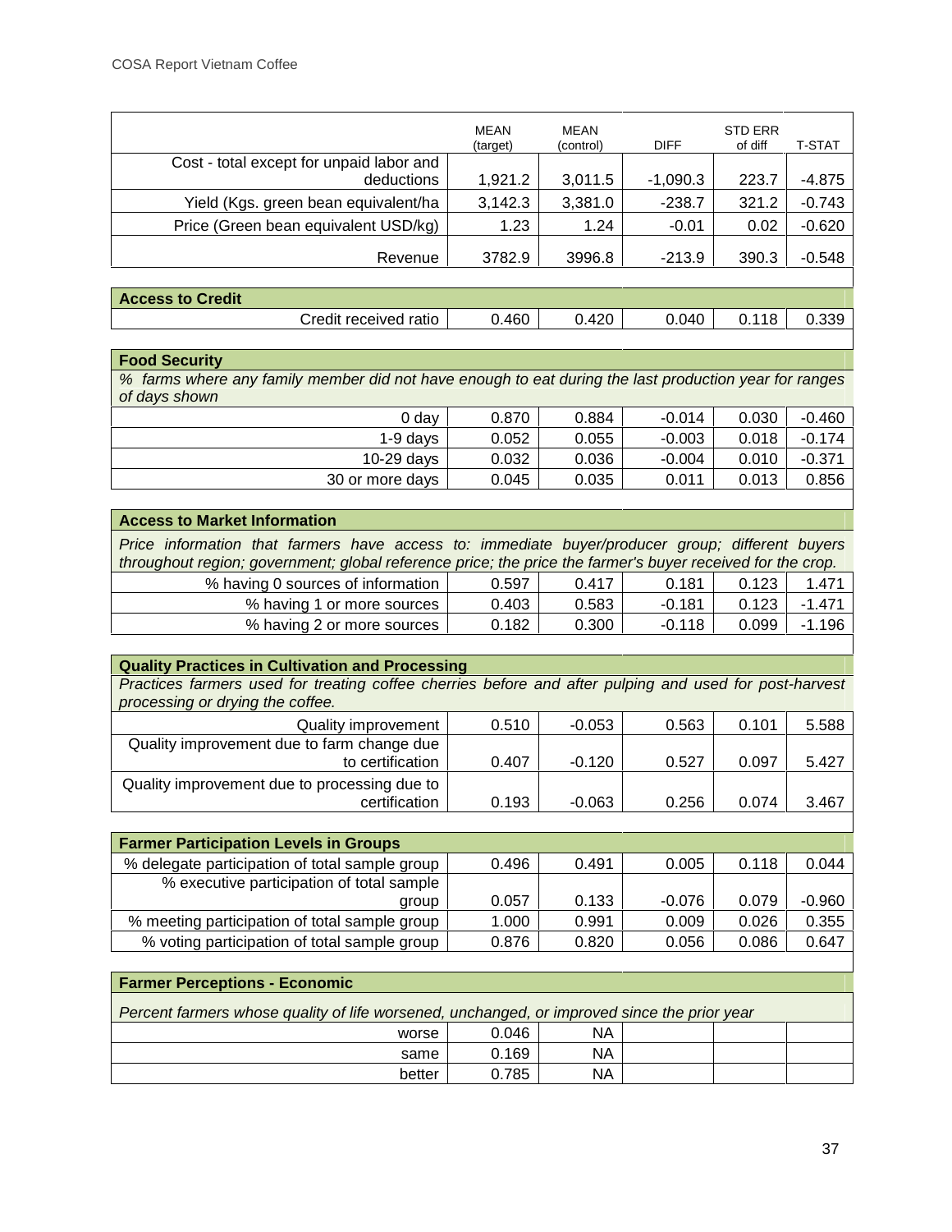| | MEAN (target) | MEAN (control) | DIFF | STD ERR of diff | T-STAT |
|---|---|---|---|---|---|
| Cost - total except for unpaid labor and deductions | 1,921.2 | 3,011.5 | -1,090.3 | 223.7 | -4.875 |
| Yield (Kgs. green bean equivalent/ha | 3,142.3 | 3,381.0 | -238.7 | 321.2 | -0.743 |
| Price (Green bean equivalent USD/kg) | 1.23 | 1.24 | -0.01 | 0.02 | -0.620 |
| Revenue | 3782.9 | 3996.8 | -213.9 | 390.3 | -0.548 |
| **Access to Credit** | | | | | |
| Credit received ratio | 0.460 | 0.420 | 0.040 | 0.118 | 0.339 |
| **Food Security** | | | | | |
| *% farms where any family member did not have enough to eat during the last production year for ranges of days shown* | | | | | |
| 0 day | 0.870 | 0.884 | -0.014 | 0.030 | -0.460 |
| 1-9 days | 0.052 | 0.055 | -0.003 | 0.018 | -0.174 |
| 10-29 days | 0.032 | 0.036 | -0.004 | 0.010 | -0.371 |
| 30 or more days | 0.045 | 0.035 | 0.011 | 0.013 | 0.856 |
| **Access to Market Information** | | | | | |
| *Price information that farmers have access to: immediate buyer/producer group; different buyers throughout region; government; global reference price; the price the farmer's buyer received for the crop.* | | | | | |
| % having 0 sources of information | 0.597 | 0.417 | 0.181 | 0.123 | 1.471 |
| % having 1 or more sources | 0.403 | 0.583 | -0.181 | 0.123 | -1.471 |
| % having 2 or more sources | 0.182 | 0.300 | -0.118 | 0.099 | -1.196 |
| **Quality Practices in Cultivation and Processing** | | | | | |
| *Practices farmers used for treating coffee cherries before and after pulping and used for post-harvest processing or drying the coffee.* | | | | | |
| Quality improvement | 0.510 | -0.053 | 0.563 | 0.101 | 5.588 |
| Quality improvement due to farm change due to certification | 0.407 | -0.120 | 0.527 | 0.097 | 5.427 |
| Quality improvement due to processing due to certification | 0.193 | -0.063 | 0.256 | 0.074 | 3.467 |
| **Farmer Participation Levels in Groups** | | | | | |
| % delegate participation of total sample group | 0.496 | 0.491 | 0.005 | 0.118 | 0.044 |
| % executive participation of total sample group | 0.057 | 0.133 | -0.076 | 0.079 | -0.960 |
| % meeting participation of total sample group | 1.000 | 0.991 | 0.009 | 0.026 | 0.355 |
| % voting participation of total sample group | 0.876 | 0.820 | 0.056 | 0.086 | 0.647 |
| **Farmer Perceptions - Economic** | | | | | |
| *Percent farmers whose quality of life worsened, unchanged, or improved since the prior year* | | | | | |
| worse | 0.046 | NA | | | |
| same | 0.169 | NA | | | |
| better | 0.785 | NA | | | |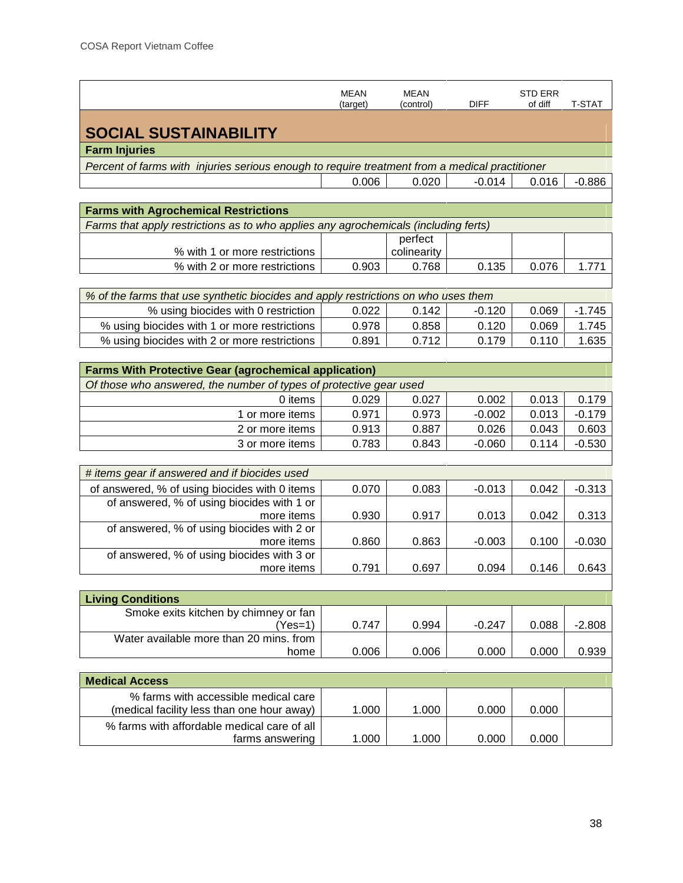| | MEAN (target) | MEAN (control) | DIFF | STD ERR of diff | T-STAT |
|---|---|---|---|---|---|
| **SOCIAL SUSTAINABILITY** | | | | | |
| **Farm Injuries** | | | | | |
| *Percent of farms with injuries serious enough to require treatment from a medical practitioner* | | | | | |
| | 0.006 | 0.020 | -0.014 | 0.016 | -0.886 |
| **Farms with Agrochemical Restrictions** | | | | | |
| *Farms that apply restrictions as to who applies any agrochemicals (including ferts)* | | | | | |
| % with 1 or more restrictions | | perfect colinearity | | | |
| % with 2 or more restrictions | 0.903 | 0.768 | 0.135 | 0.076 | 1.771 |
| *% of the farms that use synthetic biocides and apply restrictions on who uses them* | | | | | |
| % using biocides with 0 restriction | 0.022 | 0.142 | -0.120 | 0.069 | -1.745 |
| % using biocides with 1 or more restrictions | 0.978 | 0.858 | 0.120 | 0.069 | 1.745 |
| % using biocides with 2 or more restrictions | 0.891 | 0.712 | 0.179 | 0.110 | 1.635 |
| **Farms With Protective Gear (agrochemical application)** | | | | | |
| *Of those who answered, the number of types of protective gear used* | | | | | |
| 0 items | 0.029 | 0.027 | 0.002 | 0.013 | 0.179 |
| 1 or more items | 0.971 | 0.973 | -0.002 | 0.013 | -0.179 |
| 2 or more items | 0.913 | 0.887 | 0.026 | 0.043 | 0.603 |
| 3 or more items | 0.783 | 0.843 | -0.060 | 0.114 | -0.530 |
| *# items gear if answered and if biocides used* | | | | | |
| of answered, % of using biocides with 0 items | 0.070 | 0.083 | -0.013 | 0.042 | -0.313 |
| of answered, % of using biocides with 1 or more items | 0.930 | 0.917 | 0.013 | 0.042 | 0.313 |
| of answered, % of using biocides with 2 or more items | 0.860 | 0.863 | -0.003 | 0.100 | -0.030 |
| of answered, % of using biocides with 3 or more items | 0.791 | 0.697 | 0.094 | 0.146 | 0.643 |
| **Living Conditions** | | | | | |
| Smoke exits kitchen by chimney or fan (Yes=1) | 0.747 | 0.994 | -0.247 | 0.088 | -2.808 |
| Water available more than 20 mins. from home | 0.006 | 0.006 | 0.000 | 0.000 | 0.939 |
| **Medical Access** | | | | | |
| % farms with accessible medical care (medical facility less than one hour away) | 1.000 | 1.000 | 0.000 | 0.000 | |
| % farms with affordable medical care of all farms answering | 1.000 | 1.000 | 0.000 | 0.000 | |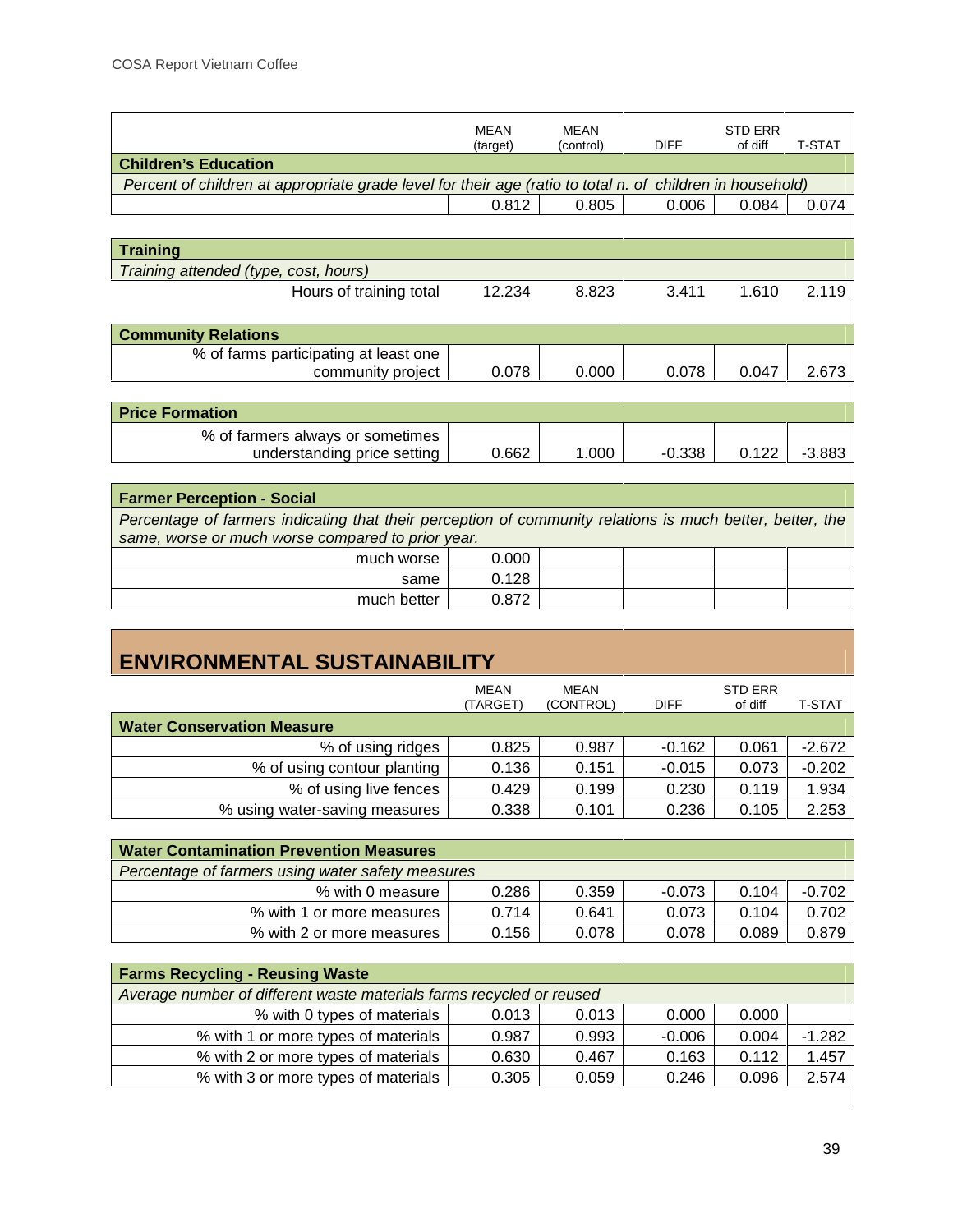| | MEAN (target) | MEAN (control) | DIFF | STD ERR of diff | T-STAT |
|---|---|---|---|---|---|
| **Children's Education** | | | | | |
| *Percent of children at appropriate grade level for their age (ratio to total n. of children in household)* | | | | | |
| | 0.812 | 0.805 | 0.006 | 0.084 | 0.074 |
| **Training** | | | | | |
| *Training attended (type, cost, hours)* | | | | | |
| Hours of training total | 12.234 | 8.823 | 3.411 | 1.610 | 2.119 |
| **Community Relations** | | | | | |
| % of farms participating at least one community project | 0.078 | 0.000 | 0.078 | 0.047 | 2.673 |
| **Price Formation** | | | | | |
| % of farmers always or sometimes understanding price setting | 0.662 | 1.000 | -0.338 | 0.122 | -3.883 |
| **Farmer Perception - Social** | | | | | |
| *Percentage of farmers indicating that their perception of community relations is much better, better, the same, worse or much worse compared to prior year.* | | | | | |
| much worse | 0.000 | | | | |
| same | 0.128 | | | | |
| much better | 0.872 | | | | |

## ENVIRONMENTAL SUSTAINABILITY

| | MEAN (TARGET) | MEAN (CONTROL) | DIFF | STD ERR of diff | T-STAT |
|---|---|---|---|---|---|
| **Water Conservation Measure** | | | | | |
| % of using ridges | 0.825 | 0.987 | -0.162 | 0.061 | -2.672 |
| % of using contour planting | 0.136 | 0.151 | -0.015 | 0.073 | -0.202 |
| % of using live fences | 0.429 | 0.199 | 0.230 | 0.119 | 1.934 |
| % using water-saving measures | 0.338 | 0.101 | 0.236 | 0.105 | 2.253 |
| **Water Contamination Prevention Measures** | | | | | |
| *Percentage of farmers using water safety measures* | | | | | |
| % with 0 measure | 0.286 | 0.359 | -0.073 | 0.104 | -0.702 |
| % with 1 or more measures | 0.714 | 0.641 | 0.073 | 0.104 | 0.702 |
| % with 2 or more measures | 0.156 | 0.078 | 0.078 | 0.089 | 0.879 |
| **Farms Recycling - Reusing Waste** | | | | | |
| *Average number of different waste materials farms recycled or reused* | | | | | |
| % with 0 types of materials | 0.013 | 0.013 | 0.000 | 0.000 | |
| % with 1 or more types of materials | 0.987 | 0.993 | -0.006 | 0.004 | -1.282 |
| % with 2 or more types of materials | 0.630 | 0.467 | 0.163 | 0.112 | 1.457 |
| % with 3 or more types of materials | 0.305 | 0.059 | 0.246 | 0.096 | 2.574 |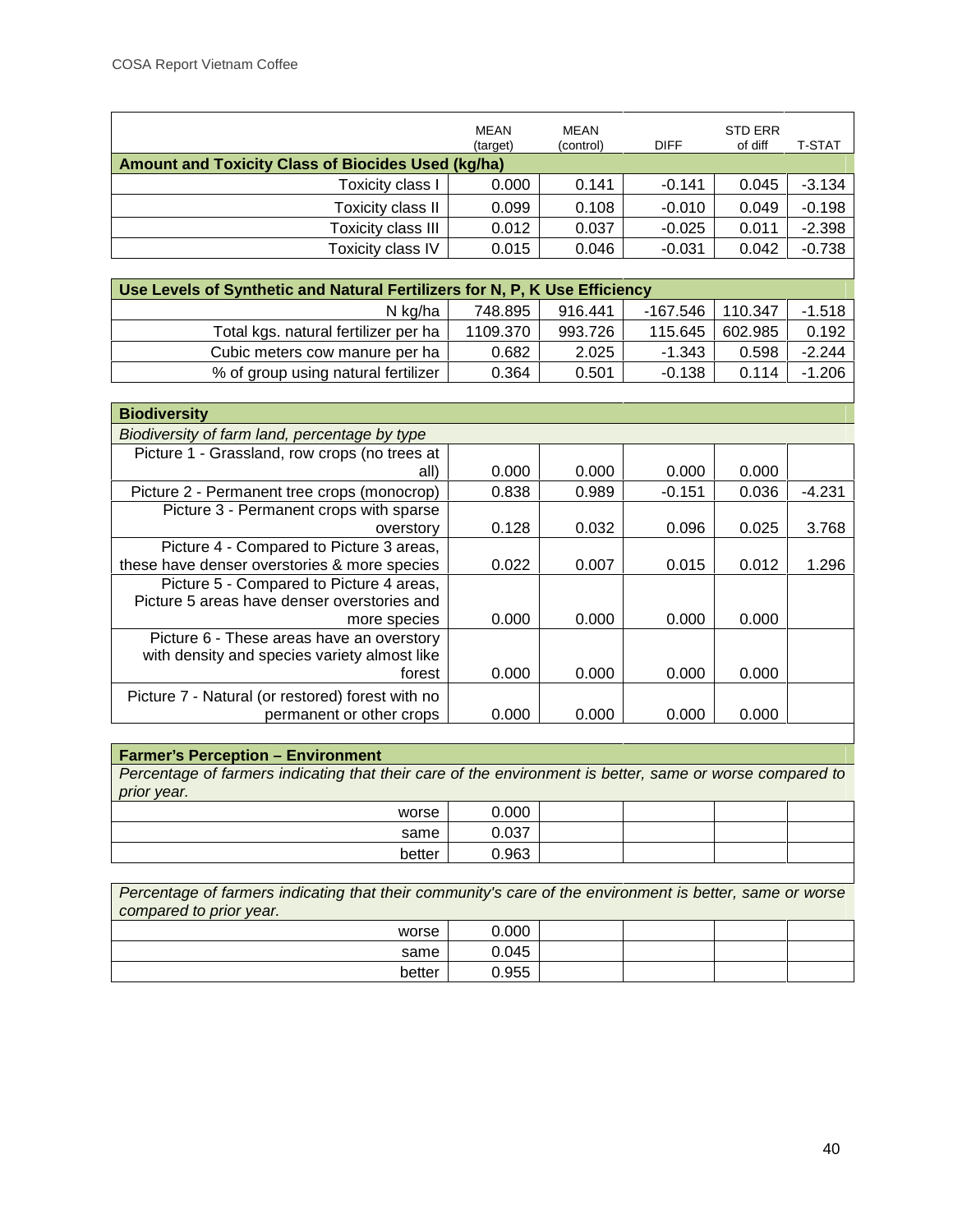| | MEAN (target) | MEAN (control) | DIFF | STD ERR of diff | T-STAT |
|---|---|---|---|---|---|
| **Amount and Toxicity Class of Biocides Used (kg/ha)** | | | | | |
| Toxicity class I | 0.000 | 0.141 | -0.141 | 0.045 | -3.134 |
| Toxicity class II | 0.099 | 0.108 | -0.010 | 0.049 | -0.198 |
| Toxicity class III | 0.012 | 0.037 | -0.025 | 0.011 | -2.398 |
| Toxicity class IV | 0.015 | 0.046 | -0.031 | 0.042 | -0.738 |
| **Use Levels of Synthetic and Natural Fertilizers for N, P, K Use Efficiency** | | | | | |
| N kg/ha | 748.895 | 916.441 | -167.546 | 110.347 | -1.518 |
| Total kgs. natural fertilizer per ha | 1109.370 | 993.726 | 115.645 | 602.985 | 0.192 |
| Cubic meters cow manure per ha | 0.682 | 2.025 | -1.343 | 0.598 | -2.244 |
| % of group using natural fertilizer | 0.364 | 0.501 | -0.138 | 0.114 | -1.206 |
| **Biodiversity** | | | | | |
| *Biodiversity of farm land, percentage by type* | | | | | |
| Picture 1 - Grassland, row crops (no trees at all) | 0.000 | 0.000 | 0.000 | 0.000 | |
| Picture 2 - Permanent tree crops (monocrop) | 0.838 | 0.989 | -0.151 | 0.036 | -4.231 |
| Picture 3 - Permanent crops with sparse overstory | 0.128 | 0.032 | 0.096 | 0.025 | 3.768 |
| Picture 4 - Compared to Picture 3 areas, these have denser overstories & more species | 0.022 | 0.007 | 0.015 | 0.012 | 1.296 |
| Picture 5 - Compared to Picture 4 areas, Picture 5 areas have denser overstories and more species | 0.000 | 0.000 | 0.000 | 0.000 | |
| Picture 6 - These areas have an overstory with density and species variety almost like forest | 0.000 | 0.000 | 0.000 | 0.000 | |
| Picture 7 - Natural (or restored) forest with no permanent or other crops | 0.000 | 0.000 | 0.000 | 0.000 | |
| **Farmer's Perception – Environment** | | | | | |
| *Percentage of farmers indicating that their care of the environment is better, same or worse compared to prior year.* | | | | | |
| worse | 0.000 | | | | |
| same | 0.037 | | | | |
| better | 0.963 | | | | |
| *Percentage of farmers indicating that their community's care of the environment is better, same or worse compared to prior year.* | | | | | |
| worse | 0.000 | | | | |
| same | 0.045 | | | | |
| better | 0.955 | | | | |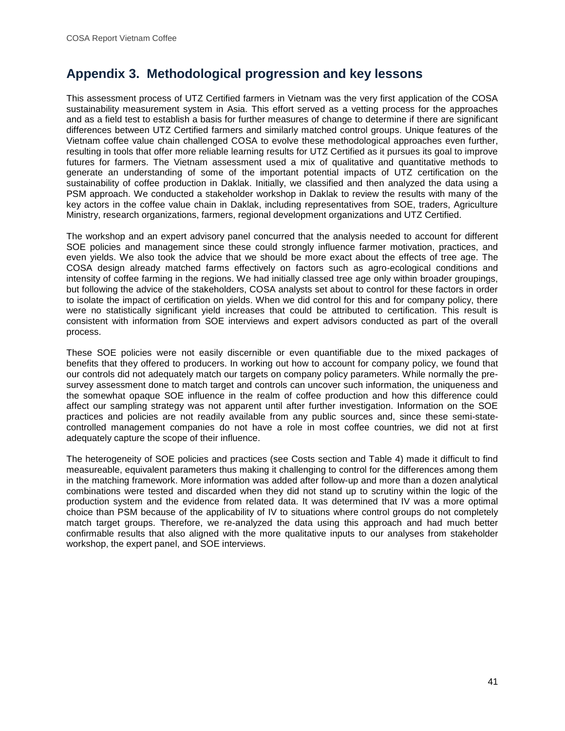## Appendix 3. Methodological progression and key lessons

This assessment process of UTZ Certified farmers in Vietnam was the very first application of the COSA sustainability measurement system in Asia. This effort served as a vetting process for the approaches and as a field test to establish a basis for further measures of change to determine if there are significant differences between UTZ Certified farmers and similarly matched control groups. Unique features of the Vietnam coffee value chain challenged COSA to evolve these methodological approaches even further, resulting in tools that offer more reliable learning results for UTZ Certified as it pursues its goal to improve futures for farmers. The Vietnam assessment used a mix of qualitative and quantitative methods to generate an understanding of some of the important potential impacts of UTZ certification on the sustainability of coffee production in Daklak. Initially, we classified and then analyzed the data using a PSM approach. We conducted a stakeholder workshop in Daklak to review the results with many of the key actors in the coffee value chain in Daklak, including representatives from SOE, traders, Agriculture Ministry, research organizations, farmers, regional development organizations and UTZ Certified.

The workshop and an expert advisory panel concurred that the analysis needed to account for different SOE policies and management since these could strongly influence farmer motivation, practices, and even yields. We also took the advice that we should be more exact about the effects of tree age. The COSA design already matched farms effectively on factors such as agro-ecological conditions and intensity of coffee farming in the regions. We had initially classed tree age only within broader groupings, but following the advice of the stakeholders, COSA analysts set about to control for these factors in order to isolate the impact of certification on yields. When we did control for this and for company policy, there were no statistically significant yield increases that could be attributed to certification. This result is consistent with information from SOE interviews and expert advisors conducted as part of the overall process.

These SOE policies were not easily discernible or even quantifiable due to the mixed packages of benefits that they offered to producers. In working out how to account for company policy, we found that our controls did not adequately match our targets on company policy parameters. While normally the pre-survey assessment done to match target and controls can uncover such information, the uniqueness and the somewhat opaque SOE influence in the realm of coffee production and how this difference could affect our sampling strategy was not apparent until after further investigation. Information on the SOE practices and policies are not readily available from any public sources and, since these semi-state-controlled management companies do not have a role in most coffee countries, we did not at first adequately capture the scope of their influence.

The heterogeneity of SOE policies and practices (see Costs section and Table 4) made it difficult to find measureable, equivalent parameters thus making it challenging to control for the differences among them in the matching framework. More information was added after follow-up and more than a dozen analytical combinations were tested and discarded when they did not stand up to scrutiny within the logic of the production system and the evidence from related data. It was determined that IV was a more optimal choice than PSM because of the applicability of IV to situations where control groups do not completely match target groups. Therefore, we re-analyzed the data using this approach and had much better confirmable results that also aligned with the more qualitative inputs to our analyses from stakeholder workshop, the expert panel, and SOE interviews.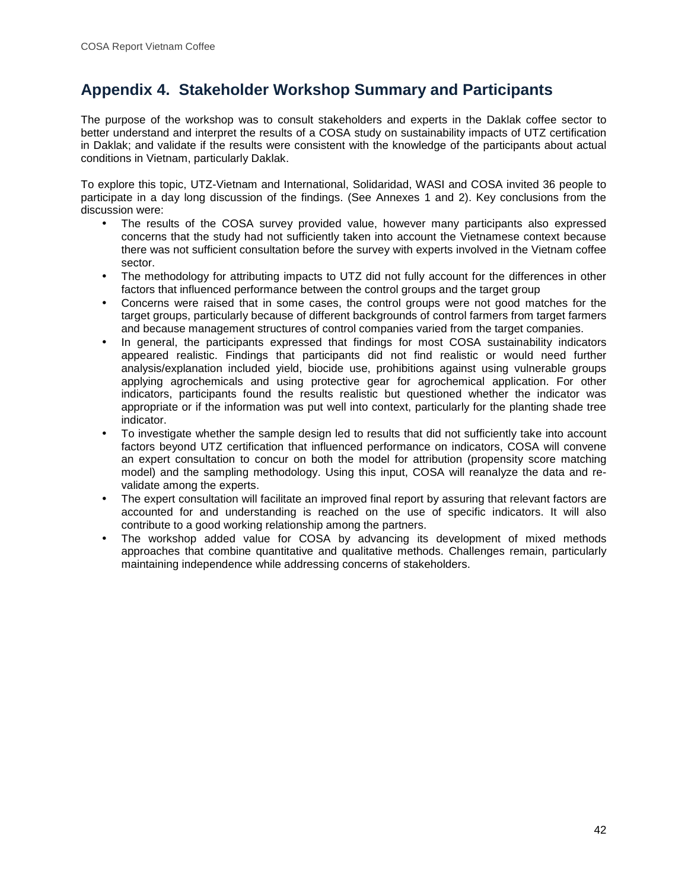# Appendix 4. Stakeholder Workshop Summary and Participants

The purpose of the workshop was to consult stakeholders and experts in the Daklak coffee sector to better understand and interpret the results of a COSA study on sustainability impacts of UTZ certification in Daklak; and validate if the results were consistent with the knowledge of the participants about actual conditions in Vietnam, particularly Daklak.

To explore this topic, UTZ-Vietnam and International, Solidaridad, WASI and COSA invited 36 people to participate in a day long discussion of the findings. (See Annexes 1 and 2). Key conclusions from the discussion were:

- The results of the COSA survey provided value, however many participants also expressed concerns that the study had not sufficiently taken into account the Vietnamese context because there was not sufficient consultation before the survey with experts involved in the Vietnam coffee sector.
- The methodology for attributing impacts to UTZ did not fully account for the differences in other factors that influenced performance between the control groups and the target group
- Concerns were raised that in some cases, the control groups were not good matches for the target groups, particularly because of different backgrounds of control farmers from target farmers and because management structures of control companies varied from the target companies.
- In general, the participants expressed that findings for most COSA sustainability indicators appeared realistic. Findings that participants did not find realistic or would need further analysis/explanation included yield, biocide use, prohibitions against using vulnerable groups applying agrochemicals and using protective gear for agrochemical application. For other indicators, participants found the results realistic but questioned whether the indicator was appropriate or if the information was put well into context, particularly for the planting shade tree indicator.
- To investigate whether the sample design led to results that did not sufficiently take into account factors beyond UTZ certification that influenced performance on indicators, COSA will convene an expert consultation to concur on both the model for attribution (propensity score matching model) and the sampling methodology. Using this input, COSA will reanalyze the data and re-validate among the experts.
- The expert consultation will facilitate an improved final report by assuring that relevant factors are accounted for and understanding is reached on the use of specific indicators. It will also contribute to a good working relationship among the partners.
- The workshop added value for COSA by advancing its development of mixed methods approaches that combine quantitative and qualitative methods. Challenges remain, particularly maintaining independence while addressing concerns of stakeholders.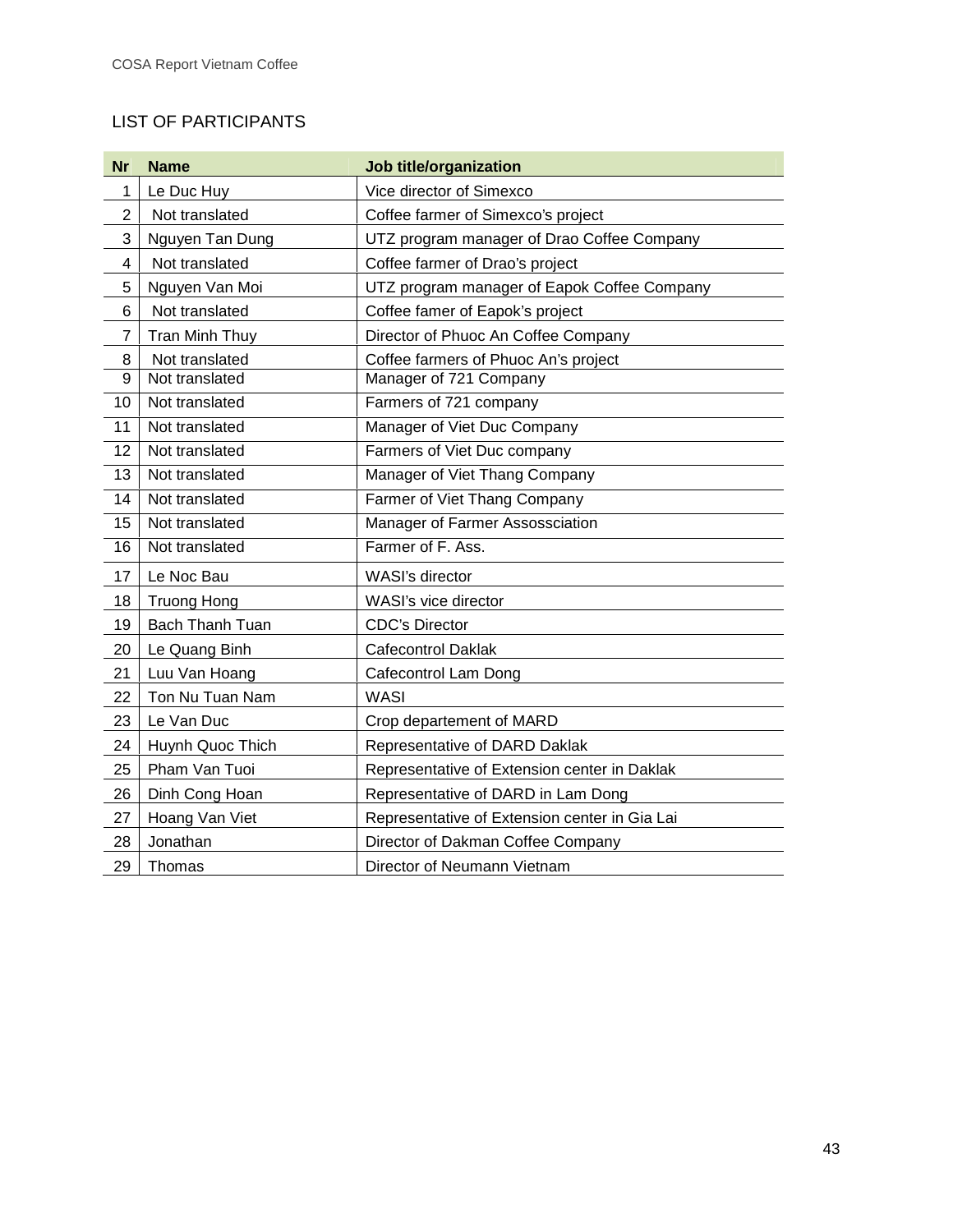## LIST OF PARTICIPANTS

| Nr | Name | Job title/organization |
|---|---|---|
| 1 | Le Duc Huy | Vice director of Simexco |
| 2 | Not translated | Coffee farmer of Simexco's project |
| 3 | Nguyen Tan Dung | UTZ program manager of Drao Coffee Company |
| 4 | Not translated | Coffee farmer of Drao's project |
| 5 | Nguyen Van Moi | UTZ program manager of Eapok Coffee Company |
| 6 | Not translated | Coffee famer of Eapok's project |
| 7 | Tran Minh Thuy | Director of Phuoc An Coffee Company |
| 8 | Not translated | Coffee farmers of Phuoc An's project |
| 9 | Not translated | Manager of 721 Company |
| 10 | Not translated | Farmers of 721 company |
| 11 | Not translated | Manager of Viet Duc Company |
| 12 | Not translated | Farmers of Viet Duc company |
| 13 | Not translated | Manager of Viet Thang Company |
| 14 | Not translated | Farmer of Viet Thang Company |
| 15 | Not translated | Manager of Farmer Assossciation |
| 16 | Not translated | Farmer of F. Ass. |
| 17 | Le Noc Bau | WASI's director |
| 18 | Truong Hong | WASI's vice director |
| 19 | Bach Thanh Tuan | CDC's Director |
| 20 | Le Quang Binh | Cafecontrol Daklak |
| 21 | Luu Van Hoang | Cafecontrol Lam Dong |
| 22 | Ton Nu Tuan Nam | WASI |
| 23 | Le Van Duc | Crop departement of MARD |
| 24 | Huynh Quoc Thich | Representative of DARD Daklak |
| 25 | Pham Van Tuoi | Representative of Extension center in Daklak |
| 26 | Dinh Cong Hoan | Representative of DARD in Lam Dong |
| 27 | Hoang Van Viet | Representative of Extension center in Gia Lai |
| 28 | Jonathan | Director of Dakman Coffee Company |
| 29 | Thomas | Director of Neumann Vietnam |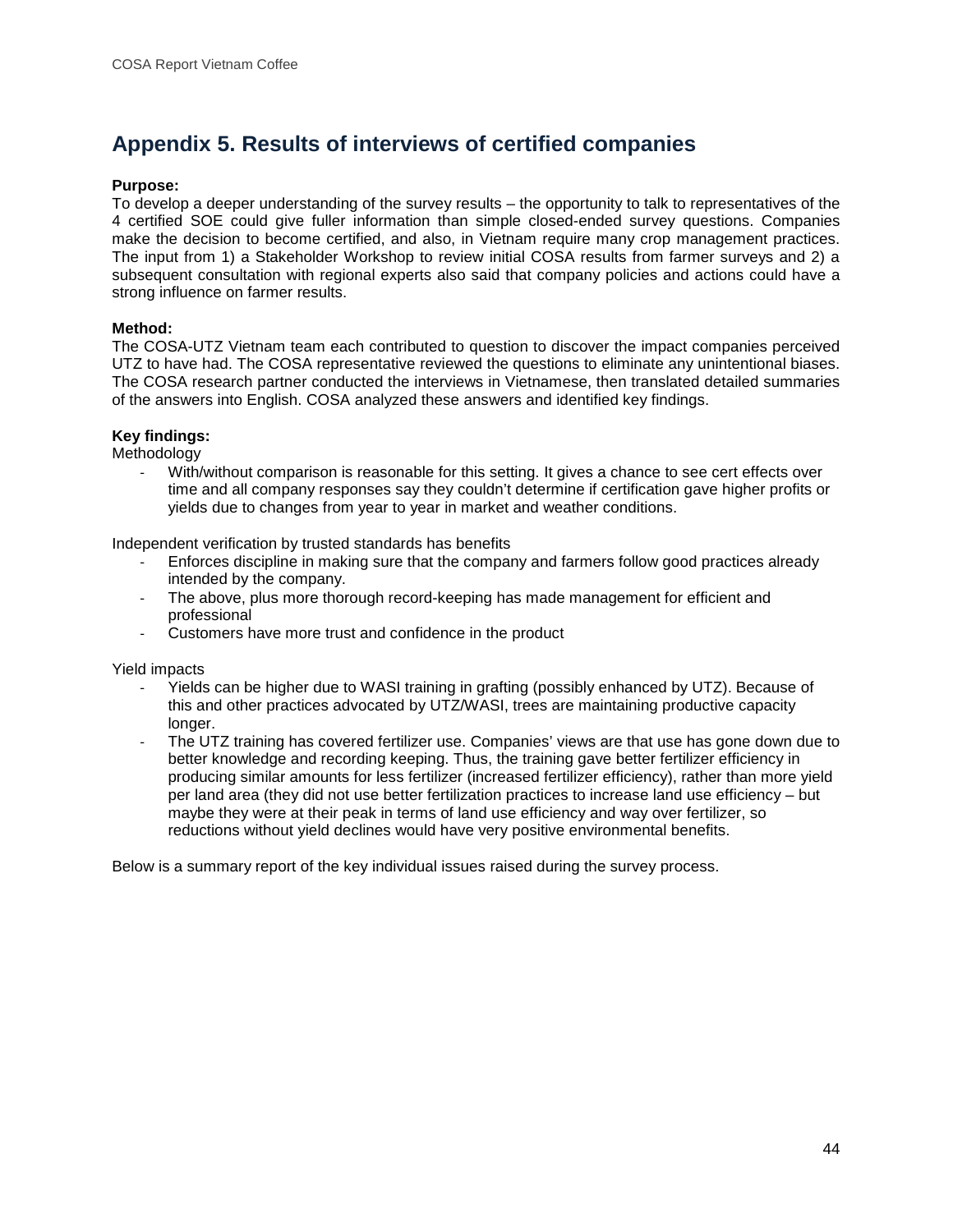# Appendix 5. Results of interviews of certified companies

**Purpose:**
To develop a deeper understanding of the survey results – the opportunity to talk to representatives of the 4 certified SOE could give fuller information than simple closed-ended survey questions. Companies make the decision to become certified, and also, in Vietnam require many crop management practices. The input from 1) a Stakeholder Workshop to review initial COSA results from farmer surveys and 2) a subsequent consultation with regional experts also said that company policies and actions could have a strong influence on farmer results.

**Method:**
The COSA-UTZ Vietnam team each contributed to question to discover the impact companies perceived UTZ to have had. The COSA representative reviewed the questions to eliminate any unintentional biases. The COSA research partner conducted the interviews in Vietnamese, then translated detailed summaries of the answers into English. COSA analyzed these answers and identified key findings.

**Key findings:**
Methodology

- With/without comparison is reasonable for this setting. It gives a chance to see cert effects over time and all company responses say they couldn't determine if certification gave higher profits or yields due to changes from year to year in market and weather conditions.

Independent verification by trusted standards has benefits

- Enforces discipline in making sure that the company and farmers follow good practices already intended by the company.
- The above, plus more thorough record-keeping has made management for efficient and professional
- Customers have more trust and confidence in the product

Yield impacts

- Yields can be higher due to WASI training in grafting (possibly enhanced by UTZ). Because of this and other practices advocated by UTZ/WASI, trees are maintaining productive capacity longer.
- The UTZ training has covered fertilizer use. Companies' views are that use has gone down due to better knowledge and recording keeping. Thus, the training gave better fertilizer efficiency in producing similar amounts for less fertilizer (increased fertilizer efficiency), rather than more yield per land area (they did not use better fertilization practices to increase land use efficiency – but maybe they were at their peak in terms of land use efficiency and way over fertilizer, so reductions without yield declines would have very positive environmental benefits.

Below is a summary report of the key individual issues raised during the survey process.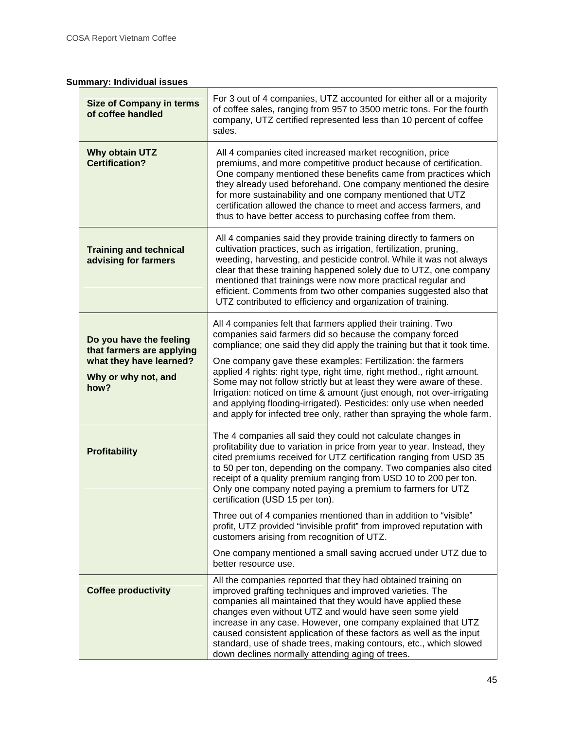**Summary: Individual issues**

| | |
|---|---|
| **Size of Company in terms of coffee handled** | For 3 out of 4 companies, UTZ accounted for either all or a majority of coffee sales, ranging from 957 to 3500 metric tons. For the fourth company, UTZ certified represented less than 10 percent of coffee sales. |
| **Why obtain UTZ Certification?** | All 4 companies cited increased market recognition, price premiums, and more competitive product because of certification. One company mentioned these benefits came from practices which they already used beforehand. One company mentioned the desire for more sustainability and one company mentioned that UTZ certification allowed the chance to meet and access farmers, and thus to have better access to purchasing coffee from them. |
| **Training and technical advising for farmers** | All 4 companies said they provide training directly to farmers on cultivation practices, such as irrigation, fertilization, pruning, weeding, harvesting, and pesticide control. While it was not always clear that these training happened solely due to UTZ, one company mentioned that trainings were now more practical regular and efficient. Comments from two other companies suggested also that UTZ contributed to efficiency and organization of training. |
| **Do you have the feeling that farmers are applying what they have learned?**<br><br>**Why or why not, and how?** | All 4 companies felt that farmers applied their training. Two companies said farmers did so because the company forced compliance; one said they did apply the training but that it took time.<br><br>One company gave these examples: Fertilization: the farmers applied 4 rights: right type, right time, right method., right amount. Some may not follow strictly but at least they were aware of these. Irrigation: noticed on time & amount (just enough, not over-irrigating and applying flooding-irrigated). Pesticides: only use when needed and apply for infected tree only, rather than spraying the whole farm. |
| **Profitability** | The 4 companies all said they could not calculate changes in profitability due to variation in price from year to year. Instead, they cited premiums received for UTZ certification ranging from USD 35 to 50 per ton, depending on the company. Two companies also cited receipt of a quality premium ranging from USD 10 to 200 per ton. Only one company noted paying a premium to farmers for UTZ certification (USD 15 per ton).<br><br>Three out of 4 companies mentioned than in addition to "visible" profit, UTZ provided "invisible profit" from improved reputation with customers arising from recognition of UTZ.<br><br>One company mentioned a small saving accrued under UTZ due to better resource use. |
| **Coffee productivity** | All the companies reported that they had obtained training on improved grafting techniques and improved varieties. The companies all maintained that they would have applied these changes even without UTZ and would have seen some yield increase in any case. However, one company explained that UTZ caused consistent application of these factors as well as the input standard, use of shade trees, making contours, etc., which slowed down declines normally attending aging of trees. |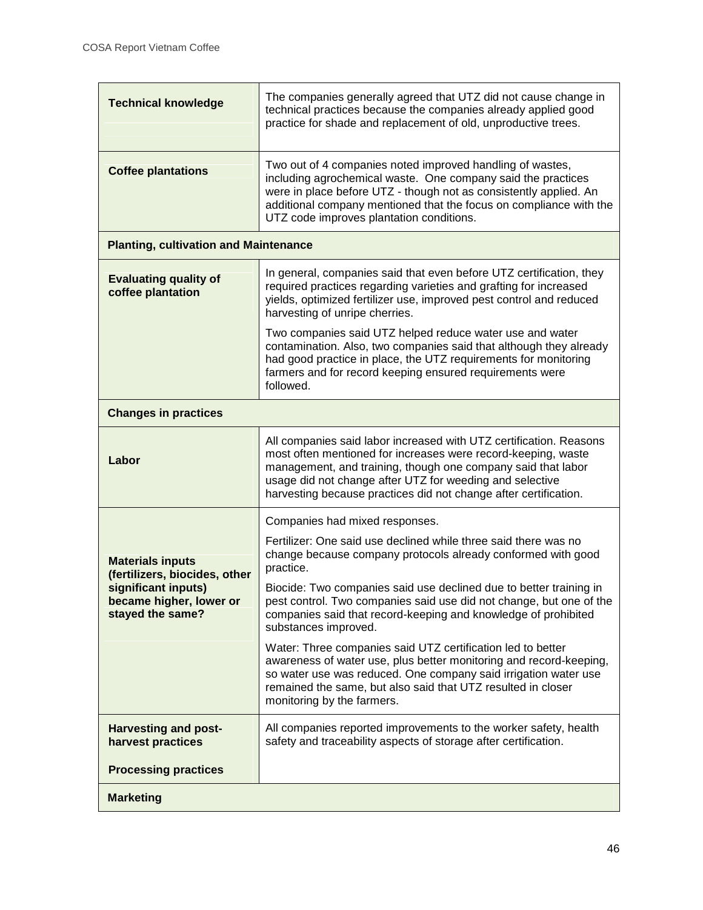| | |
|---|---|
| **Technical knowledge** | The companies generally agreed that UTZ did not cause change in technical practices because the companies already applied good practice for shade and replacement of old, unproductive trees. |
| **Coffee plantations** | Two out of 4 companies noted improved handling of wastes, including agrochemical waste. One company said the practices were in place before UTZ - though not as consistently applied. An additional company mentioned that the focus on compliance with the UTZ code improves plantation conditions. |
| **Planting, cultivation and Maintenance** | |
| **Evaluating quality of coffee plantation** | In general, companies said that even before UTZ certification, they required practices regarding varieties and grafting for increased yields, optimized fertilizer use, improved pest control and reduced harvesting of unripe cherries.<br><br>Two companies said UTZ helped reduce water use and water contamination. Also, two companies said that although they already had good practice in place, the UTZ requirements for monitoring farmers and for record keeping ensured requirements were followed. |
| **Changes in practices** | |
| **Labor** | All companies said labor increased with UTZ certification. Reasons most often mentioned for increases were record-keeping, waste management, and training, though one company said that labor usage did not change after UTZ for weeding and selective harvesting because practices did not change after certification. |
| **Materials inputs (fertilizers, biocides, other significant inputs) became higher, lower or stayed the same?** | Companies had mixed responses.<br><br>Fertilizer: One said use declined while three said there was no change because company protocols already conformed with good practice.<br><br>Biocide: Two companies said use declined due to better training in pest control. Two companies said use did not change, but one of the companies said that record-keeping and knowledge of prohibited substances improved.<br><br>Water: Three companies said UTZ certification led to better awareness of water use, plus better monitoring and record-keeping, so water use was reduced. One company said irrigation water use remained the same, but also said that UTZ resulted in closer monitoring by the farmers. |
| **Harvesting and post-harvest practices**<br><br>**Processing practices** | All companies reported improvements to the worker safety, health safety and traceability aspects of storage after certification. |
| **Marketing** | |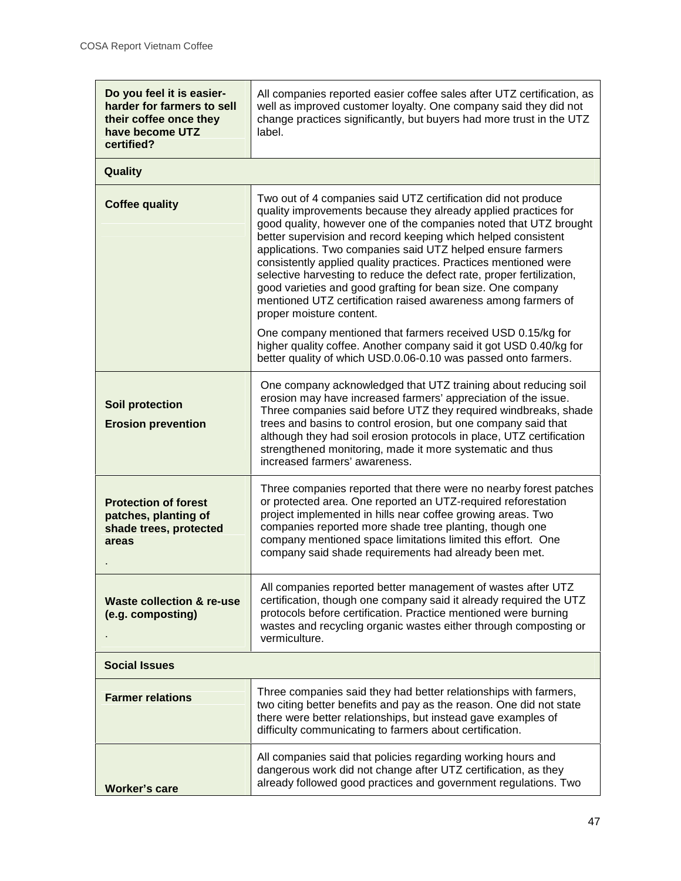| | |
|---|---|
| **Do you feel it is easier-harder for farmers to sell their coffee once they have become UTZ certified?** | All companies reported easier coffee sales after UTZ certification, as well as improved customer loyalty. One company said they did not change practices significantly, but buyers had more trust in the UTZ label. |
| **Quality** | |
| **Coffee quality** | Two out of 4 companies said UTZ certification did not produce quality improvements because they already applied practices for good quality, however one of the companies noted that UTZ brought better supervision and record keeping which helped consistent applications. Two companies said UTZ helped ensure farmers consistently applied quality practices. Practices mentioned were selective harvesting to reduce the defect rate, proper fertilization, good varieties and good grafting for bean size. One company mentioned UTZ certification raised awareness among farmers of proper moisture content.<br><br>One company mentioned that farmers received USD 0.15/kg for higher quality coffee. Another company said it got USD 0.40/kg for better quality of which USD.0.06-0.10 was passed onto farmers. |
| **Soil protection**<br><br>**Erosion prevention** | One company acknowledged that UTZ training about reducing soil erosion may have increased farmers' appreciation of the issue. Three companies said before UTZ they required windbreaks, shade trees and basins to control erosion, but one company said that although they had soil erosion protocols in place, UTZ certification strengthened monitoring, made it more systematic and thus increased farmers' awareness. |
| **Protection of forest patches, planting of shade trees, protected areas**<br><br>. | Three companies reported that there were no nearby forest patches or protected area. One reported an UTZ-required reforestation project implemented in hills near coffee growing areas. Two companies reported more shade tree planting, though one company mentioned space limitations limited this effort. One company said shade requirements had already been met. |
| **Waste collection & re-use (e.g. composting)**<br><br>. | All companies reported better management of wastes after UTZ certification, though one company said it already required the UTZ protocols before certification. Practice mentioned were burning wastes and recycling organic wastes either through composting or vermiculture. |
| **Social Issues** | |
| **Farmer relations** | Three companies said they had better relationships with farmers, two citing better benefits and pay as the reason. One did not state there were better relationships, but instead gave examples of difficulty communicating to farmers about certification. |
| **Worker's care** | All companies said that policies regarding working hours and dangerous work did not change after UTZ certification, as they already followed good practices and government regulations. Two |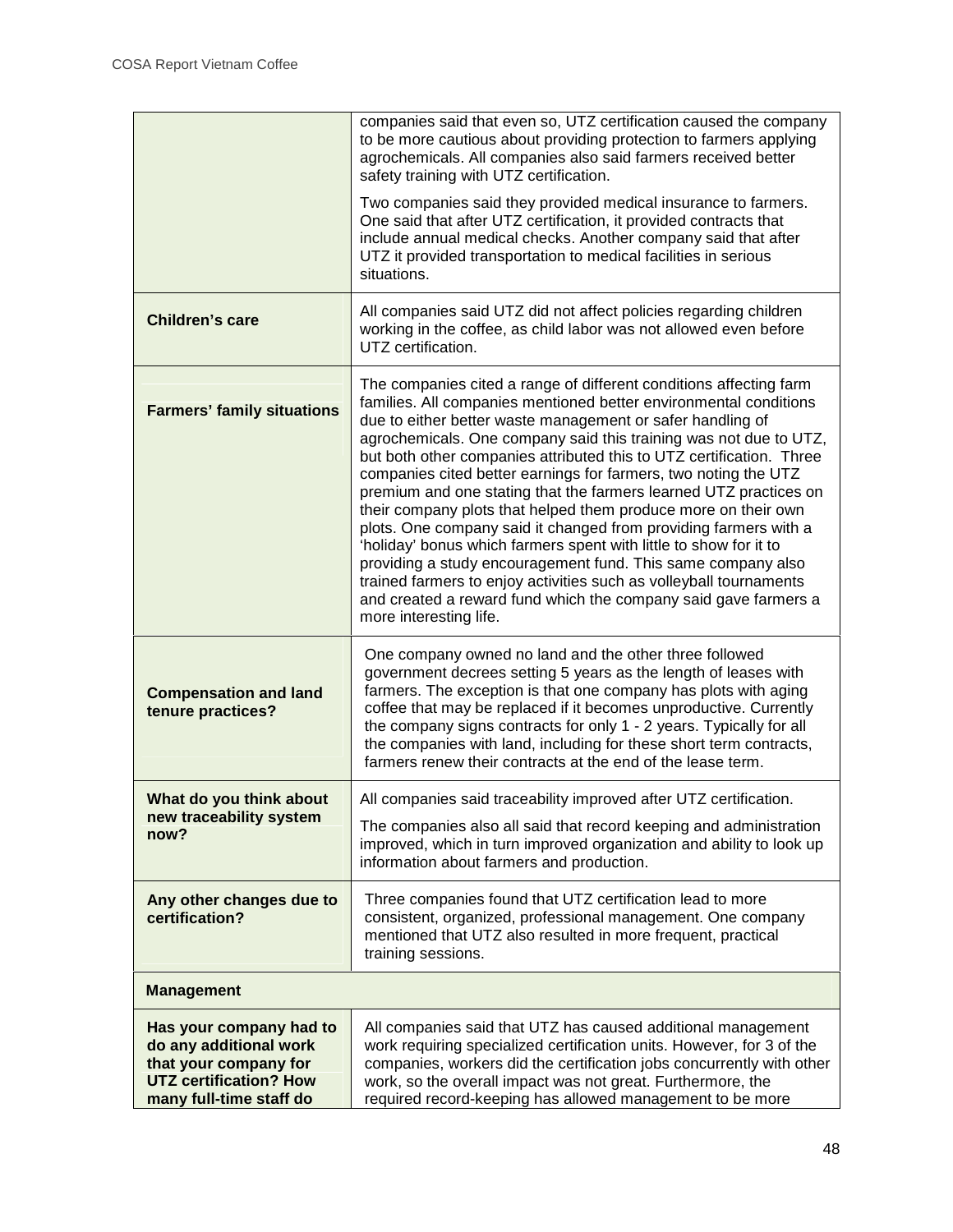| | |
|---|---|
| | companies said that even so, UTZ certification caused the company to be more cautious about providing protection to farmers applying agrochemicals. All companies also said farmers received better safety training with UTZ certification.<br><br>Two companies said they provided medical insurance to farmers. One said that after UTZ certification, it provided contracts that include annual medical checks. Another company said that after UTZ it provided transportation to medical facilities in serious situations. |
| **Children's care** | All companies said UTZ did not affect policies regarding children working in the coffee, as child labor was not allowed even before UTZ certification. |
| **Farmers' family situations** | The companies cited a range of different conditions affecting farm families. All companies mentioned better environmental conditions due to either better waste management or safer handling of agrochemicals. One company said this training was not due to UTZ, but both other companies attributed this to UTZ certification. Three companies cited better earnings for farmers, two noting the UTZ premium and one stating that the farmers learned UTZ practices on their company plots that helped them produce more on their own plots. One company said it changed from providing farmers with a 'holiday' bonus which farmers spent with little to show for it to providing a study encouragement fund. This same company also trained farmers to enjoy activities such as volleyball tournaments and created a reward fund which the company said gave farmers a more interesting life. |
| **Compensation and land tenure practices?** | One company owned no land and the other three followed government decrees setting 5 years as the length of leases with farmers. The exception is that one company has plots with aging coffee that may be replaced if it becomes unproductive. Currently the company signs contracts for only 1 - 2 years. Typically for all the companies with land, including for these short term contracts, farmers renew their contracts at the end of the lease term. |
| **What do you think about new traceability system now?** | All companies said traceability improved after UTZ certification.<br><br>The companies also all said that record keeping and administration improved, which in turn improved organization and ability to look up information about farmers and production. |
| **Any other changes due to certification?** | Three companies found that UTZ certification lead to more consistent, organized, professional management. One company mentioned that UTZ also resulted in more frequent, practical training sessions. |
| **Management** | |
| **Has your company had to do any additional work that your company for UTZ certification? How many full-time staff do** | All companies said that UTZ has caused additional management work requiring specialized certification units. However, for 3 of the companies, workers did the certification jobs concurrently with other work, so the overall impact was not great. Furthermore, the required record-keeping has allowed management to be more |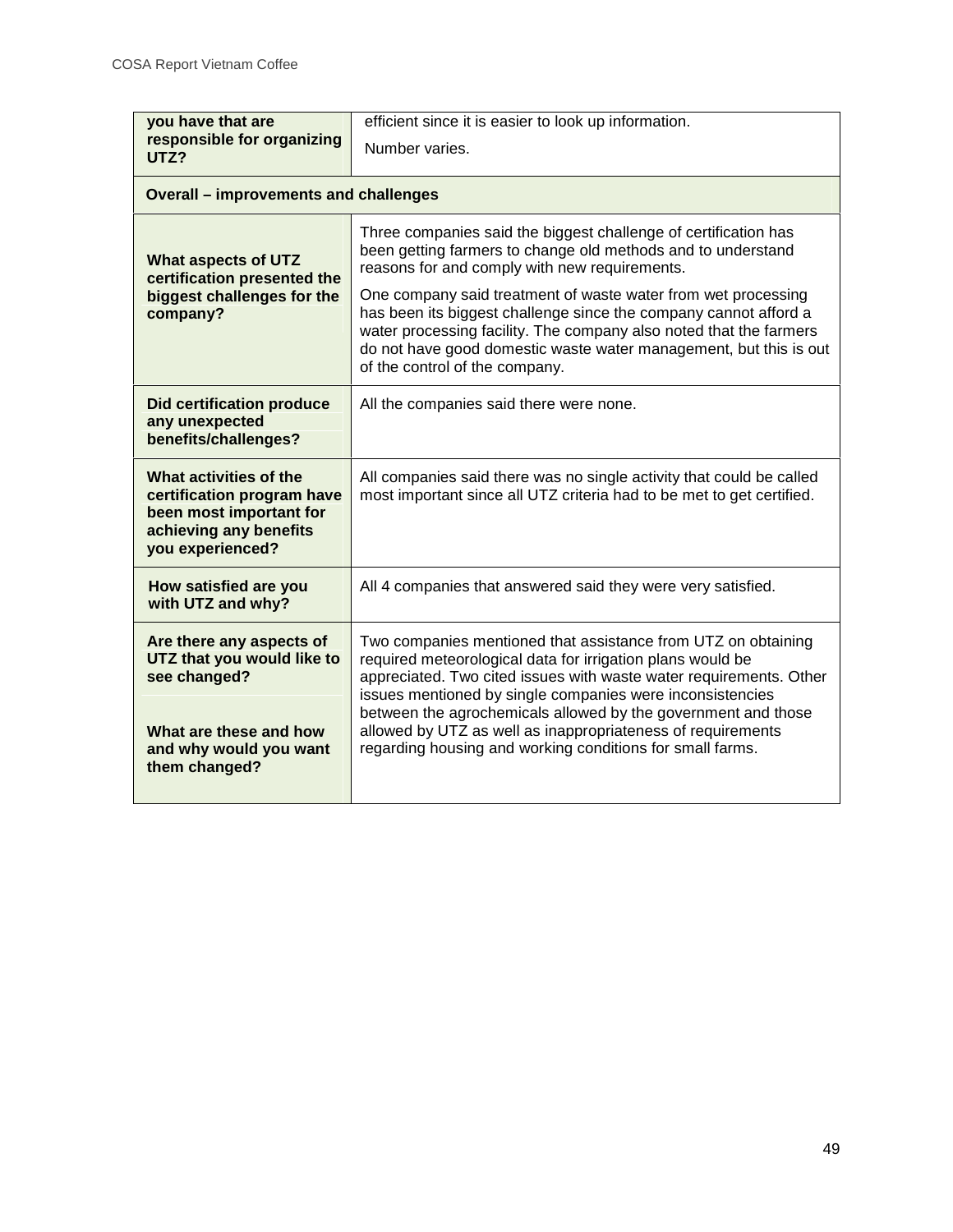| you have that are responsible for organizing UTZ? | efficient since it is easier to look up information.<br><br>Number varies. |
|---|---|
| **Overall – improvements and challenges** | |
| **What aspects of UTZ certification presented the biggest challenges for the company?** | Three companies said the biggest challenge of certification has been getting farmers to change old methods and to understand reasons for and comply with new requirements.<br><br>One company said treatment of waste water from wet processing has been its biggest challenge since the company cannot afford a water processing facility. The company also noted that the farmers do not have good domestic waste water management, but this is out of the control of the company. |
| **Did certification produce any unexpected benefits/challenges?** | All the companies said there were none. |
| **What activities of the certification program have been most important for achieving any benefits you experienced?** | All companies said there was no single activity that could be called most important since all UTZ criteria had to be met to get certified. |
| **How satisfied are you with UTZ and why?** | All 4 companies that answered said they were very satisfied. |
| **Are there any aspects of UTZ that you would like to see changed?**<br><br>**What are these and how and why would you want them changed?** | Two companies mentioned that assistance from UTZ on obtaining required meteorological data for irrigation plans would be appreciated. Two cited issues with waste water requirements. Other issues mentioned by single companies were inconsistencies between the agrochemicals allowed by the government and those allowed by UTZ as well as inappropriateness of requirements regarding housing and working conditions for small farms. |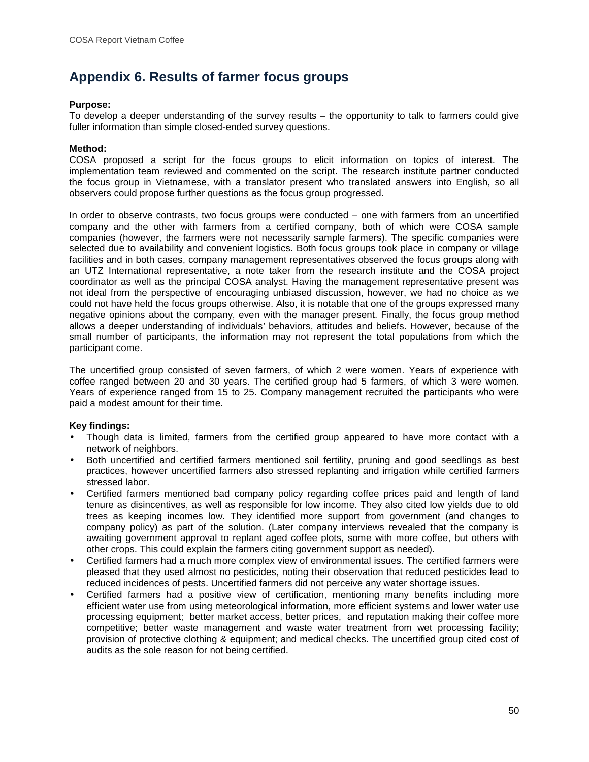# Appendix 6. Results of farmer focus groups

**Purpose:**
To develop a deeper understanding of the survey results – the opportunity to talk to farmers could give fuller information than simple closed-ended survey questions.

**Method:**
COSA proposed a script for the focus groups to elicit information on topics of interest. The implementation team reviewed and commented on the script. The research institute partner conducted the focus group in Vietnamese, with a translator present who translated answers into English, so all observers could propose further questions as the focus group progressed.

In order to observe contrasts, two focus groups were conducted – one with farmers from an uncertified company and the other with farmers from a certified company, both of which were COSA sample companies (however, the farmers were not necessarily sample farmers). The specific companies were selected due to availability and convenient logistics. Both focus groups took place in company or village facilities and in both cases, company management representatives observed the focus groups along with an UTZ International representative, a note taker from the research institute and the COSA project coordinator as well as the principal COSA analyst. Having the management representative present was not ideal from the perspective of encouraging unbiased discussion, however, we had no choice as we could not have held the focus groups otherwise. Also, it is notable that one of the groups expressed many negative opinions about the company, even with the manager present. Finally, the focus group method allows a deeper understanding of individuals' behaviors, attitudes and beliefs. However, because of the small number of participants, the information may not represent the total populations from which the participant come.

The uncertified group consisted of seven farmers, of which 2 were women. Years of experience with coffee ranged between 20 and 30 years. The certified group had 5 farmers, of which 3 were women. Years of experience ranged from 15 to 25. Company management recruited the participants who were paid a modest amount for their time.

**Key findings:**

- Though data is limited, farmers from the certified group appeared to have more contact with a network of neighbors.
- Both uncertified and certified farmers mentioned soil fertility, pruning and good seedlings as best practices, however uncertified farmers also stressed replanting and irrigation while certified farmers stressed labor.
- Certified farmers mentioned bad company policy regarding coffee prices paid and length of land tenure as disincentives, as well as responsible for low income. They also cited low yields due to old trees as keeping incomes low. They identified more support from government (and changes to company policy) as part of the solution. (Later company interviews revealed that the company is awaiting government approval to replant aged coffee plots, some with more coffee, but others with other crops. This could explain the farmers citing government support as needed).
- Certified farmers had a much more complex view of environmental issues. The certified farmers were pleased that they used almost no pesticides, noting their observation that reduced pesticides lead to reduced incidences of pests. Uncertified farmers did not perceive any water shortage issues.
- Certified farmers had a positive view of certification, mentioning many benefits including more efficient water use from using meteorological information, more efficient systems and lower water use processing equipment; better market access, better prices, and reputation making their coffee more competitive; better waste management and waste water treatment from wet processing facility; provision of protective clothing & equipment; and medical checks. The uncertified group cited cost of audits as the sole reason for not being certified.